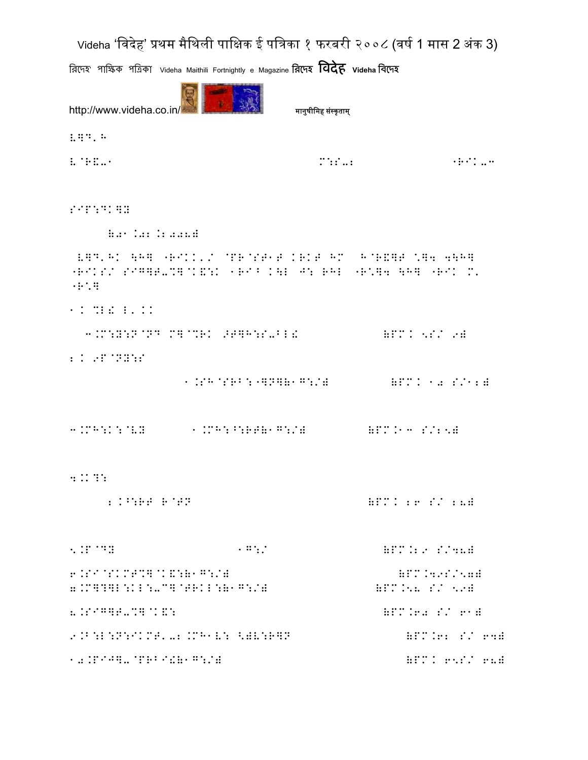V]D'H

V@R&-1 M:S-2 "RIK-3

SIP:DK]Y

(01.02.2008)

V]D'HK \H] "RIKK'/ @PR@ST1T KRKT HM H@R&]T ^]4 4\H] "RIKS/ SIG]T-%]@K&:K 1RI^ K\L J: RHL "R^]4 \H] "RIK M' "R^]

1. %L! L'KK

3.M:Y:N@ND M]@%RK 9T]H:S-BL! (PM. 5S/ 9)

2. 9P@NY:S

1.SH@SRB:"]N](1G:/) (PM. 10 S/12)

3.MH:K:@VY 1.MH:^:RT(1G:/) (PM.13 S/25)

4.K?:

2.^:RT R@TN (PM. 26 S/ 28)

5.P@DY 1G:/ (PM.29 S/48)

6.SI@SKMT%]@K&:(1G:/) (PM.49S/57)

7.M]?]L:KL:-C]@TRKL:(1G:/) (PM.58 S/ 59)

8.SIG]T-%]@K&: (PM.60 S/ 61)

9.B:L:N:IKMT'-2.MH1V: <)V:R]N (PM.62 S/ 64)

10.PIJ]-@PRBI!(1G:/) (PM. 65S/ 68)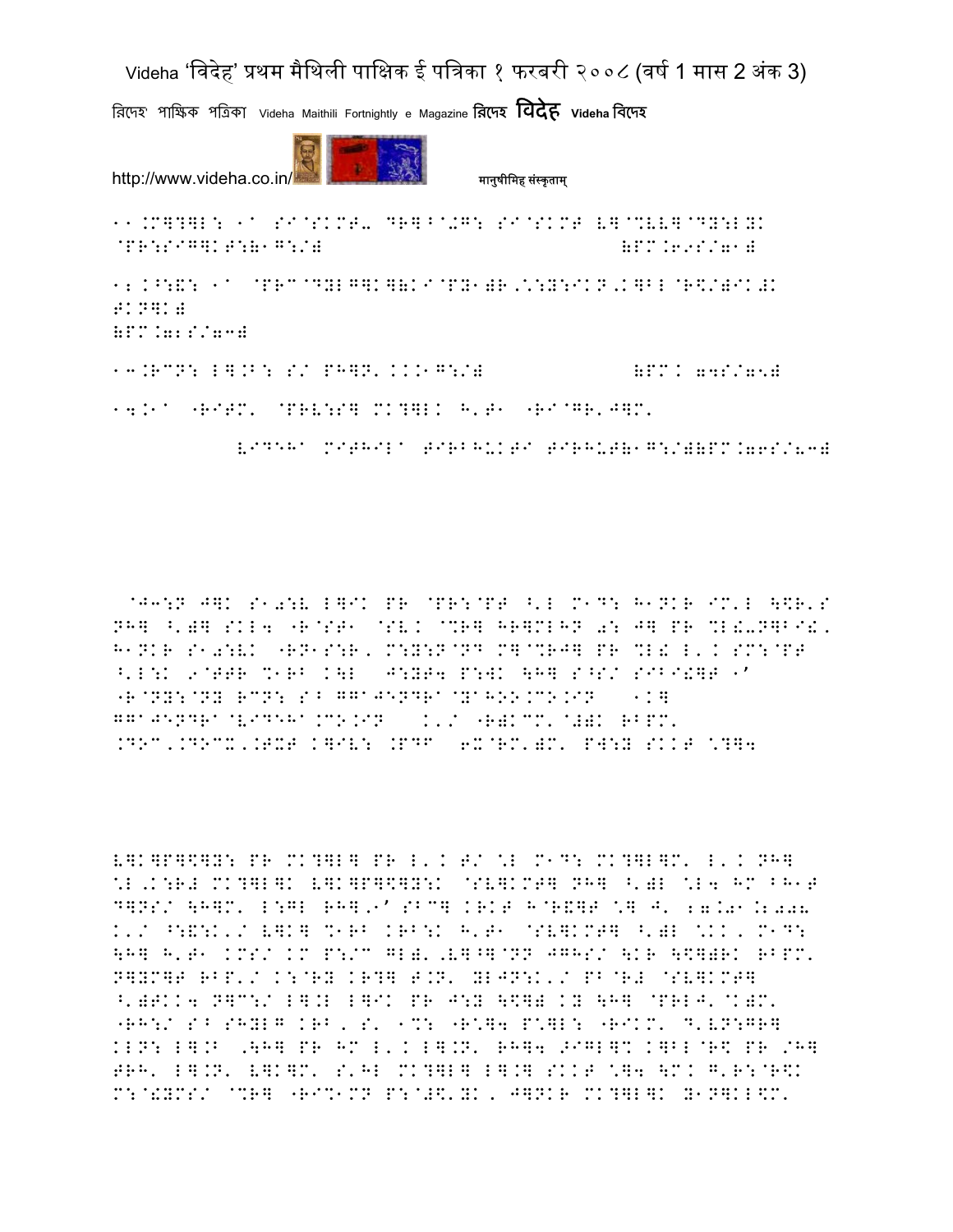11.M]?]L: 1a SI@SKMT- DR]^@+G: SI@SKMT V]@%VV]@DY:LYK
@PR:SIG]KT:(1G:/) (PM.69S/71)

12.^:&: 1a @PRC@DYLG]K](KI@PY1)R,.:Y:IKN,K]BL@R$/)IK)K
TKN]K)
(PM.72S/73)

13.RCN: L].B: S/ PH]N'...1G:/) (PM. 74S/75)

14.1a "RITM' @PRV:S] MK?]LK H'T1 "RI@GR'J]M'

VIDEHA MITHILA TIRBHUKTI TIRHUT(1G:/)(PM.76S/83)

@J3:N J]K S1a:V L]IK PR @PR:@PT ^'L M1D: H1NKR IM'L \$R'S
NH] ^')] SKL4 "R@ST1 @SV. @%R] HR]MLHN a: J] PR %L!-N]BI!.
H1NKR S1a:VK "RN1S:R, M:Y:N@ND M]@%RJ] PR %L! L'. SM:@PT
^'L:K 9@TTR %1RB K\L J:YT4 P:WK \H] S^S/ SIBI!]T 1'
"R@NY:@NY RCN: S^ GGAJENDRA@YAHOO.CO.IN 1K]
GGAJENDRA@VIDEHA.CO.IN ../ "R)KCM'@#)K RBPM'
.DOC,.DOCX,.TXT K]IV: .PDF 6X@RM')M' PW:Y SKKT \?]4

V]K]P]$]Y: PR MK?]L] PR L'. T/ \L M1D: MK?]L]M' L'. NH]
\L,K:R# MK?]L]K V]K]P]$]Y:K @SV]KMT] NH] ^')L \L4 HM BH1T
D]NS/ \H]M' L:GL RH],9' SBC] KRKT H@R&]T \] J' 27.01.2008
../ ^:&:K./ V]K] %1RB KRB:K H'T1 @SV]KMT] ^')L \KK, M1D:
\H] H'T1 KMS/ KM P:/C GL). ,V]^]@NN JGHS/ \KR \$]))RK RBPM'
N]YM]T RBP'/ K:@RY KR?] T.N' YLJN:K./ PB@R# @SV]KMT]
^')TKK4 N]C:/ L].L L]IK PR J:Y \$]) KY \H] @PRLJ'@K)M'
"RH:/ S^ SHYLG KRB, S' 1%: "R\]4 P\]L: "RIKM' D'VN:GR]
KLN: L].B ,\H] PR HM L'. L].N' RH]4 >IGL]% K]BL@R$ PR /H]
TRH' L].N' V]K]M' S'HL MK?]L] L].] SKKT \]4 \M. G'R:@R$K
M:@!YMS/ @%R] "RI%1MN P:@#$'YK, J]NKR MK?]L]K Y1N]KL$M'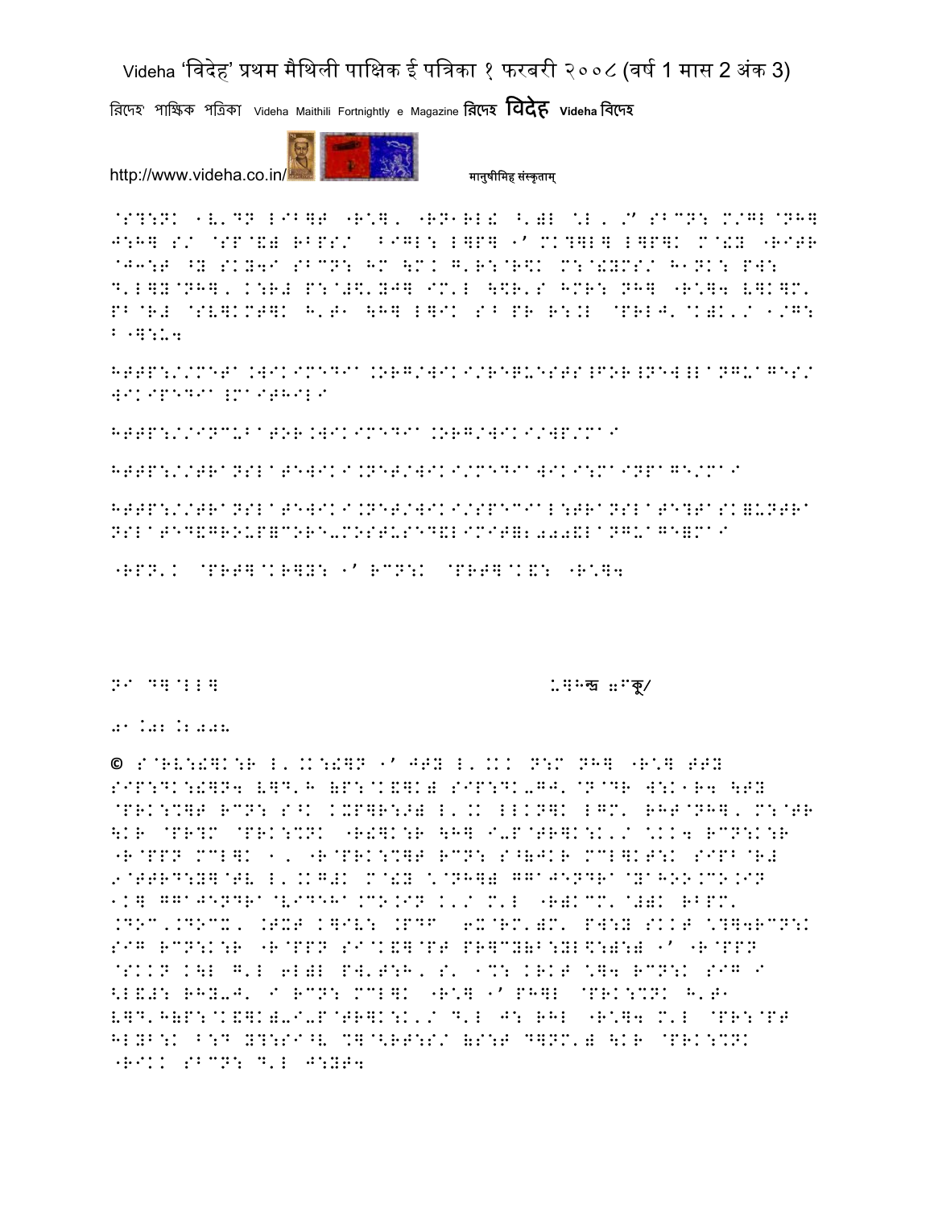@S?:NK 1V'DN LIB]T "R\], "RN1RL! ^')L \L, /' SBCN: M/GL@NH] J:H] S/ @SP@&) RBPS/ BIGL: L]P] 1' MK?]L] L]P]K M@!Y "RITR @J3:T ^Y SKY4I SBCN: HM \M. G'R:@R$K M:@!YMS/ H1NK: PW: D'L]Y@NH], K:R# P:@#$'YJ] IM'L \$R'S HMR: NH] "R\]4 V]K]M' PB@R# @SV]KMT]K H'T1 \H] L]IK S^ PR R:.L @PRLJ'@K)K'/ 1/G: B "]:U4

HTTP://META.WIKIMEDIA.ORG/WIKI/REQUESTS!FOR!NEW!LANGUAGES/WIKIPEDIA!MAITHILI

HTTP://INCUBATOR.WIKIMEDIA.ORG/WIKI/WP/MAI

HTTP://TRANSLATEWIKI.NET/WIKI/MEDIAWIKI:MAINPAGE/MAI

HTTP://TRANSLATEWIKI.NET/WIKI/SPECIAL:TRANSLATE?TASK=UNTRANSLATED&GROUP=CORE-MOSTUSED&LIMIT=2000&LANGUAGE=MAI

"RPN'K @PRT]@KR]Y: 1' RCN:K @PRT]@K&: "R\]4

NI D]@LL]                    .]हन्द्र ॥कु/

01.02.2008

© S@RV:!]K:R L'.K:!]N 1' JTY L'.KK N:M NH] "R\] TTY SIP:DK:!]N4 V]D'H (P:@K&]K) SIP:DK-GJ'@N@DR W:K1R4 \TY @PRK:%]T RCN: S^K KXP]R:>) L'.K LLKN]K LGM' RHT@NH], M:@TR \KR @PR?M @PRK:%NK "R#]K:R \H] I-P@TR]K:K'/ \KK4 RCN:K:R "R@PPN MCL]K 1, "R@PRK:%]T RCN: S^(JKR MCL]KT:K SIPB@R# 9@TTRD:Y]@TV L'.KG#K M@!Y \@NH]) GGAJENDRA@YAHOO.CO.IN 1K] GGAJENDRA@VIDEHA.CO.IN K'/ M'L "R)KCM'@#)K RBPM' .DOC,.DOCX, .TXT K]IV: .PDF 6X@RM')M' PW:Y SKKT \?]4RCN:K SIG RCN:K:R "R@PPN SI@K&]@PT PR]CY(B:YL\$:):) 1' "R@PPN @SKKN K\L G'L 6L)L PW'T:H, S' 1%: KRKT \]4 RCN:K SIG I <L&#: RHY-J' I RCN: MCL]K "R\] 1' PH]L @PRK:%NK H'T1 V]D'H(P:@K&]K)-I-P@TR]K:K'/ D'L J: RHL "R\]4 M'L @PR:@PT HLYB:K B:D Y?:SI^V %]@<RT:S/ (S:T D]NM') \KR @PRK:%NK "RIKK SBCN: D'L J:YT4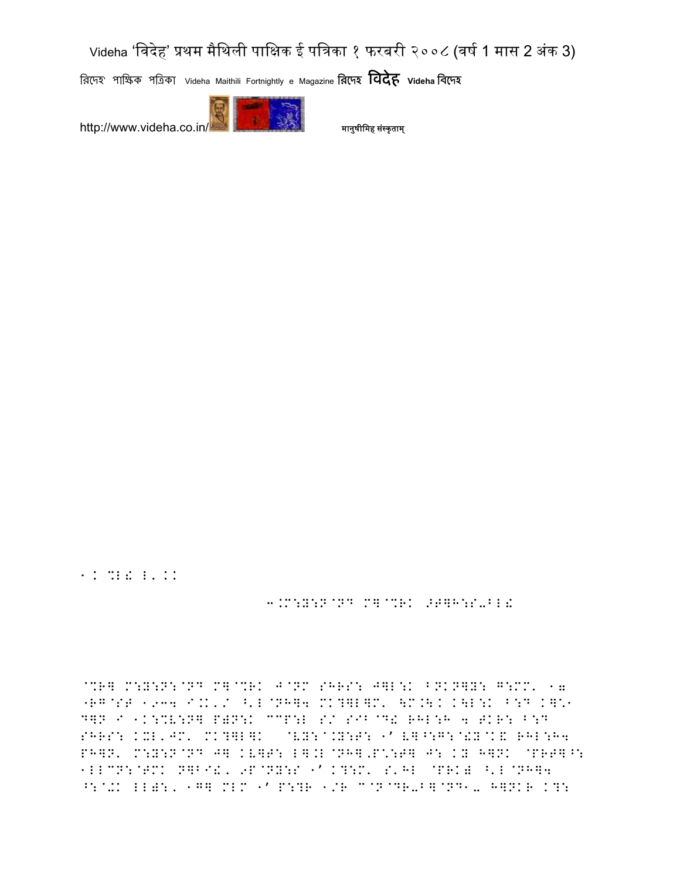1. %L! L'..

3.M:Y:N:@ND M]@%RK >T]H:S-BL!

@%R] M:Y:N:@ND M]@%RK J@NM SHRS: J]L:K BNKN]Y: G:MM' 17 "RG@ST 1934 I.K'/ ^'L@NH]4 MK?]L]M' 4M.\K K4L:K B:D K]%1 D]N I 1K:%V:N] P)N:K ""P:L S/ SIB@D! RHL:H 4 TKR: B:D SHRS: KXL'JM' MK?]L]K @VY:@.Y:T: 1' V]^:G:@!Y@K& RHL:H4 PH]N' M:Y:N:@ND J] KV]T: L].L@NH].P\:T] J: KY H]NK @PRT]^: 1LL"N:@TMK N]BI!' 9P@NY:S 1' K?:M' S'HL @PRK) ^'L@NH]4 ^:@+K LL):' 1G] MLM 1' P:?R 1/R "@N@DR-B]@ND1- H]NKR K?: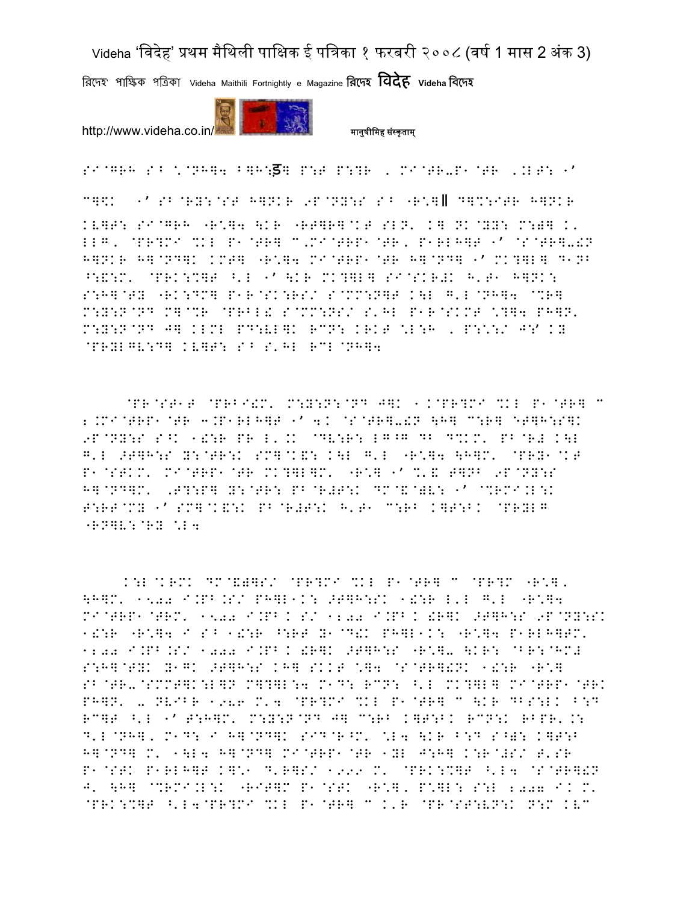SI@GRH S^ \@NH]4 B]H:ड़] P:T P:?R , MI@TR-P1@TR ,.LT: 1'

C]\$K 1' SB@RY:@ST H]NKR 9P@NY:S S^ "R\*]॥ D]%:ITR H]NKR KV]T: SI@GRH "R\*]4 \KR "RT]R]@KT SLN' K] NK@YY: M:B] K. LLG, @PR?MI %KL P1@TR] C,MI@TRP1@TR, P1RLH]T 1' @S@TR]-!N H]NKR H]@ND]K KMT] "R\*]4 MI@TRP1@TR H]@ND] 1' MK?]L] D1NB ^:&:M' @PRK:%]T ^'L 1' \KR MK?]L] SI@SKR#K H'T1 H]NK: S:H]@TY "RK:DM] P1R@SK:RS/ S@MM:N]T K\L G'L@NH]4 @%R] M:Y:N@ND M]@%R @PRBL! S@MM:NS/ S'HL P1R@SKMT \*?]4 PH]N' M:Y:N@ND J] KLML PD:VL]K RCN: KRKT \*L:H , P:\*:/ JY' KY @PRYLGV:D] KV]T: S^ S'HL RCL@NH]4

@PR@ST1T @PRBI!M' M:Y:N:@ND J]K 1.K@PR?MI %KL P1@TR] C 2.MI@TRP1@TR 3.P1RLH]T 1' 4.K @S@TR]-!N \H] C:R] ET]H:S]K 9P@NY:S S^K 1!:R PR L'.K @DV:R: LG^G DB D%KM' PB@R# K\L G'L >T]H:S Y:@TR:K SM]@K&: K\L G'L "R\*]4 \H]M' @PRY1@KT P1@STKM' MI@TRP1@TR MK?]L]M' "R\*] 1' %'& T]NB 9P@NY:S H]@ND]M' ,T?:P] Y:@TR: PB@R#T:K DM@&@)V: 1' @%RMI.L:K T:RT@MY 1' SM]@K&:K PB@R#T:K H'T1 C:RB K]T:BK @PRYLG "RN]V:@RY \*L4

K:L@KRMK DM@&)]S/ @PR?MI %KL P1@TR] C @PR?M "R\*], \H]M' 1500 I.PB.S/ PH]L1K: >T]H:SK 1!:R L'L G'L "R\*]4 MI@TRP1@TRM' 1500 I.PB.K S/ 1200 I.PB.K !R]K >T]H:S 9P@NY:SK 1!:R "R\*]4 I S^ 1!:R ^:RT Y1@D!K PH]L1K: "R\*]4 P1RLH]TM' 1200 I.PB.S/ 1000 I.PB.K !R]K >T]H:S "R\*]- \KR: @BR:@HM# S:H]@TYK Y1GK >T]H:S KH] SKKT \*]4 @S@TR]!NK 1!:R "R\*] SB@TR-@SMMT]K:L]N M]?]L:4 M1D: RCN: ^'L MK?]L] MI@TRP1@TRK PH]N' - NVIBR 1986 M'4 @PR?MI %KL P1@TR] C \KR DBS:LK B:D RC]T ^'L 1' T:H]M' M:Y:N@ND J] C:RB K]T:BK RCN:K RBPR'.: D'L@NH], M1D: I H]@ND]K SID@R^M' \*L4 \KR B:D S^): K]T:B H]@ND] M' 1\L4 H]@ND] MI@TRP1@TR 1YL J:H] K:R@#S/ T'SR P1@STK P1RLH]T K]\*1 D'R]S/ 1999 M' @PRK:%]T ^'L4 @S@TR]!N J' \H] @%RMI.L:K "RIT]M P1@STK "R\*], P\*]L: S:L 2007 I.K M' @PRK:%]T ^'L4@PR?MI %KL P1@TR] C K'R @PR@ST:VN:K N:M KVC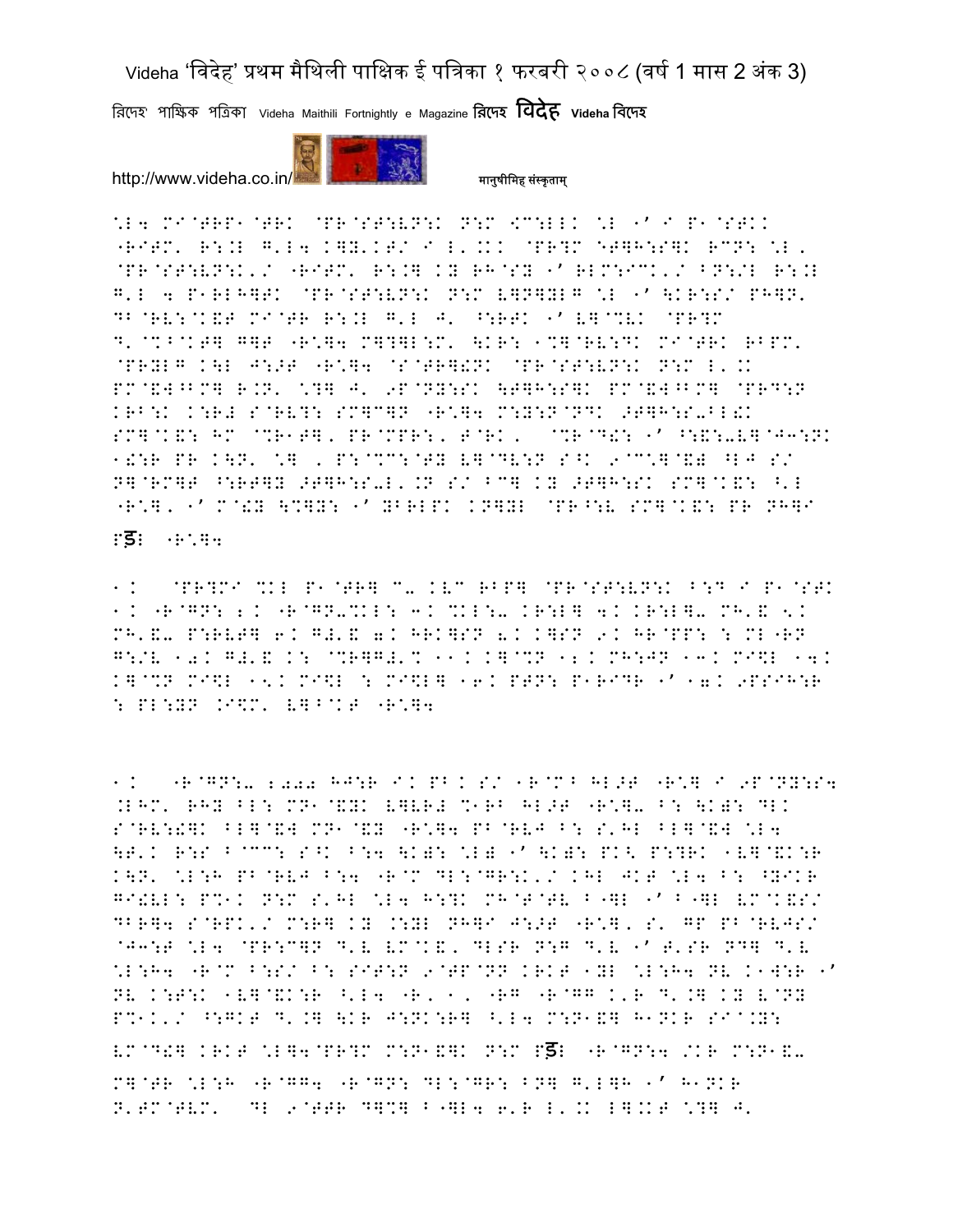\L4 MI@TRP1@TRK @PR@ST:VN:K N:M \$C:LLK \L 1' I P1@STKK "RITM' R:.L G'L4 K]Y'KT/ I L'.KK @PR?M ET]H:S]K RCN: \L' @PR@ST:VN:K'/ "RITM' R:.] KY RH@SY 1' RLM:ICK'/ BN:/L R:.L G'L 4 P1RLH]TK @PR@ST:VN:K N:M V]N]YLG \L 1' \KR:S/ PH]N' DB@RV:@K&T MI@TR R:.L G'L J' ^:RTK 1' V]@%VK @PR?M D'@%B@KT] G]T "R\*]4 M]?]L:M' \KR: 1%]@RV:DK MI@TRK RBPM' @PRYLG K\L J:>T "R\*]4 @S@TR]!NK @PR@ST:VN:K N:M L'.K PM@&W^BM] R.N' \*?] J' 9P@NY:SK \T]H:S]K PM@&W^BM] @PRD:N KRB:K K:R# S@RV?: SM]C]N "R\*]4 M:Y:N@NDK >T]H:S-BL!K SM]@K&: HM @%R1T]' PR@MPR:' T@RK' @%R@D!: 1' ^:&:-V]@J3:NK 1!:R PR K\N' \*] ' P:@%C:@TY V]@DV:N S^K 9@C\*]@&) ^LJ S/ N]@RM]T ^:RT]Y >T]H:S-L'.N S/ BC] KY >T]H:SK SM]@K&: ^'L "R\*]' 1' M@!Y \%]Y: 1' YBRLPK KN]YL @PR^:V SM]@K&: PR NH]I

ड़ः "R\*]4

1. @PR?MI %KL P1@TR] C- KVC RBP] @PR@ST:VN:K B:D I P1@STK 1. "R@GN: 2. "R@GN-%KL: 3. %KL:- KR:L] 4. KR:L]- MH'& 5. MH'&- P:RVT] 6. G#'& 7. HRK]SN 8. K]SN 9. HR@PP: : ML"RN G:/V 10. G#'& K: @%R]G#'% 11. K]@%N 12. MH:JN 13. MI\$L 14. K]@%N MI\$L 15. MI\$L : MI\$L] 16. PTN: P1RIDR 1' 17. 9PSIH:R : PL:YN .I\$M' V]B@KT "R\*]4

1. "R@GN:- 2000 HJ:R I. PB. S/ 1R@MB HL>T "R\*] I 9P@NY:S4 .LHM' RHY BL: MN1@&YK V]VR# %1RB HL>T "R\*]- B: \K): DLK S@RV:!]K BL]@&W MN1@&Y "R\*]4 PB@RVJ B: S'HL BL]@&W \L4 \T'K R:S B@CC: S^K B:4 \K): \L) 1' \K): PK< P:?RK 1V]@&K:R K\N' \*L:H PB@RVJ B:4 "R@M DL:@GR:K'/ KHL JKT \L4 B: ^YIKR GI!VL: P%1K N:M S'HL \L4 H:?K MH@T@TV B"]L 1' B"]L VM@K&S/ DBR]4 S@RPK'/ M:R] KY .:YL NH]I J:>T "R\*]' S' GP PB@RVJS/ @J3:T \L4 @PR:C]N D'V VM@K&' DLSR N:G D'V 1' T'SR ND] D'V \*L:H4 "R@M B:S/ B: SIT:N 9@TP@NN KRKT 1YL \*L:H4 NV K1W:R 1' NV K:T:K 1V]@&K:R ^'L4 "R' 1' "RG "R@GG K'R D'.] KY V@NY P%1K'/ ^:GKT D'.] \KR J:NK:R] ^'L4 M:N1&] H1NKR SI@.Y: VM@D!] KRKT \*L]4@PR?M M:N1&]K N:M ड़ः "R@GN:4 /KR M:N1&- M]@TR \*L:H "R@GG4 "R@GN: DL:@GR: BN] G'L]H 1' H1NKR N'TM@TVM' DL 9@TTR D]%] B"]L4 6'R L'.K L].KT \*?] J'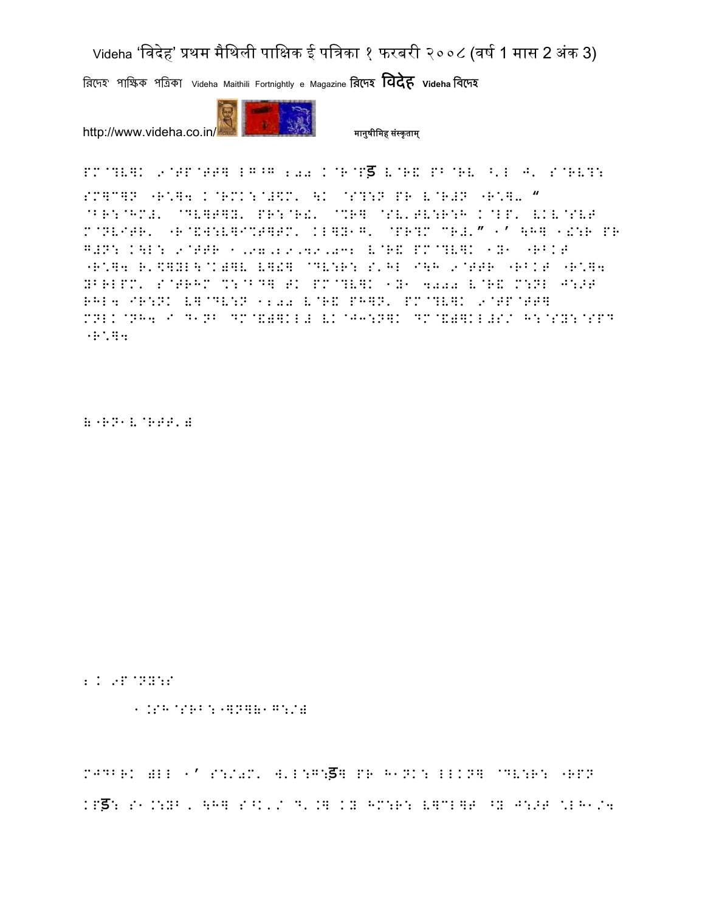PM@?V]K 9@TP@TT] LG^G 200 K@R@Pड़ V@R& PB@RV ^'L J' S@RV?:

SM]C]P "R\*]4 K@RMK:@#\$M' \K @S?:P PR V@R#P "R\*]- “ @BR:@HM#' @DV]T]Y' PR:@R#' @%R] @SV'TV:R:H K@LP' VKV@SVT M@NVITR' "R@&W:V]I%T]TM' KL]Y1G' @PR?M CR#'” 1’ \H] 1\$:R PR G#P: K\L: 9@TTR 1,97,29,49,032 V@R& PM@?V]K 1Y1 "RBKT "R\*]4 R'\$]YL\@K)]V V]\$] @DV:R: S'HL I\H 9@TTR "RBKT "R\*]4 YBRLPM' S@TRHM %:@BD] TK PM@?V]K 1Y1 4000 V@R& M:NL J:>T RHL4 IR:NK V]@DV:P 1200 V@R& PH]N' PM@?V]K 9@TP@TT] MNLK@NH4 I D1NB DM@&)]KL# VK@J3:N]K DM@&)]KL#S/ H:@SY:@SPD "R\*]4

)"RN1V@RTT')

2.K 9P@NY:S

1.SH@SRB:"]N])1G:/)

MJDBRK )LL 1’ S:/0M' W'L:G<ड़] PR H1NK: LLKN] @DV:R: "RPN KPड़: S1.:YB, \H] S^K'/ D'.] KY HM:R: V]CL]T ^Y J:>T \*LH1/4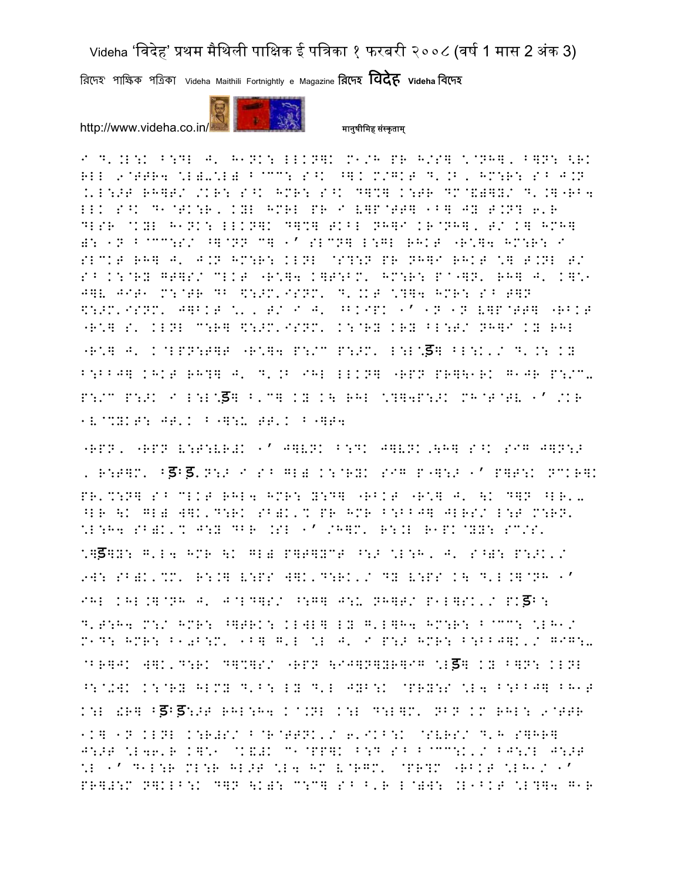I D'.L:K B:DL J' H1NK: LLKN]K M1/H PR H/S] \@NH], B]N: <RK RLL 9@TTR4 \L)-\L) B@CC: S^K ^]K M/GKT D'.B, HM:R: S^ J.N .'L:>T RH]T/ /KR: S^K HMR: S^K D]%] K:TR DM@&)]Y/ D'.]"RB4 LLK S^K D1@TK:R, KYL HMRL PR I V]P@TT] 1B] JY T.N? 6'R DLSR @KYL H1NK: LLKN]K D]%] TKBL NH]I KR@NH], T/ K] HMH] ): 1N B@CC:S/ ^]@NN C] 1' SLCN] L:GL RHKT "R\]4 HM:R: I SLCKT RH] J' J.N HM:R: KLNL @S?:N PR NH]I RHKT \] T.NL T/ S^ K:@RY GT]S/ CLKT "R\]4 K]T:BM' HM:R: P@"]N' RH] J' K]\1 J]V JIT1 M:@TR DB $:>M'ISNM' D'.KT \?]4 HMR: S^ T]N $:>M'ISNM' J]BKT \', T/ I J' ^BKIPK 1' 1N 1N V]P@TT] "RBKT "R\] S' KLNL C:R] $:>M'ISNM' K:@RY KRY BL:T/ NH]I KY RHL "R\] J' K@LPN:T]T "R\]4 P:/C P:>M' L:L@ड़] BL:K'/ D'.: KY B:BBJ] KHKT RH?] J' D'.B IHL LLKN] "RPN PR]\1RK G1JR P:/C-P:/C P:>K I L:L@ड़] B'C] KY K\ RHL \?]4P:>K MH@T@TV 1' /KR 1V@%YKT: JT'K B"]:U TT'K B"]T4

"RPN, "RPN V:T:VR#K 1' J]VNK B:DK J]VNK,\H] S^K SIG J]N:> , R:T]M' Bड़Bड़.N:> I S^ GL) K:@RYK SIG P"]:> 1' P]T:K NCKR]K PR'%:N] S^ CLKT RHL4 HMR: Y:D] "RBKT "R\] J' \K D]N ^LR'-^LR \K GL) W]K'D:RK SB)K'% PR HMR B:BBJ] JLRS/ L:T M:RN' \L:H4 SB)K'% J:Y DBR .SL 1' /H]M' R:.L R1PK@YY: SC/S' \]ड़]Y: G'L4 HMR \K GL) P]T]YCT ^:> \L:H, J' S^): P:>K'/ 9W: SB)K'%M' R:.] V:PS W]K'D:RK'/ DY V:PS K\ D'L.]@NH 1' IHL KHL.]@NH J' J@LD]S/ ^:G] J:U NH]T/ P1L]SK'/ PKड़B: D'T:H4 M:/ HMR: ^]TRK: KLWL] LY G'L]H4 HM:R: B@CC: \LH1/ M1D: HMR: B10B:M' 1B] G'L \L J' I P:> HMR: B:BBJ]K'/ GIG:-@BR]JK W]K'D:RK D]%]S/ "RPN \IJ]N]YR]IG \Lड़] KY B]N: KLNL ^:@+WK K:@RY HLMY D'B: LY D'L JYB:K @PRY:S \L4 B:BBJ] BH1T K:L !R] Bड़Bड़:>T RHL:H4 K@.NL K:L D:L]M' NBN KM RHL: 9@TTR 1K] 1N KLNL K:R#S/ B@R@TTNK'/ 6'IKB:K @SVRS/ D'H S]HR] J:>T \L46'R K]\1 @K&#K C1@PP]K B:D S^ B@CC:K'/ BJ:/L J:>T \L 1' D1L:R ML:R HL>T \L4 HM V@RGM' @PR?M "RBKT \LH1/ 1' PR]#:M N]KLB:K D]N \K): C:C] S^ B'R L@)W: .L1BKT \L?]4 G1R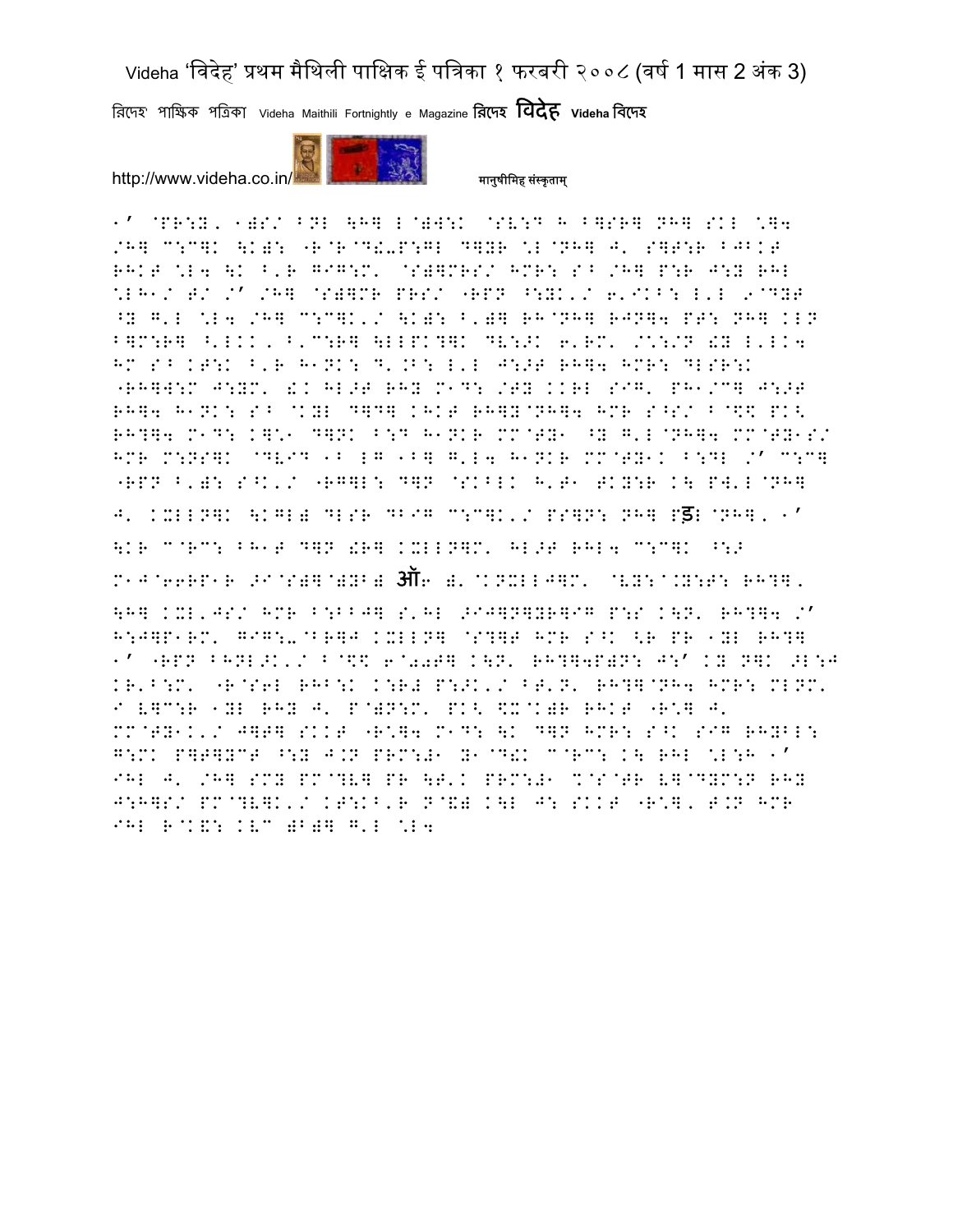मानुषीमिह संस्कृताम्

१' @PR:X, १)S/ BNL \H] L@)W:K @SV:D H B]SR] NH] SKL \]4 /H] C:C]K \K): "R@R@D!-P:GL D]YR \L@NH] J' S]T:R BJBKT RHKT \L4 \K B'R GIG:M' @S)]MRS/ HMR: S^ /H] P:R J:Y RHL \LH1/ T/ /' /H] @S)]MR PRS/ "RPN ^:YK'/ 6'IKB: L'L 9@DYT ^Y G'L \L4 /H] C:C]K'/ \K): B')] RH@NH] RJN]4 PT: NH] KLN B]M:R] ^'LKK, B'C:R] \LLPK?]K DV:>K 6'RM' /\:/N[Y] L'LK4 HM S^ KT:K B'R H1NK: D'.B: L'L J:>T RH]4 HMR: DLSR:K "RH]W:M J:YM' !K HL>T RHY M1D: /TY KKRL SIG' PH1/C] J:>T RH]4 H1NK: S^ @KYL D]D] KHKT RH]Y@NH]4 HMR S^S/ B@\$\$ PK< RH?]4 M1D: K]\1 D]NK B:D H1NKR MM@TY1 ^Y G'L@NH]4 MM@TY1S/ HMR M:NS]K @DVID 1B LG 1B] G'L4 H1NKR MM@TY1K B:DL /' C:C] "RPN B'): S^K'/ "RG]L: D]N @SKBLK H'T1 TKY:R K\ PW'L@NH] J' KXLLN]K \KGL) DLSR DBIG C:C]K'/ PS]N: NH] Pड़ @NH], १' \KR C@RC: BH1T D]N !R] KXLLN]M' HL>T RHL4 C:C]K ^:> M1J@66RP1R >I@S)]@)YB) ऑ6 )'@KNXLLJ]M' @VY:^.Y:T: RH?], \H] KXL'JS/ HMR B:BBJ] S'HL >IJ]N]YR]IG P:S K\N' RH?]4 /' H:J]P1RM' GIG:-@BR]J KXLLN] @S?]T HMR S^K <R PR 1YL RH?] १' "RPN BHNL>K'/ B@\$\$ 6@00T] K\N' RH?]4P)N: J:' KY N]K >L:J KR'B:M' "R@S6L RHB:K K:R# P:>K'/ BT'N' RH?]@NH]4 HMR: MLNM' I V]C:R 1YL RHY J' P@)N:M' PK< \$X@K)R RHKT "R\] J' MM@TY1K'/ J]T] SKKT "R\]4 M1D: \K D]N HMR: S^K SIG RHYBL: G:MK P]T]YCT ^:Y J.N PRM:#1 Y1@D!K C@RC: K\ RHL \L:H १' IHL J' /H] SMY PM@?V] PR \T'K PRM:#1 %@S@TR V]@DYM:N RHY J:H]S/ PM@?V]K'/ KT:KB'R N@&) K\L J: SKKT "R\], T.N HMR IHL R@K&: KVC )B)] G'L \L4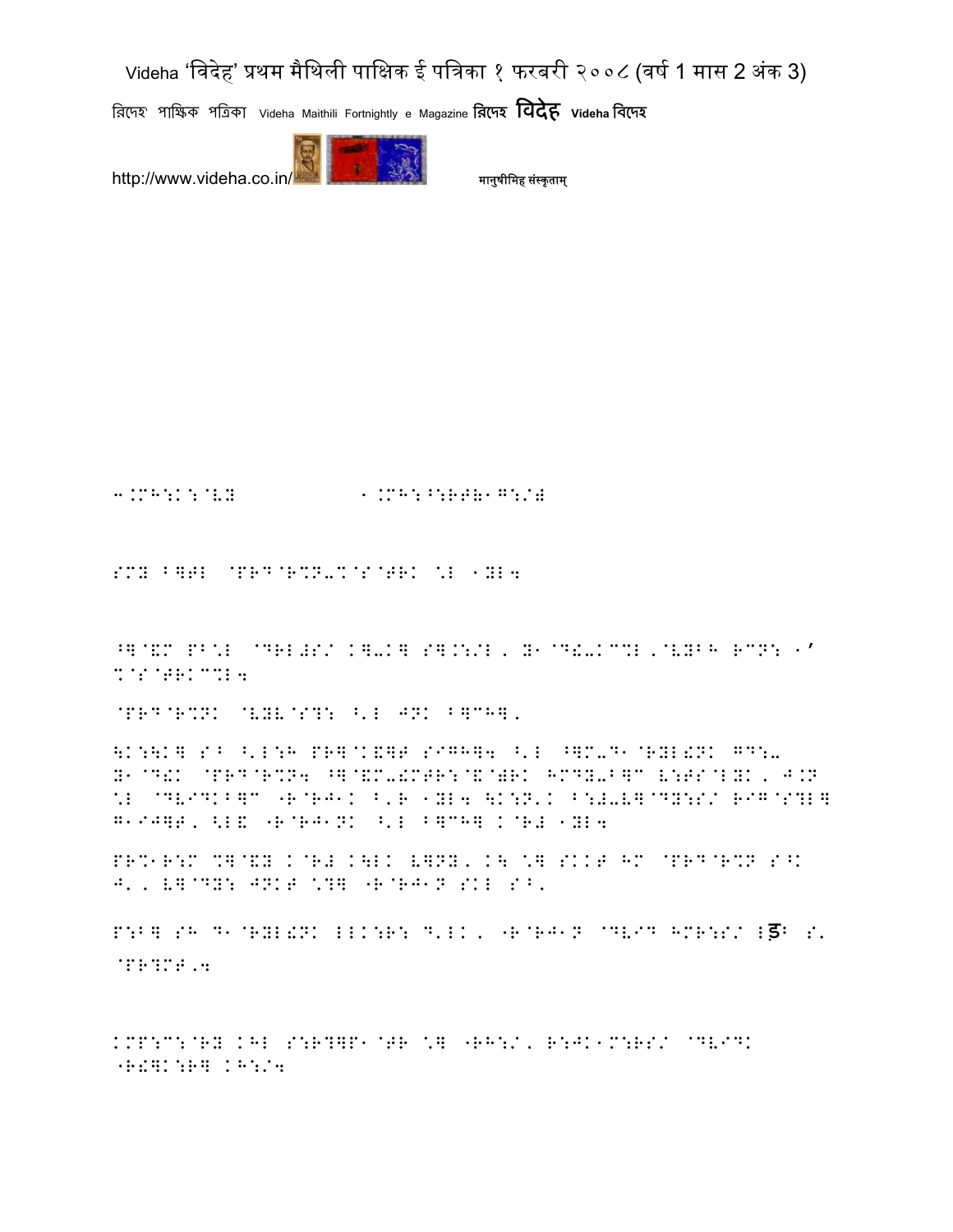3.MH:K:@VY                1.MH:^:RT(1G:/#

SMY ^]TL @PRD@R%N-%@S@TRK \L 1YL4

^]@&M PB\L @DRL#S/ K]-K] S].:/L, Y1@D!-KC%L,@VYBH RCN: 1' %@S@TRKC%L4

@PRD@R%NK @VYV@S?: ^'L JNK B]CH],

\K:\K] S^ ^'L:H PR]@K&]T SIGH]4 ^'L ^]M-D1@RYL!NK GD:- Y1@D!K @PRD@R%N4 ^]@&M-!MTR:@&@)RK HMDY-B]C V:TS@LYK, J.N \L @DVIDKB]C "R@RJ1K B'R 1YL4 \K:N'K B:#-V]@DY:S/ RIG@S?L] G1IJ]T, <L& "R@RJ1NK ^'L B]CH] K@R# 1YL4

PR%1R:M %]@&Y K@R# K\LK V]PY, K\ \] SKKT HM @PRD@R%N S^K J', V]@DY: JNKT \?] "R@RJ1N SKL S^,

P:B] SH D1@RYL!NK LLK:R: D'LK, "R@RJ1N @DVID HMR:S/ Iड़B S' @PR?MT,4

KMP:C:@RY KHL S:R?]P1@TR \] "RH:/, R:JK1M:RS/ @DVIDK "R!]K:R] KH:/4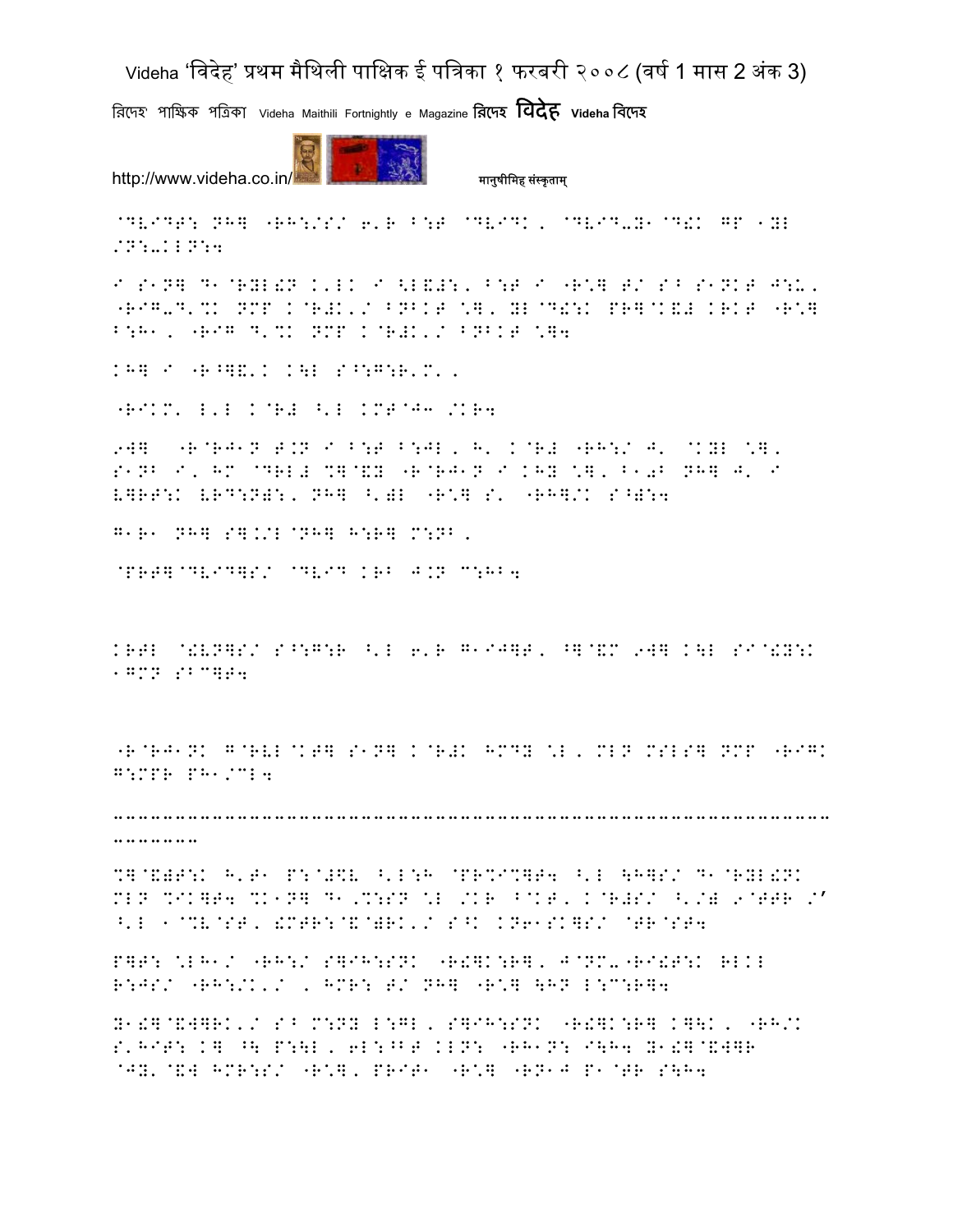@DVIDT: NH] "RH:/S/ 6'R B:T @DVIDK, @DVID-Y1@D!K GP 1YL /N:-KLN:4

I S1N] D1@RYL!N K'LK I <L&#:, B:T I "R\*] T/ S^ S1NKT J:F, "RIG-D'%K NMP K@R#K'/ BNBKT \*], YL@D!:K PR]@K&# KRKT "R\*] B:H1, "RIG D'%K NMP K@R#K'/ BNBKT \*]4

KH] I "R^]&'K K\L S^:G:R'M',

"RIKM' L'L K@R# ^'L KMT@J3 /KR4

9W] "R@RJ1N T.N I B:T B:JL, H' K@R# "RH:/ J' @KYL \*], S1NB I, HM @DRL# %]@&Y "R@RJ1N I KHY \*], B10B NH] J' I V]RT:K VRD:N):, NH] ^')L "R\*] S' "RH]/K S^):4

G1R1 NH] S].K/L@NH] H:R] M:NB,

@PRT]@DVID]S/ @DVID KRB J.N C:HB4

KRTL @!VN]S/ S^:G:R ^'L 6'R G1IJ]T, ^]@&M 9W] K\L SI@!Y:K 1GMN SBC]T4

"R@RJ1NK G@RVL@KT] S1N] K@R#K HMDY \*L, MLN MSLS] NMP "RIGK G:MPR PH1/CL4

-----------------------------------------------------------------------------------

%]@&)T:K H'T1 P:@#\$V ^'L:H @PR%I%]T4 ^'L \H]S/ D1@RYL!NK MLN %IK]T4 %K1N] D1,%:SN \*L /KR ^@KT, K@R#S/ ^'/) 9@TTR /' ^'L 1@%V@ST, !MTR:@&@)RK'/ S^K KN61SK]S/ @TR@ST4

P]T: \*LH1/ "RH:/ S]IH:SNK "R!]K:R], J@NM-"RI!T:K RLKL R:JS/ "RH:/K'/ , HMR: T/ NH] "R\*] \HN L:C:R]4

Y1!]@&W]RK'/ S^ M:NY L:GL, S]IH:SNK "R!]K:R] K]\K, "RH/K S'HIT: K] ^\ P:\L, 6L:^BT KLN: "RH1N: I\H4 Y1!]@&W]R @JY'@&W HMR:S/ "R\*], PRIT1 "R\*] "RN1J P1@TR S\H4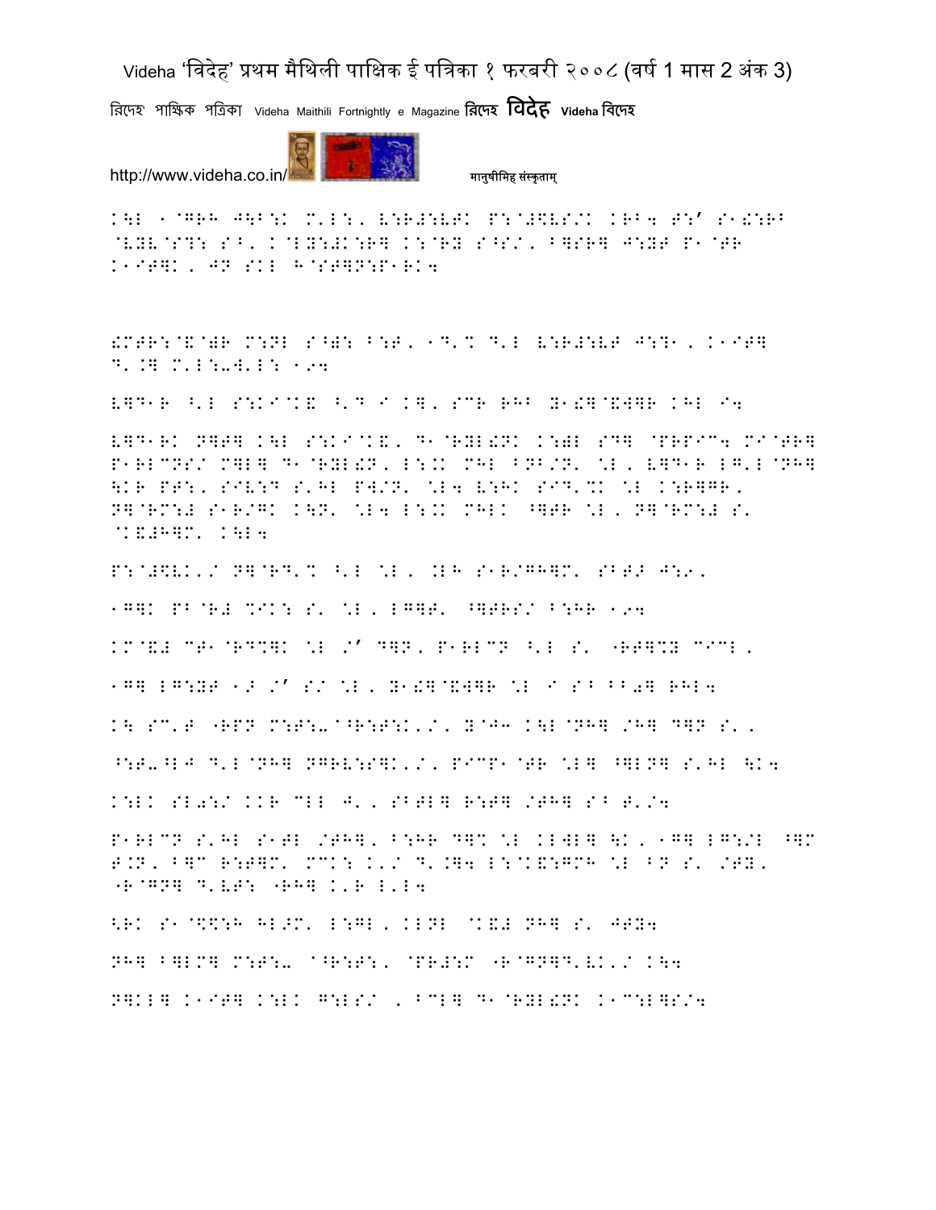K\L 1@GRH J\B:K M'L:, V:R#:VTK P:@#$VS/K KRB4 T:' S1!:RB @VYV@S?: S^, K@LY:#K:R] K:@RY S^S/, B]SR] J:YT P1@TR K1IT]K, JN SKL H@ST]N:P1RK4

!MTR:@&@)R M:NL S^): B:T, 1D'% D'L V:R#:VT J:?1, K1IT] D'.] M'L:-W'L: 194

V]D1R ^'L S:KI@K& ^'D I K], SCR RHB Y1!]@&W]R KHL I4

V]D1RK N]T] K\L S:KI@K&, D1@RYL!NK K:)L SD] @PRPIC4 MI@TR] P1RLCNS/ M]L] D1@RYL!N, L:.K MHL BNB/N' \*L, V]D1R LG'L@NH] \KR PT:, SIV:D S'HL PW/N' \*L4 V:HK SID'%K \*L K:R]GR, N]@RM:# S1R/GK K\N' \*L4 L:.K MHLK ^]TR \*L, N]@RM:# S' @K&#H]M' K\L4

P:@#$VK'/ N]@RD'% ^'L \*L, .LH S1R/GH]M' SBT> J:9,

1G]K PB@R# %IK: S' \*L, LG]T' ^]TRS/ B:HR 194

KM@&# CT1@RD%]K \*L /' D]N, P1RLCN ^'L S' "RT]%Y CICL,

1G] LG:YT 1> /' S/ \*L, Y1!]@&W]R \*L I S^ BB0] RHL4

K\ SC'T "RPN M:T:-@^R:T:K'/, Y@J3 K\L@NH] /H] D]N S',

^:T-^LJ D'L@NH] NGRV:S]K'/, PICP1@TR \*L] ^]LN] S'HL \K4

K:LK SL0:/ KKR CLL J', SBTL] R:T] /TH] S^ T'/4

P1RLCN S'HL S1TL /TH], B:HR D]% \*L KLWL] \K, 1G] LG:/L ^]M T.N, B]C R:T]M' MCK: K'/ D'.]4 L:@K&:GMH \*L BN S' /TY, "R@GN] D'VT: "RH] K'R L'L4

<RK S1@$%:H HL>M' L:GL, KLNL @K&# NH] S' JTY4

NH] B]LM] M:T:- @^R:T:, @PR#:M "R@GN]D'VK'/ K\4

N]KL] K1IT] K:LK G:LS/ , BCL] D1@RYL!NK K1C:L]S/4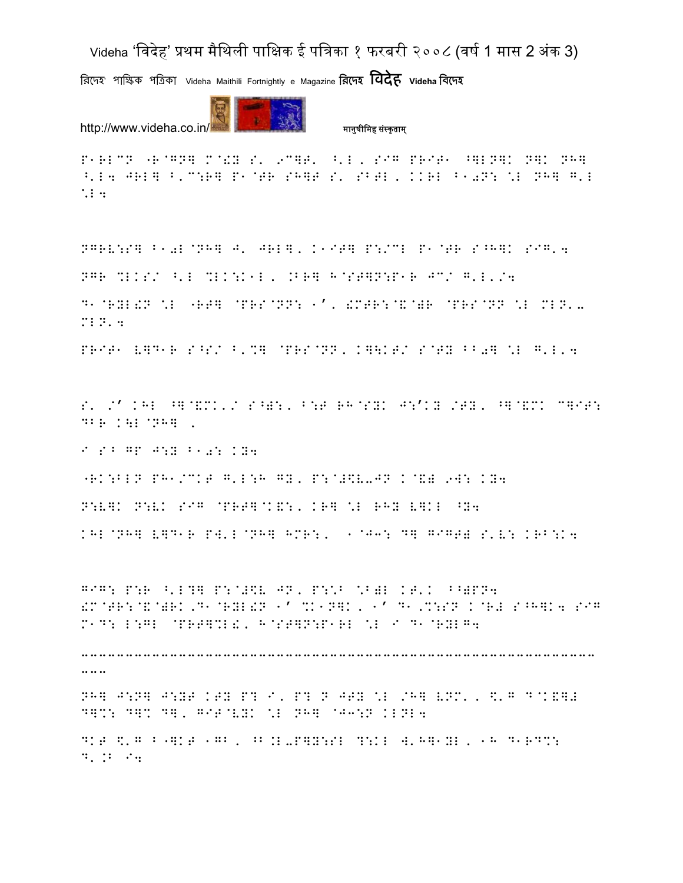P1RLCN "R@GN] M@!Y S' 9C]T' ^'L, SIG PRIT1 ^]LN]K N]K NH] ^'L4 JRL] B'C:R] P1@TR SH]T S' SBTL, KKRL B10N: \L NH] G'L \L4

NGRV:S] B10L@NH] J' JRL], K1IT] P:/CL P1@TR S^H]K SIG'4

NGR %LKS/ ^'L %LK:K1L, .BR] H@ST]N:P1R JC/ G'L'/4

D1@RYL!N \L "RT] @PRS@NN: 1', !MTR:@&@)R @PRS@NN \L MLN'- MLN'4

PRIT1 V]D1R S^S/ B'%] @PRS@NN, K]\KT/ S@TY BB0] \L G'L'4

S' /' KHL ^]@&MK'/ S^): B:T RH@SYK J:'KY /TY, ^]@&MK C]IT: DBR K\L@NH] ,

I S^ GP J:Y B10: KY4

"RK:BLN PH1/CKT G'L:H GY, P:@#\$V-JN K@&) 9W: KY4

N:V]K N:VK SIG @PRT]@K&:, KR] \L RHY V]KL ^Y4

KHL@NH] V]D1R PW'L@NH] HMR:, 1@J3: D] GIGT) S'V: KRB:K4

GIG: P:R ^'L?] P:@#\$V JN, P:\*B \*B)L KT'K BB)PN4 !M@TR:@&@)RK,D1@RYL!N 1' %K1N]K, 1' D1,%:SN K@R# S^H]K4 SIG M1D: L:GL @PRT]%L!, H@ST]N:P1RL \L I D1@RYLG4

---

NH] J:N] J:YT KTY P? I, P? N JTY \L /H] VNM', \$'G D@K&]# D]%: D]% D], GIT@VYK \L NH] @J3:N KLNL4

DKT \$'G B"]KT 1GB, ^B.L-P]Y:SL ?:KL W'H]1YL, 1H D1RD%: D'.B I4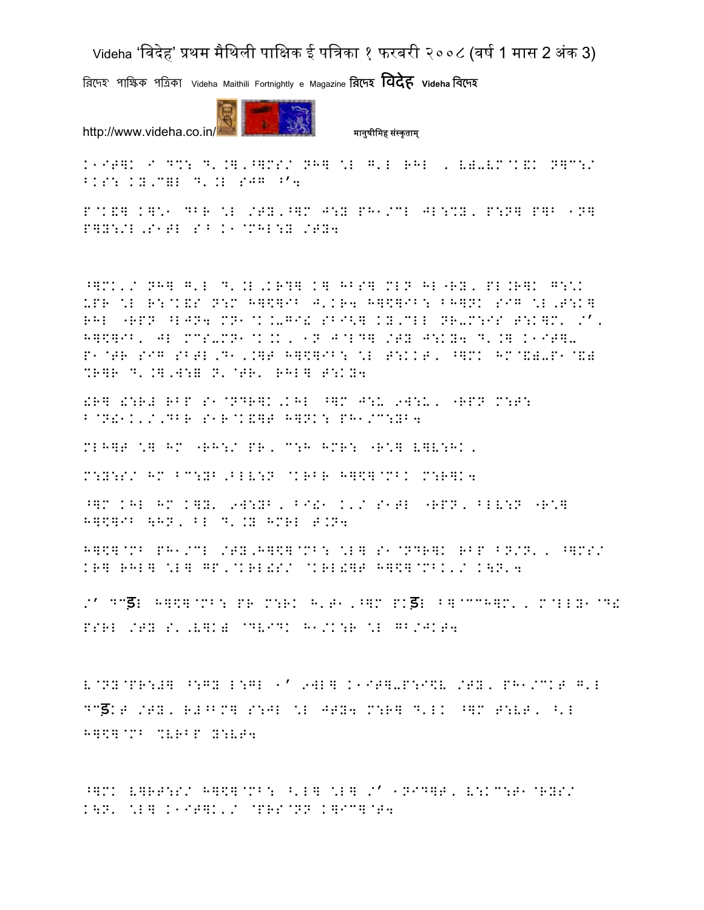K1IT]K I D%: D'.]'^]MS/ NH] \L G'L RHL , V)-VM@K&K N]C:/
BKS: KY'C]L D'.L SJG ^’4

P@K&] K]\1 DBR \L /TY'^]M J:Y PH1/CL JL:%Y, P:N] P]B 1N]
P]Y:/L'S1TL S^ K1@MHL:Y /TY4

^]MK'/ NH] G'L D'.L'KR?] K] HBS] MLN HL"RY, PL.R]K G:\K
UPR \L R:@K&S N:M H]$]IB J'KR4 H]$]IB: BH]NK SIG \L'T:K]
RHL "RPN ^LJN4 MN1@K.-GI! SBI<] KY'CLL NR-M:IS T:K]M' /’,
H]$]IB, JL MCS-MN1@K.K, 1N J@LD] /TY J:KY4 D'.] K1IT]-
P1@TR SIG SBTL'D1,.]T H]$]IB: \L T:KKT, ^]MK HM@&)-P1@&)
%R]R D'.]'W:Y N'@TR' RHL] T:KY4

!R] !:R# RBP S1@NDR]K,KHL ^]M J:U 9W:U, "RPN M:T:
B@N!1K'/'DBR S1R@K&]T H]NK: PH1/C:YB4

MLH]T \] HM "RH:/ PR, C:H HMR: "R\] V]V:HK,

M:Y:S/ HM BC:YB'BLV:N @KRBR H]$]@MBK M:R]K4

^]M KHL HM K]Y' 9W:YB, BI!1 K'/ S1TL "RPN, BLV:N "R\]
H]$]IB \HN, BL D'.Y HMRL T.N4

H]$]@MB PH1/CL /TY'H]$]@MB: \L] S1@NDR]K RBP BN/N', ^]MS/
KR] RHL] \L] GP'@KRL!S/ @KRL!]T H]$]@MBK'/ K\N'4

/’ DCड़L H]$]@MB: PR M:RK H'T1,^]M PKड़L B]@CCH]M', M@LLY1@D!
PSRL /TY S',V]K) @DVIDK H1/K:R \L GB/JKT4

V@NY@PR:#] ^:GY L:GL 1’ 9WL] K1IT]-P:I$V /TY, PH1/CKT G'L
DCड़KT /TY, R#^BM] S:JL \L JTY4 M:R] D'LK ^]M T:VT, ^'L
H]$]@MB %VRBP Y:VT4

^]MK V]RT:S/ H]$]@MB: ^'L] \L] /’ 1NID]T, V:KC:T1@RYS/
K\N' \L] K1IT]K'/ @PRS@NN K]IC]@T4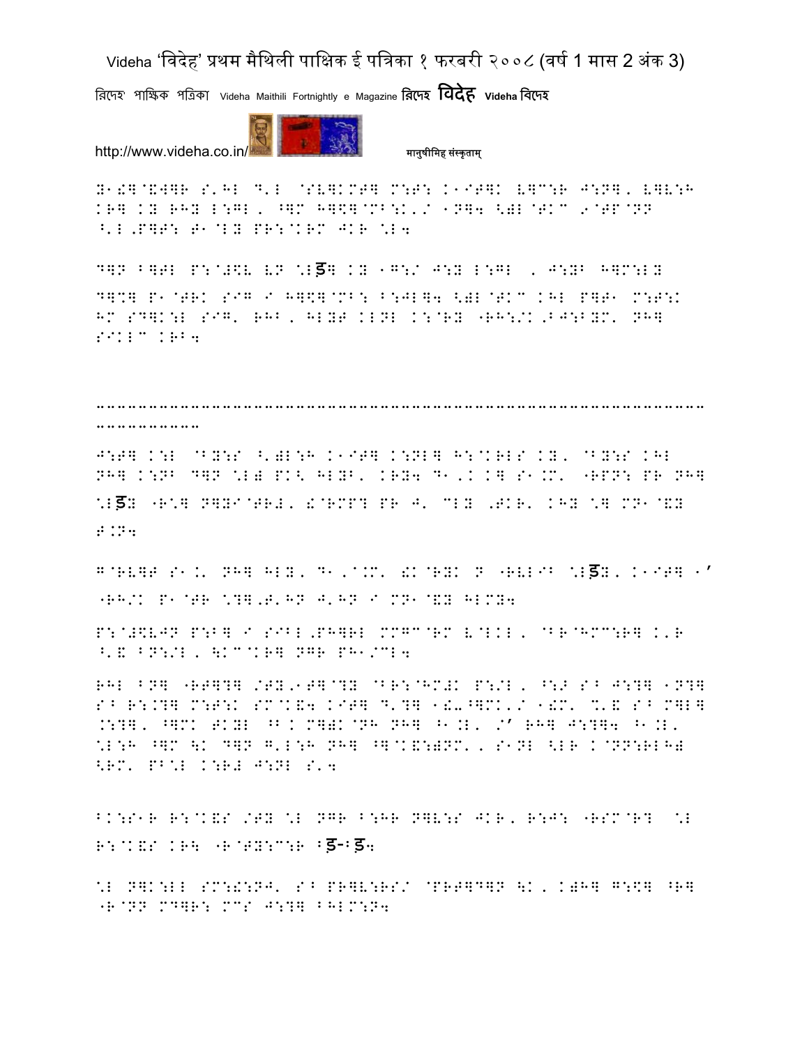B1!]@&W]R S'HL D'L @SV]KMT] M:T: K1IT]K V]C:R J:N], V]V:H
KR] KB RHB L:GL, ^]M H]\$]@MB:K'/ 1N]4 <)L@TKC 9@TP@NN
^'L,P]T: T1@LB PR:@KRM JKR \*L4

D]N F]TL P:@#\$V VN \*Lड़] KB 1G:/ J:B L:GL , J:BB H]M:LB
D]%] P1@TRK SIG I H]\$]@MB: F:JL]4 <)L@TKC KHL P]T1 M:T:K
HM SD]K:L SIG' RHB, HLBT KLNL K:@RB "RH:/K,BJ:BBM' NH]
SIKLC KRB4

------------------------------------------------------------------------------------

J:T] K:L @BB:S ^')L:H K1IT] K:NL] H:@KRLS KB, @BB:S KHL
NH] K:NB D]N \*L) PK< HLBB, KRB4 D1,K K] S1.M' "RPN: PR NH]
\*Lड़B "R\*] N]BI@TR#, !@RMP? PR J' CLB ,TKR' KHB \*] MN1@&B
T.N4

G@RV]T S1.' NH] HLB, D1,@.M' !K@RBK N "RVLIB \*Lड़B, K1IT] 1'
"RH/K P1@TR \*?],T'HN J'HN I MN1@&B HLMB4

P:@#\$VJN P:B] I SIBL,PH]RL MMGC@RM V@LKL, @BR@HMC:R] K'R
^'& BN:/L, \KC@KR] NGR PH1/CL4

RHL BN] "RT]?] /TB,1T]@?B @BR:@HM#K P:/L, ^:> S^ J:?] 1N?]
S^ R:.?] M:T:K SM@K&4 KIT] D'?] 1!-^]MK'/ 1!M' %'& S^ M]L]
.:?], ^]MK TKBL ^B.K M])K@NH NH] ^1.L' /' RH] J:?]4 ^1.L'
\*L:H ^]M \K D]N G'L:H NH] ^]@K&:)NM', S1NL <LR K@NN:RLH)
<RM' PB\*L K:R# J:NL S'4

BK:S1R R:@K&S /TB \*L NGR B:HR N]V:S JKR, R:J: "RSM@R? \*L
R:@K&S KR\ "R@TB:C:R Bड़-Bड़4

\*L N]K:LL SM:!:NJ' S^ PR]V:RS/ @PRT]D]N \K, K)H] G:\$] ^R]
"R@NN MD]R: MCS J:?] BHLM:N4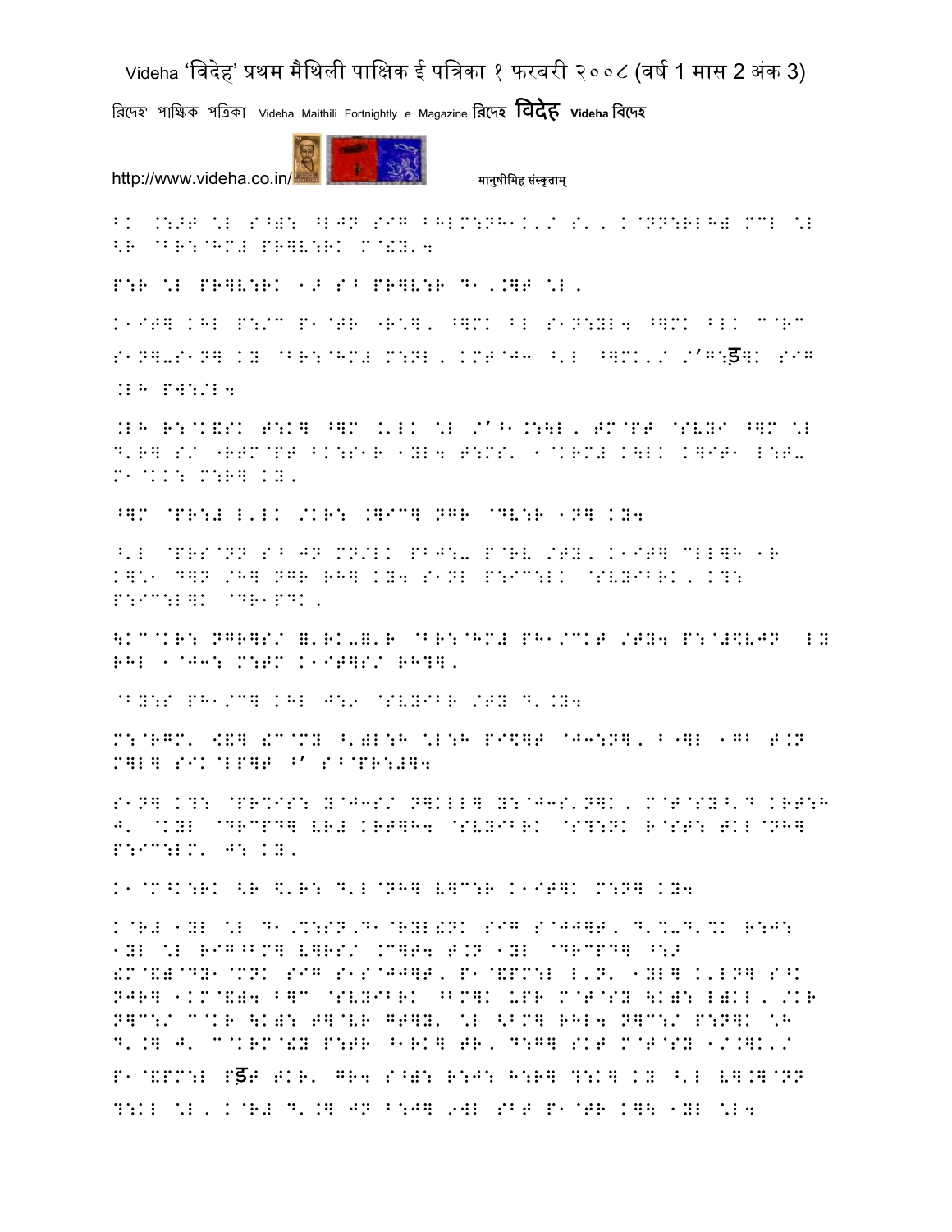^K .:>T \L S^): ^LJN SIG ^HLM:NH1K'/ S', K@NN:RLH# MCL \L <R @BR:@HM# PR]V:RK M@!Y'4

P:R \L PR]V:RK 1> S^ PR]V:R D1'.]T \L,

K1IT] KHL P:/C P1@TR "R\], ^]MK ^L S1N:YL4 ^]MK ^LK C@RC S1N]-S1N] KY @BR:@HM# M:NL, KMT@J3 ^'L ^]MK'/ /'G:ड़]K SIG .LH PW:/L4

.LH R:@K&SK T:K] ^]M .'LK \L /'^1.:\L, TM@PT @SVYI ^]M \L D'R] S/ "RTM@PT ^K:S1R 1YL4 T:MS' 1@KRM# K\LK K]IT1 L:T- M1@KK: M:R] KY,

^]M @PR:# L'LK /KR: .]IC] NGR @DV:R 1N] KY4

^'L @PRS@NN S^ JN MN/LK PBJ:- P@RV /TY, K1IT] CLL]H 1R K]\1 D]N /H] NGR RH] KY4 S1NL P:IC:LK @SVYIBRK, K?: P:IC:L]K @DR1PDK,

\KC@KR: NGR]S/ =,RK-=,R @BR:@HM# PH1/CKT /TY4 P:@#\$VJN LY RHL 1@J3: M:TM K1IT]S/ RH?],

@BY:S PH1/C] KHL J:9 @SVYIBR /TY D'.Y4

M:@RGM' <&] &C@MY ^'=L:H \L:H PI\$]T @J3:N], ^"]L 1GB T.N M]L] SIK@LP]T ^' S^@PR:#]4

S1N] K?: @PR%IS: Y@J3S/ N]KLL] Y:@J3S'N]K, M@T@SY^'D KRT:H J' @KYL @DRCPD] VR# KRT]H4 @SVYIBRK @S?:NK R@ST: TKL@NH] P:IC:LM' J: KY,

K1@M^K:RK <R \$'R: D'L@NH] V]C:R K1IT]K M:N] KY4

K@R# 1YL \L D1,%:SN,D1@RYL&NK SIG S@JJ]T, D'%-D'%K R:J: 1YL \L RIG^BM] V]RS/ KC]T4 T.N 1YL @DRCPD] ^:> &M@&)@DY1@MNK SIG S1S@JJ]T, P1@&PM:L L'N' 1YL] K'LN] S^K NJR] 1KM@&)4 B]C @SVYIBRK ^BM]K UPR M@T@SY \K=: L=KL, /KR N]C:/ C@KR \K=: T]@VR GT]Y' \L <BM] RHL4 N]C:/ P:N]K \H D'.] J' C@KRM@!Y P:TR ^1RK] TR, D:G] SKT M@T@SY 1/.]K'/ P1@&PM:L Pड ़T TKR' GR4 S^): R:J: H:R] ?:K] KY ^'L V].]@NN ?:KL \L, K@R# D'.] JN B:J] 9WL SBT P1@TR K]\ 1YL \L4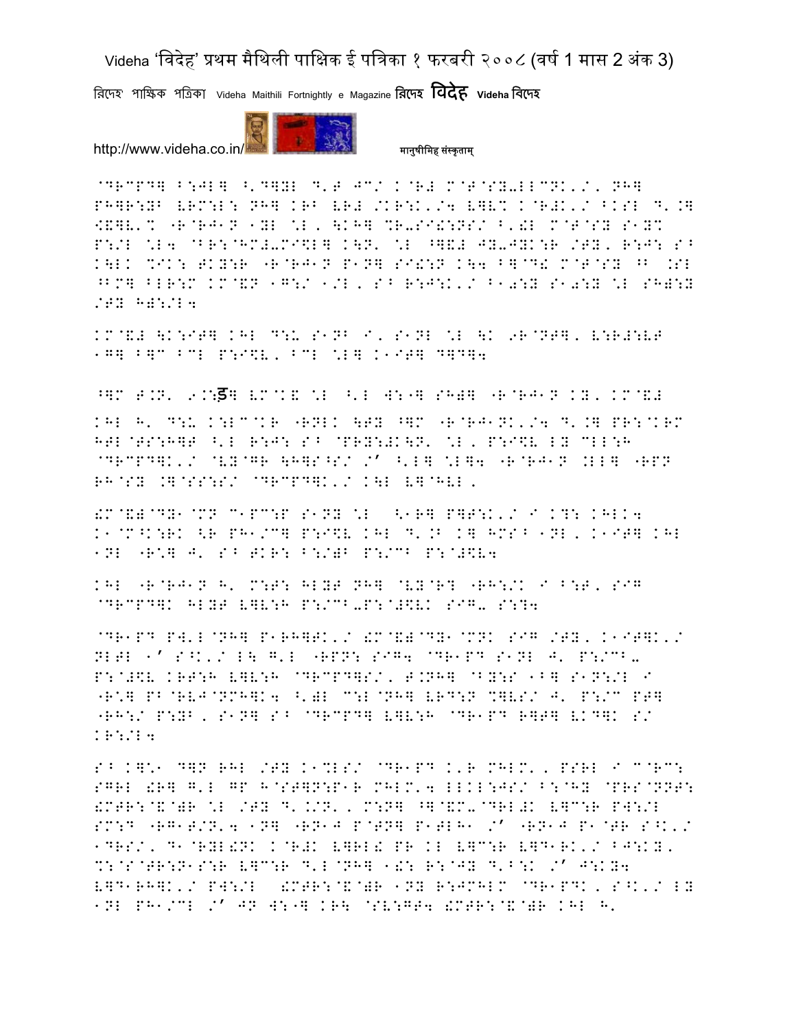@DRCPD] B:JL] ^'D]YL D'T JC/ K@R# M@T@SY-LLCNK'/' NH]
PH]R:YB VRM:L: NH] KRB VR# /KR:K'/4 V]V% K@R#K'/ BKSL D'.]
<&]V'% "R@RJ1N 1YL \L, \KH] %R-SI!:NS/ B'! M@T@SY S1Y%
P:/L \L4 @BR:@HM#-MI$L] K\N' \L ^]&# JY-JYK:R /TY, R:J: S^
K\LK %IK: TKY:R "R@RJ1N P1N] SI!:N K\4 B]@D! M@T@SY ^B .SL
^BM] BLR:M KM@&N 1G:/ 1/L, S^ R:J:K'/ B10:Y S10:Y \L SH):Y
/TY H):/L4

KM@&# \K:IT] KHL D:U S1NB I, S1NL \L \K 9R@NT], V:R#:VT
1G] B]C BCL P:I$V, BCL \L] K1IT] D]D]4

^]M T.N' 9.:ड] VM@K& \L ^'L W:"] SH)] "R@RJ1N KY, KM@&#
KHL H' D:U K:LC@KR "RNLK \TY ^]M "R@RJ1NK'/4 D'.] PR:@KRM
HTL@TS:H]T ^'L R:J: S^ @PRY:#K\N' \L, P:I$V LY CLL:H
@DRCPD]K'/ @VY@GR \H]S^S/ /' ^'L] \L]4 "R@RJ1N .LL] "RPN
RH@SY .]@SS:S/ @DRCPD]K'/ K\L V]@HVL,

!M@&)@DY1@MN C1PC:P S1NY \L <1R] P]T:K'/ I K?: KHLK4
K1@M^K:RK <R PH1/C] P:I$V KHL D'.B K] HMS^ 1NL, K1IT] KHL
1NL "R\] J' S^ TKR: B:/)B P:/CB P:@#$V4

KHL "R@RJ1N H' M:T: HLYT NH] @VY@R? "RH:/K I B:T, SIG
@DRCPD]K HLYT V]V:H P:/CB-P:@#$VK SIG- S:?4

@DR1PD PW'L@NH] P1RH]TK'/ !M@&)@DY1@MNK SIG /TY, K1IT]K'/
NLTL 1' S^K'/ L\ G'L "RPN: SIG4 @DR1PD S1NL J' P:/CB-
P:@#$V KRT:H V]V:H @DRCPD]S/, T.NH] @BY:S 1B] S1N:/L I
"R\] PB@RVJ@NMH]K4 ^')L C:L@NH] VRD:N %]VS/ J' P:/C PT]
"RH:/ P:YB, S1N] S^ @DRCPD] V]V:H @DR1PD R]T] VKD]K S/
KR:/L4

S^ K]\1 D]N RHL /TY K1%LS/ @DR1PD K'R MHLM', PSRL I C@RC:
SGRL !R] G'L GP H@ST]N:P1R MHLM'4 LLKL:JS/ B:@HY @PRS@NNT:
!MTR:@&@)R \L /TY D'.K/N', M:N] ^]@&M-@DRL#K V]C:R PW:/L
SM:D "RG1T/N'4 1N] "RN1J P@TN] P1TLH1 /' "RN1J P1@TR S^K'/
1DRS/, D1@RYL!NK K@R#K V]RL! PR KL V]C:R V]D1RK'/ BJ:KY,
%:@S@TR:N1S:R V]C:R D'L@NH] 1!: R:@JY D'B:K /' J:KY4
V]D1RH]K'/ PW:/L !MTR:@&@)R 1NY R:JMHLM @DR1PDK, S^K'/ LY
1NL PH1/CL /' JN W:"] KR\ @SV:GT4 !MTR:@&@)R KHL H'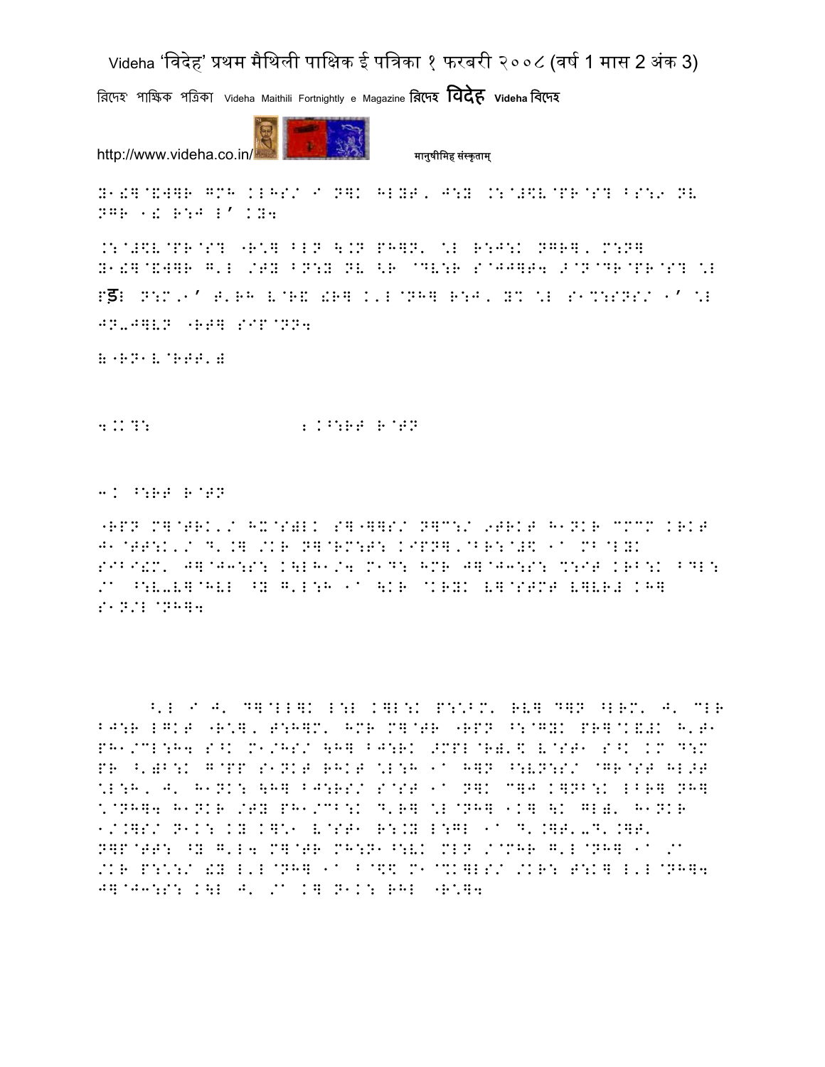B1!]@&W]R GMH KLHS/ I N]K HLYT, J:Y .:@#\$V@PR@S? BS:9 NV NGR 1! R:J L' KY4

.:@#\$V@PR@S? "R\*] BLN \.N PH]N' \*L R:J:K NGR], M:N] B1!]@&W]R G'L /TY BN:Y NV <R @DV:R S@JJ]T4 >@N@DR@PR@S? \*L

Pड़L N:M,1' T'RH V@R& !R] K'L@NH] R:J, Y% \*L S1%:SNS/ 1' \*L JN-J]VN "RT] SIP@NN4

;"RN1V@RTT';

4.K?: ; K^:RT R@TN

3. ^:RT R@TN

"RPN M]@TRK'/ HX@S)LK S]"]]S/ N]C:/ 9TRKT H1NKR CCCM KRKT J1@TT:K'/ D'.] /KR N]@RM:T: KIPN]'@BR:@#\$ 1a MB@LYK SIBI!M' J]@J3:S: K\LH1/4 M1D: HMR J]@J3:S: %:IT KRB:K BDL: /a ^:V-V]@HVL ^Y G'L:H 1a \KR @KRYK V]@STMT V]VR# KH] S1N/L@NH]4

^'L I J' D]@LL]K L:L K]L:K P:\*BM' RV] D]N ^LRM' J' CLR BJ:R LGKT "R\*], T:H]M' HMR M]@TR "RPN ^:@GYK PR]@K&#K H'T1 PH1/CL:H4 S^K M1/HS/ \H] BJ:RK >MPL@R)'\$ V@ST1 S^K KM D:M PR ^')B:K G@PP S1NKT RHKT \*L:H 1a H]N ^:VN:S/ @GR@ST HL>T \*L:H, J' H1NK: \H] BJ:RS/ S@ST 1a N]K C]J K]NB:K LBR] NH] \*@NH]4 H1NKR /TY PH1/CB:K D'R] \*L@NH] 1K] \K GL)' H1NKR 1/.]S/ N1K: KY K]\*1 V@ST1 R:.Y L:GL 1a D'.]T'-D'.]T' N]P@TT: ^Y G'L4 M]@TR MH:N1^:VK MLN /@MHR G'L@NH] 1a /a /KR P:\*:/ !Y L'L@NH] 1a B@\$\$ M1@%K]LS/ /KR: T:K] L'L@NH]4 J]@J3:S: K\L J' /a K] N1K: RHL "R\*]4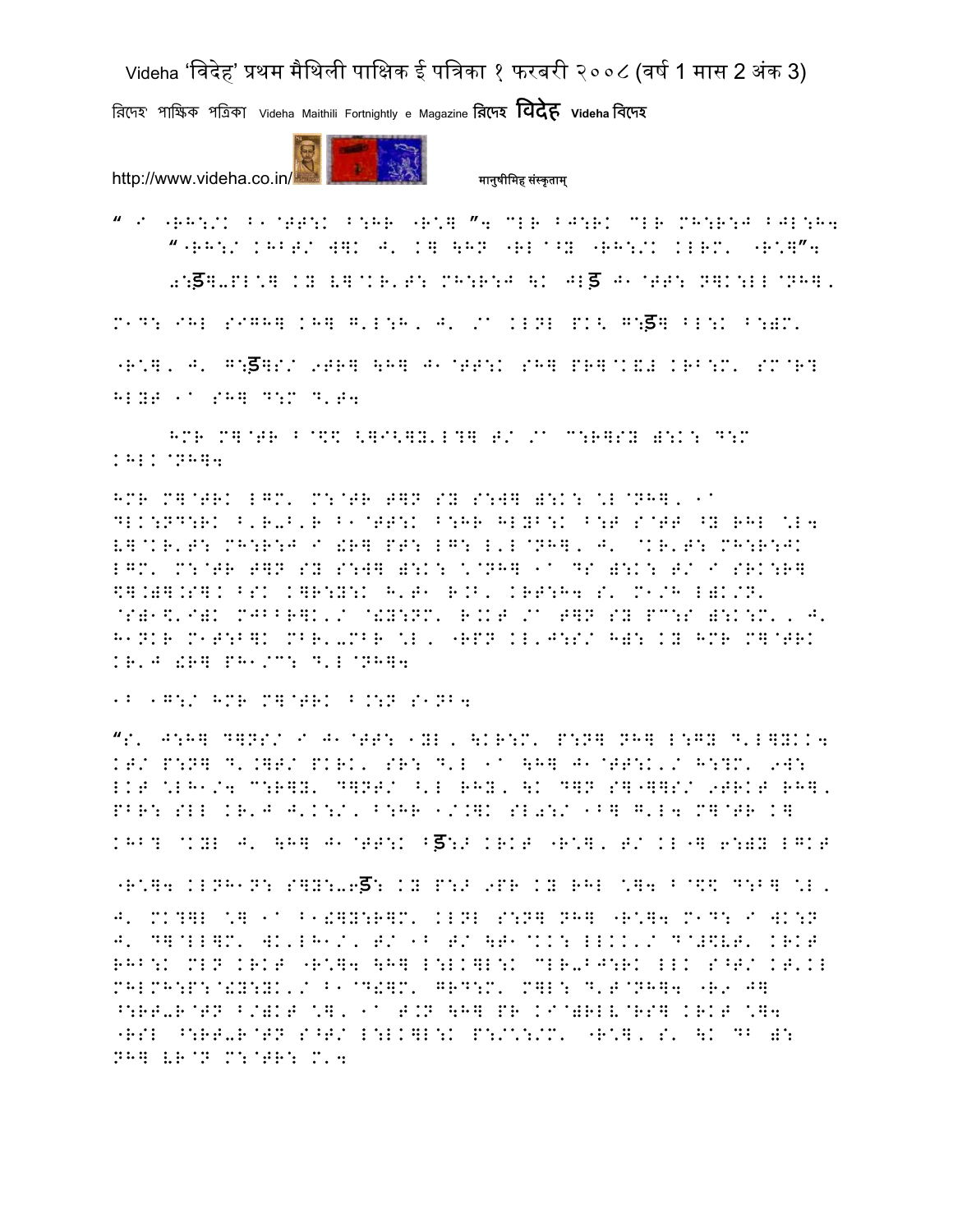" I "RH:/K B1@TT:K B:HR "R\*] "4 CLR BJ:RK CLR MH:R:J BJL:H4

"RH:/ KHBT/ W]K J' K] \H; "RL^Y "RH:/K KLRM' "R\*]"4

0:ड]-PL\*] KY V]@KR'T: MH:R:J \K JLड J1@TT: N]K:LL@NH].

M1D: IHL SIGH] KH] G'L:H, J' /^ KLNL PK< G:ड] BL:K B:)M'

"R\*], J' G:ड]S/ 9TR] \H] J1@TT:K SH] PR]@K&# KRB:M' SM@R]

HLYT 1^ SH] D:M D'T4

HMR M]@TR B@\$\$ <]I<]Y'L?] T/ /^ C:R]SY ):K: D:M KHLK@NH]4

HMR M]@TRK LGM' M:@TR T]N SY S:W] ):K: \*L@NH], 1^ DLK:ND:RK B'R-B'R B1@TT:K B:HR HLYB:K B:T S@TT ^Y RHL \*L4 V]@KR'T: MH:R:J I !R] PT: LG: L'L@NH], J' @KR'T: MH:R:JK LGM' M:@TR T]N SY S:W] ):K: \*@NH] 1^ DS ):K: T/ I SRK:R] \$].)].S].K BSK K]R:Y:K H'T1 R.B' KRT:H4 S' M1/H L)K/N' @S)1\$'I)K MJBB]K'/ @!Y:NM' R.KT /^ T]N SY PC:S ):K:M', J' H1NKR M1T:B]K MBR'-MBR \*L, "RPN KL'J:S/ H): KY HMR M]@TRK KR'J !R] PH1/C: D'L@NH]4

1B 1G:/ HMR M]@TRK B.:N S1NB4

"S' J:H] D]NS/ I J1@TT: 1YL, \KR:M' P:N] NH] L:GY D'L]YKK4 KT/ P:N] D'.]T/ PKRK' SR: D'L 1^ \H] J1@TT:K'/ H:?M' 9W: LKT \*LH1/4 C:R]Y' D]NT/ ^'L RHY, \K D]N S]"]]S/ 9TRKT RH], PBR: SLL KR'J J'K:/, B:HR 1/.]K SL0:/ 1B] G'L4 M]@TR K] KHB? @KYL J' \H] J1@TT:K Bड:ӡ KRKT "R\*], T/ KL"] 6:)Y LGKT

"R\*]4 KLNH1N: S]Y:-6ड: KY P:ӡ 9PR KY RHL \*]4 B@\$\$ D:B] \*L, J' MK?]L \*] 1^ B1!]Y:R]M' KLNL S:N] NH] "R\*]4 M1D: I WK:N J' D]@LL]M' WK'LH1/, T/ 1B T/ \T1@KK: LLKK'/ D@#\$VT' KRKT RHB:K MLN KRKT "R\*]4 \H] L:LK]L:K CLR-BJ:RK LLK S^T/ KT'KL MHLMH:P:@!Y:YK'/ B1@D#]M' GRD:M' M]L: D'T@NH]4 "R9 J] ^:RT-R@TN B/)KT \*], 1^ T.N \H] PR KI@)RLV@RS] KRKT \*]4 "RSL ^:RT-R@TN S^T/ L:LK]L:K P:/\*:/M' "R\*], S' \K DB ): NH] VR@N M:@TR: M'4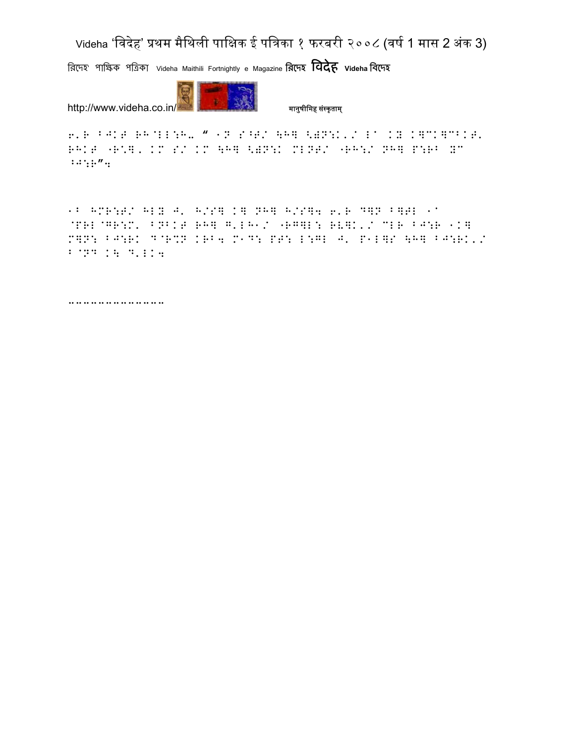6'R BJKT RH@LL:H- " 1N S^T/ \H] <)N:K'/ L^ K) K]CK]CKKT' RHKT "R:]' KM S/ KM \H] <)N:K MLNT/ "RH:/ NH] P:RB ZC BJ:R";

1B HMR:T/ HLY J' H/S] K] NH] H/S]4 6'R D]N B]TL 1^ @PRL@GR:M' BNBKT RH] G'LH1/ "RG]L: RV]K'/ CLR BJ:R 1K] M]N: BJ:RK D@R%N KRB4 M1D: PT: L:GL J' P1L]S \H] BJ:RK'/ B@ND K\ D'LK4

………………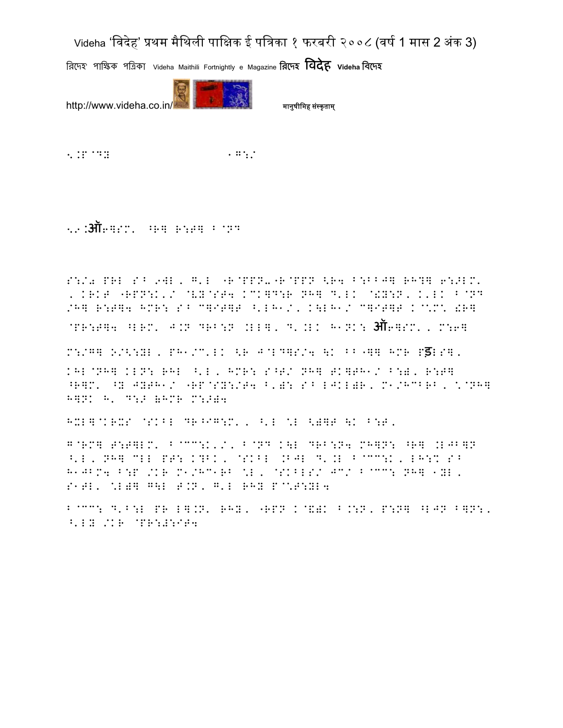<.:P@D:                    1G:/

<.9:ऑ6]SM' ^R] R:T] B@ND

S:/0 PRL S^ 9]L, G'L "R@PPN-"R@PPN <R4 B:BB J] RH?] 6:>LM', KRKT "RPN:K'/ @VY@ST4 KCK]D:R NH] D'LK @!Y:N, K'LK B@ND /H] R:T]4 HMR: S^ C]IT]T ^'LH1/, K\LH1/ C]IT]T K@\M\ !R] @PR:T]4 ^LRM' J.N DRB:N .LL], D'.LK H1NK: ऑ6]SM', M:6] M:/G] O/<:YL, PH1/C'LK <R J@LD]S/4 \K BB"]] HMR Pड़LS], KHL@NH] KLN: RHL ^'L, HMR: S^T/ NH] TK]TH1/ B:), R:T] ^R]M' ^Y JYTH1/ "RP@SY:/T4 B')N: S^ LJKL)R, M1/HCBRB, \@NH] H]NK H' D:> )HMR M:>)4

HXL]@KRXS @SKBL DR^IG:M', ^'L \L <)]T \K B:T,

G@RM] T:T]LM' B@CC:K'/, B@ND K\L DRB:N4 MH]N: ^R] .LJB]N ^'L, NH] CLL PT: K?BK, @SKBL .BJL D'.L B@CC:K, LH:% S^ H1JBM4 B:P /KR M1/HC1RB \L, @SKBLS/ JC/ B@CC: NH] 1YL, S1TL' \L)] G\L T.N, G'L RHY P@\T:YL4

B@CC: D'B:L PR L].N' RHY, "RPN K@&)K B.:N, P:N] ^LJN B]N:, ^'LY /KR @PR:#:IT4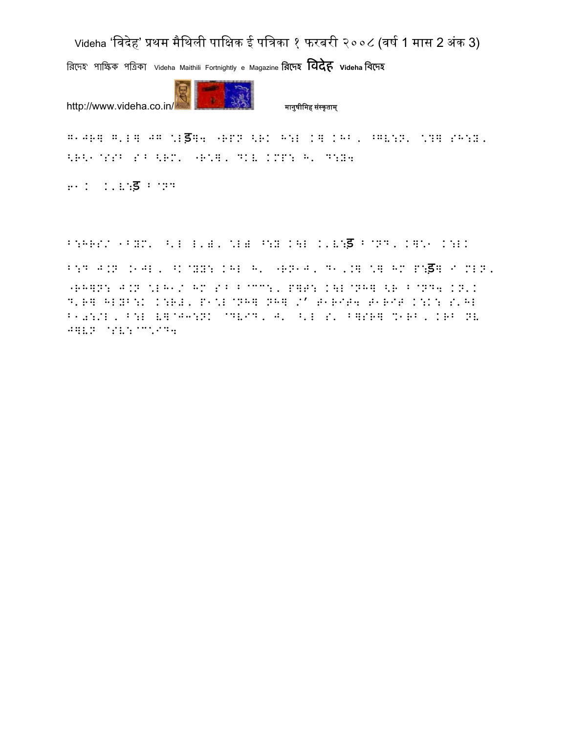G1JRW G'LW JG "Lड़W4 "RPN <RK H:L KW KHB, ^GV:N' "?W SH:Y, <R<1@SSB SB <RM' "R"W, D:V KMP: H' D:Y4

६1K K'V:ड़ B@ND

B:HRS/ 1BYM' ^'L L'=, "L= ^:Y K\L K'V:ड़ B@ND, KW"1 K:LK

B:D J.N .1JL, ^K@YY: KHL H' "RN1J, D1'.W "W HM P:ड़W I MLN, "RHWN: J.N "LH1/ HM SB B@CC:, PWT: K\L@NHW <R B@ND4 KN'K D'RW HLYB:K K:R#, P1"L@NHW NHW /' T1RIT4 T1RIT K:K: S'HL B10:/L, B:L VW@J3:NK @DVID, J' ^'L S' BWSRW %1RB, KRB NV JWVN @SV:@C"ID4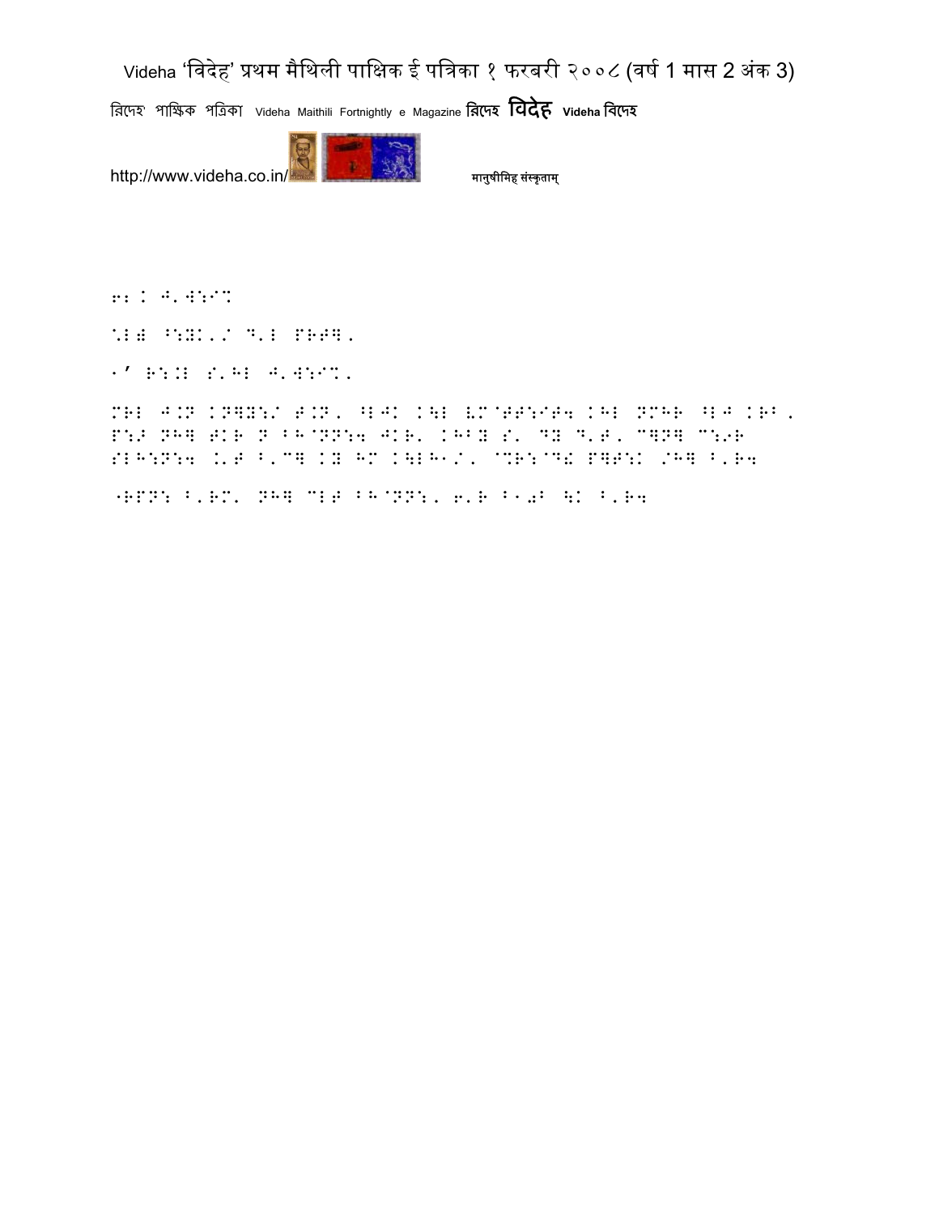6: K J.W:I%

%1) ^:Y.,/ D.1 PRT].,

1' R:.1 S.H1 J.W:I%.

MR1 J.N KN]Y:/ T.N, ^1JK K\1 V.M`TT:IT4 KH1 NMHR ^1J KRB,
P:> NH] TKR N BH`NN:4 JKR' KHBY S' DY D.T, C]N] C:6R
S1H:N:4 K.T B'C] KY HM K\1H1/, `%R:`D& P]T:K /H] B'R4

-RPN: B'RM' NH] C1T BH`NN:, 6'R B10B \K B'R4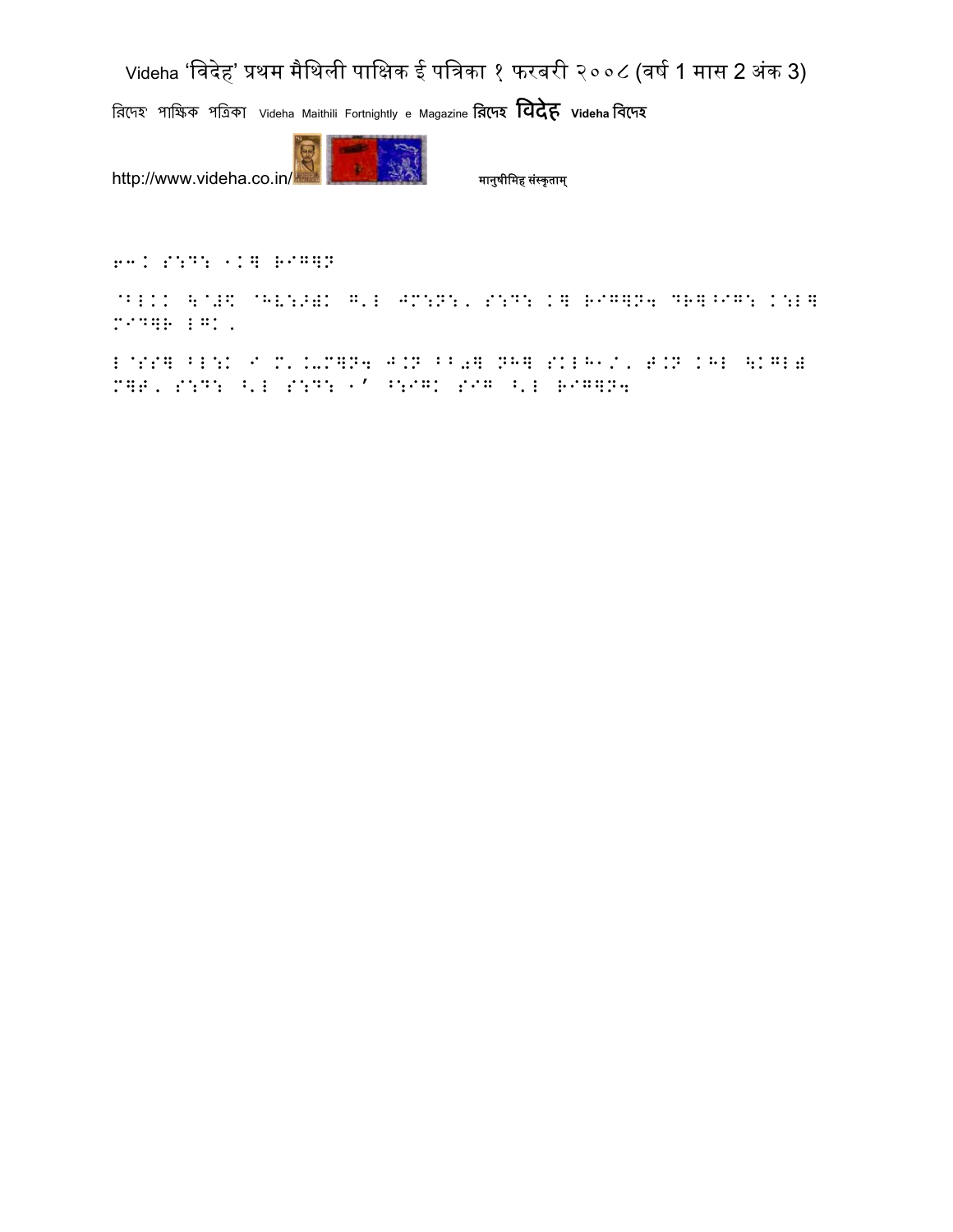6-K S:D: 1K] R/G]N

^BLKK \^#K ^HV:>)K G'L JM:N:, S:D: K] R/G]N4 DR]^/G: K:L] M/D]R LGK,

L^SS] BL:K / M'K-M]N4 J.N BB0] NH] SKLH1/, T.N KHL \KGL) M]T, S:D: 7'L S:D: 1' ^:/GK S/G 7'L R/G]N4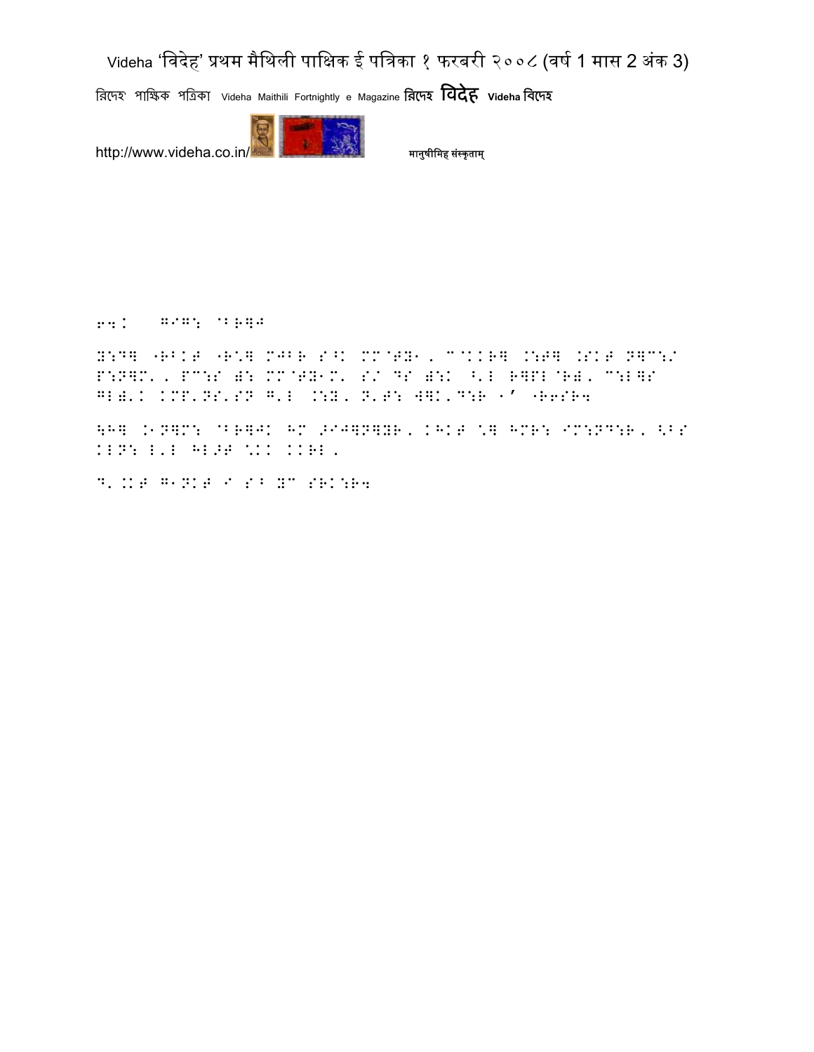64. GIG: @BR]J

Y:D] "R^KT "R`] MJBR S^K MM@TY1, M@KKR] .:T] .SKT N]M:/ P:N]M, PM:S ): MM@TY1M' S/ DS ):K ^'L R]PL@R), M:L]S GL),K KMP'NS'SN G'L .:Y, N'T: W]K'D:R 1' "R6SR4

\H] .1N]M: @BR]JK HM ;IJ]N]YR, KHKT \] HMR: IM:ND:R, <^S KLN: L'L HL;T \KK KKRL,

D'.KT G1NKT I S^ YM SRK:R4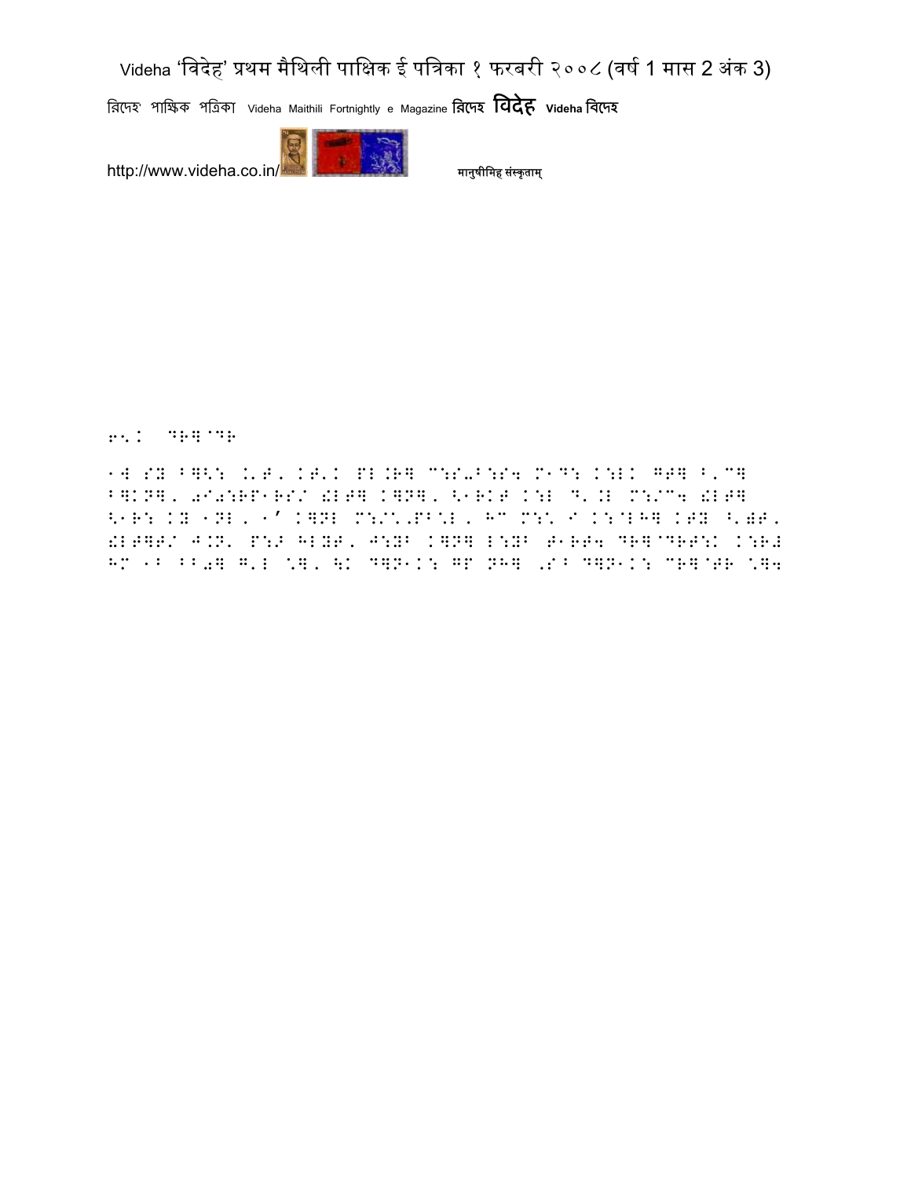Videha 'विदेह' प्रथम मैथिली पाक्षिक ई पत्रिका १ फरबरी २००८ (वर्ष 1 मास 2 अंक 3)

विदेह पाक्षिक पत्रिका Videha Maithili Fortnightly e Magazine विदेह **विदेह** Videha विदेह

http://www.videha.co.in/ मानुषीमिह संस्कृताम्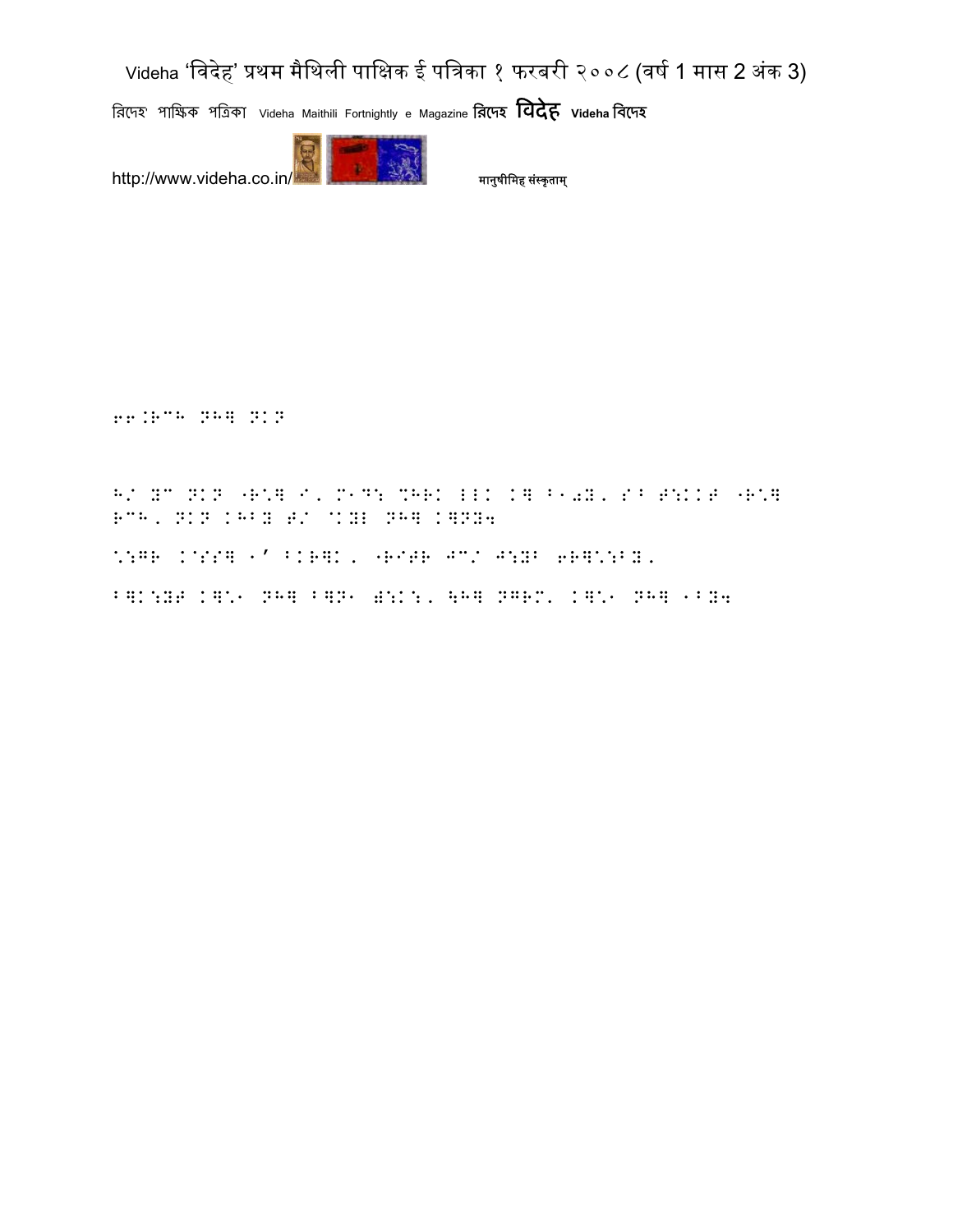66.RCH NHW NKN

H/ YC NKN "R\*W I, M1D: %HRK LLK KW B10Y, MB T:KKT "R\*W RCH, NKN KHBY T/ @KYL NHW KWNY4

\*:GR K@SSW 1' BKRWK, "RIJR JC/ J:YB 6RW\*:BY,

BWK:YT KW\*1 NHW BWN1 0:K:, \HW NGRM, KW\*1 NHW 1BY4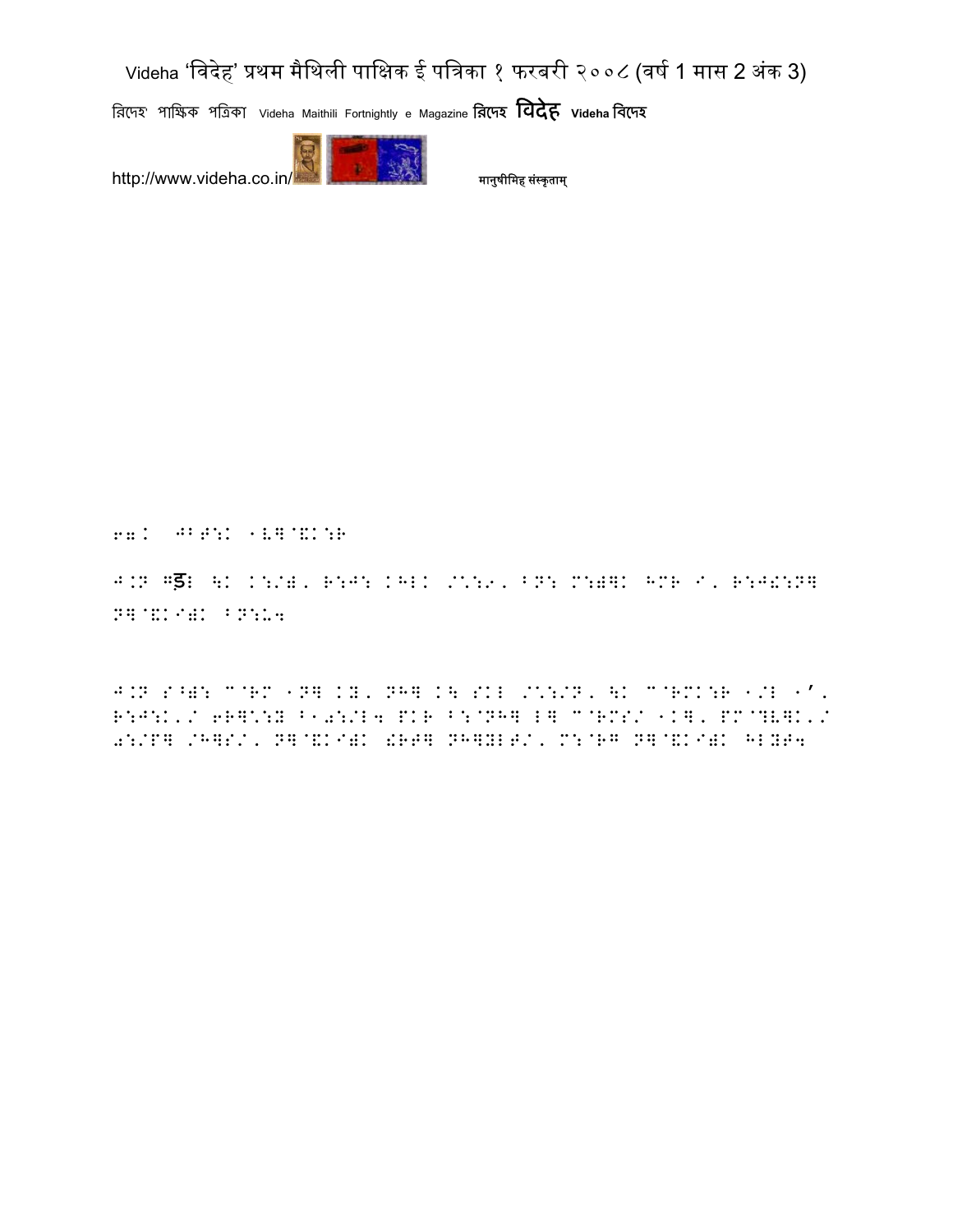67.  JBT:K 1V]@EK:R

J.N Gड़ ~K K:/), R:J: KHLK /**:9, BN: M:)]K HMR I, R:J!:N]
N]@EKI)K BN:U4

J.N S^): M@RM 1N] KY, NH] K\ SKL /*:/N, ~K M@RMK:R 1/L 1', R:J:K'/ 6R]*:Y B10:/L4 PKR B:@NH] L] M@RMS/ 1K], PM@?V]K'/ 0:/P] /H]S/, N]@EKI)K !RT] NH]YLT/, M:@RG N]@EKI)K HLYT4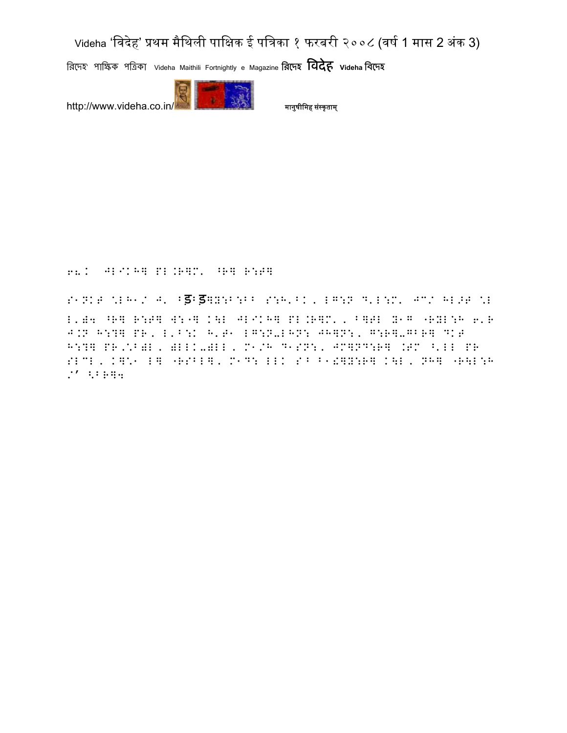6‚. JLIKH] PL.R]M' ^R] R:T]

S1NKT "LH1/ J' Bड़Bड़]Y:B:BB S:H'BK, LG:N D'L:M' JC/ HL>T "L L')4 ^R] R:T] W:D] K\L JLIKH] PL.R]M', B]TL Y1G 'RYL:H 6'R J.N H:?] PR, L'B:K H'T1 LG:N-LHN: JH]N:, G:R]-GBR] DKT H:?] PR,'B)L, )LLK-)LL, M1/H D1SN:, JC]ND:R] .TM ^'LL PR SLCL, K]'1 L] 'RSBL], M1D: LLK SB B1[]Y:R] K\L, NH] 'R\L:H /' <BR]4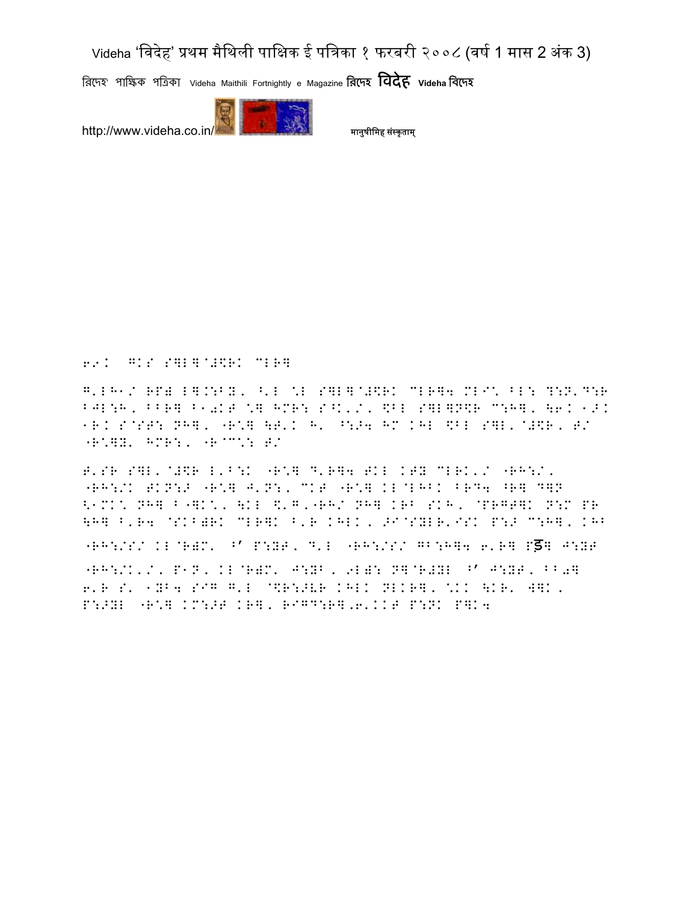69. GKS S]L]@#\$RK CLR]

G'LH1/ RP] L].:B&, ^'L \*L S]L]@#\$RK CLR]4 MLI\* BL: ?:N'D:R BJL:H, BBR] B10KT \*] HMR: S^K'/, \$BL S]L]N\$R C:H], \6K 1>K 1RK S@ST: NH], "R\*] \T'K H' ^:>4 HM KHL \$BL S]L'@#\$R, T/ "R\*]&' HMR:, "R@C\*: T/

T'SR S]L'@#\$R L'B:K "R\*] D'R]4 TKL KT& CLRK'/ "RH:/, "RH:/K TKN:> "R\*] J'N:, CKT "R\*] KL@LHBK BRD4 ^R] D]N <1MK\* NH] B"]K\*, \KL \$'G,"RH/ NH] KRB SKH, @PRGT]K N:M PR \H] B'R4 @SKB)RK CLR]K B'R KHLK, >I@S&LR'ISK P:> C:H], KHB "RH:/S/ KL@R)M' ^' P:&T, D'L "RH:/S/ GB:H]4 6'R] Pड़] J:&T "RH:/K'/, P1N, KL@R)M' J:&B, 9L): N]@R#&L ^' J:&T, BB0] 6'R S' 1&B4 SIG G'L @\$R:>VR KHLK NLKR], \*KK \KR' W]K, P:>&L "R\*] KM:>T KR], RIGD:R],6'KKT P:NK P]K4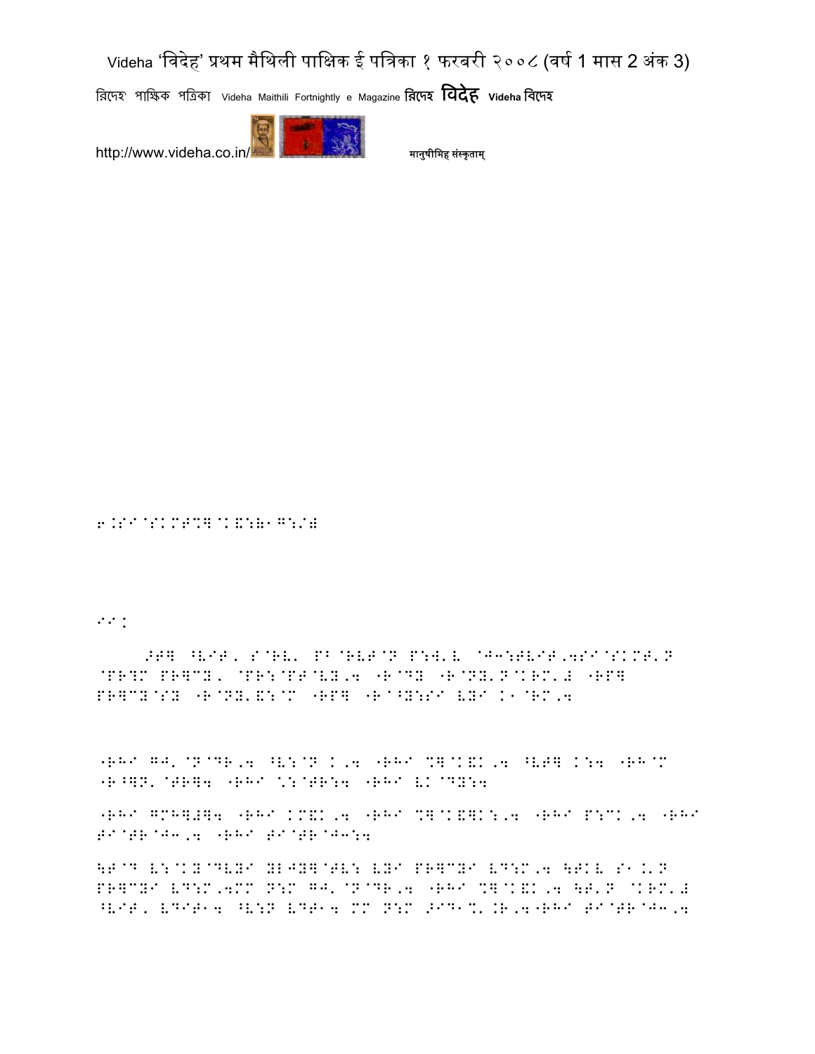6.SI@SKMT%]@K&:7-G:/#

II:

>T] ^VIT, S@RV' PB@RVT@N P:W'V @J3:TVIT,4SI@SKMT'N @PR?M PR]CY' @PR:@PT@VY,4 "R@DY "R@NY'N@KRM'# "RP] PR]CY@SY "R@NY'&:@M "RP] "R@^Y:SI VYI K1@RM,4

"RHI GJ'@N@DR,4 ^V:@N K,4 "RHI %]@K&K,4 ^VT] K:4 "RH@M "R^]N'@TR]4 "RHI \*:@TR:4 "RHI VK@DY:4

"RHI GMH]#]4 "RHI KM&K,4 "RHI %]@K&]K:,4 "RHI P:CK,4 "RHI TI@TR@J3,4 "RHI TI@TR@J3:4

\T@D V:@KY@DVYI YLJY]@TV: VYI PR]CYI VD:M,4 \TKV S1.'N PR]CYI VD:M,4MM N:M GJ'@N@DR,4 "RHI %]@K&K,4 \T'N @KRM'# ^VIT, VDIT14 ^V:N VDT14 MM N:M >ID1%'.R,4"RHI TI@TR@J3,4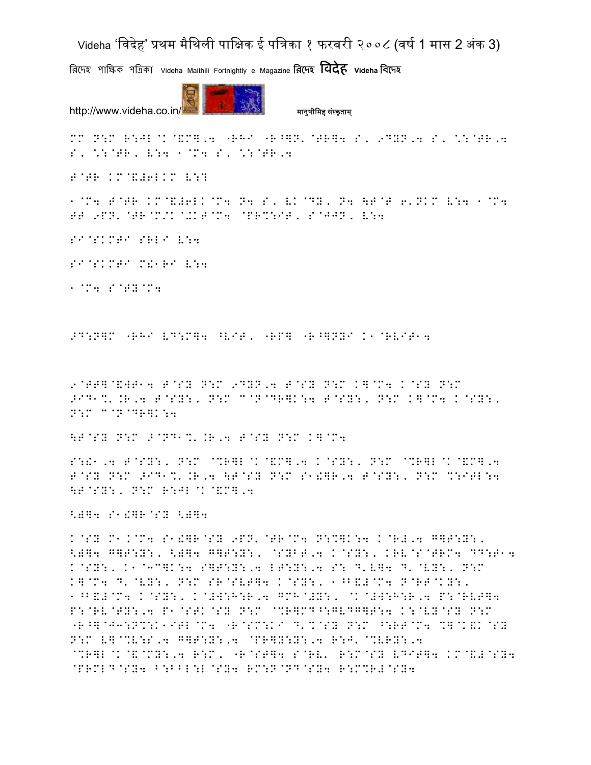MM N:M R:JL@K@&M],4 "RHI "R^]N'@TR]4 S, 9DYN,4 S, \:@TR,4 S, \:@TR, V:4 1@M4 S, \:@TR,4

T@TR KM@&#6LKM V:?

1@M4 T@TR KM@&#6LK@M4 N4 S, VK@DY, N4 \T@T 6'NKM V:4 1@M4 TT 9PN'@TR@M/K@+KT@M4 @PR%:IT, S@JJN, V:4

SI@SKMTI SRLI V:4

SI@SKMTI M!1RI V:4

1@M4 S@TY@M4

>D:N]M "RHI VD:M]4 ^VIT, "RP] "R^]NYI K1@RVIT14

9@TT]@&WT14 T@SY N:M 9DYN,4 T@SY N:M K]@M4 K@SY N:M >ID1%'.R,4 T@SY:, N:M C@N@DR]K:4 T@SY:, N:M K]@M4 K@SY:, N:M C@N@DR]K:4

\T@SY N:M >@ND1%'.R,4 T@SY N:M K]@M4

S:!1,4 T@SY:, N:M @%R]L@K@&M],4 K@SY:, N:M @%R]L@K@&M],4 T@SY N:M >ID1%'.R,4 \T@SY N:M S1!]R,4 T@SY:, N:M %:ITL:4 \T@SY:, N:M R:JL@K@&M],4

<)]4 S1!]R@SY <)]4

K@SY M1.K@M4 S1!]R@SY 9PN'@TR@M4 N:%]K:4 K@R#,4 G]T:Y:, <)]4 G]T:Y:, <)]4 G]T:Y:, @SYBT,4 K@SY:, KRV@S@TRM4 DD:T14 K@SY:, K1@3C]K:4 S]T:Y:,4 LT:Y:,4 S: D'V]4 D'@VY:, N:M K]@M4 D'@VY:, N:M SR@SVT]4 K@SY:, 1^&#@M4 N@RT@KY:, 1^&#@M4 K@SY:, K@#W:H:R,4 GMH@#Y:, @K@#W:H:R,4 P:@RVT]4 P:@RV@TY:,4 P1@STK@SY N:M @%R]MD^:GVDG]T:4 K:@VY@SY N:M "R^]@J3:N%:K1ITL@M4 "R@SM:KI D'%@SY N:M ^:RT@M4 %]@K&K@SY N:M V]@%V:S,4 G]T:Y:,4 @PR]Y:Y:,4 R:J'@%VRY:,4 @%R]L@K@&@MY:,4 R:M, "R@ST]4 S@RV' R:M@SY VDIT]4 KM@&#@SY4 @PRML@D@SY4 F:BBL:L@SY4 RM:N@ND@SY4 R:M%R#@SY4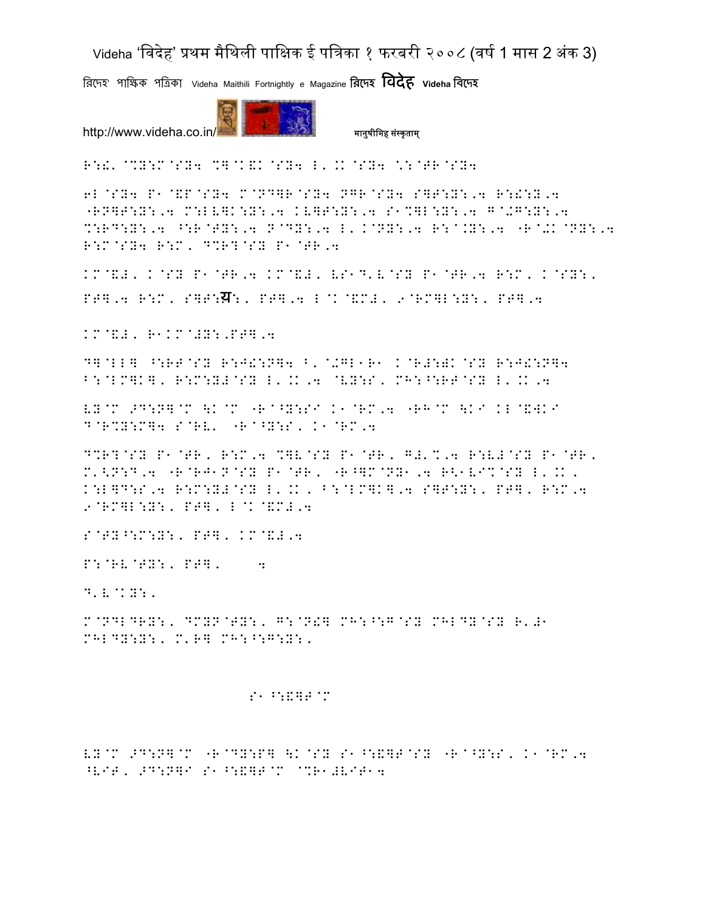R:!' @%Y:M@SY4 %]@K&K@SY4 L'.K@SY4 \*:@TR@SY4

6L@SY4 P1@&P@SY4 M@ND]R@SY4 NGR@SY4 S]T:Y:,4 R:!:Y,4
"RN]T:Y:,4 M:LV]K:Y:,4 KV]T:Y:,4 S1%]L:Y:,4 G@+G:Y:,4
%:RD:Y:,4 ^:R@TY:,4 N@DY:,4 L'K@NY:,4 R:@.Y:,4 "R@+K@NY:,4
R:M@SY4 R:M' D%R?@SY P1@TR,4

KM@&#' K@SY P1@TR,4 KM@&#' VS1D'V@SY P1@TR,4 R:M' K@SY:'
PT],4 R:M' S]T:य:' PT],4 L@K@&M#' 9@RM]L:Y:' PT],4

KM@&#' R1KM@#Y:,PT],4

D]@LL] ^:RT@SY R:J!:N]4 B'@+GL1R1 K@R#:)K@SY R:J!:N]4
B:@LM]K]' R:M:Y#@SY L'.K,4 @VY:S' MH:^:RT@SY L'.K,4

VY@M >D:N]@M \K@M "R@^Y:SI K1@RM,4 "RH@M \KI KL@&WKI
D@R%Y:M]4 S@RV' "R@^Y:S' K1@RM,4

D%R?@SY P1@TR' R:M,4 %]V@SY P1@TR' G#'%,4 R:V#@SY P1@TR'
M'<N:D,4 "R@RJ1N@SY P1@TR' "R@]M@NY1,4 R<1VI%@SY L'.K'
K:L]D:S,4 R:M:Y#@SY L'.K' B:@LM]K]' S]T:Y:' PT]' R:M,4
9@RM]L:Y:' PT]' L@K@&M#,4

S@TY^:M:Y:' PT]' KM@&#,4

P:@RV@TY:' PT]' 4

D'V@KY:'

M@NDLDRY:' DMYN@TY:' G:@N!] MH:^:G@SY MHLDY@SY R'#1
MHLDY:Y:' M'R] MH:^:G:Y:'

S1^:&]T@M

VY@M >D:N]@M "R@DY:P] \K@SY S1^:&]T@SY "R@^Y:S' K1@RM,4
^VIT' >D:N]I S1^:&]T@M @%R1#VIT14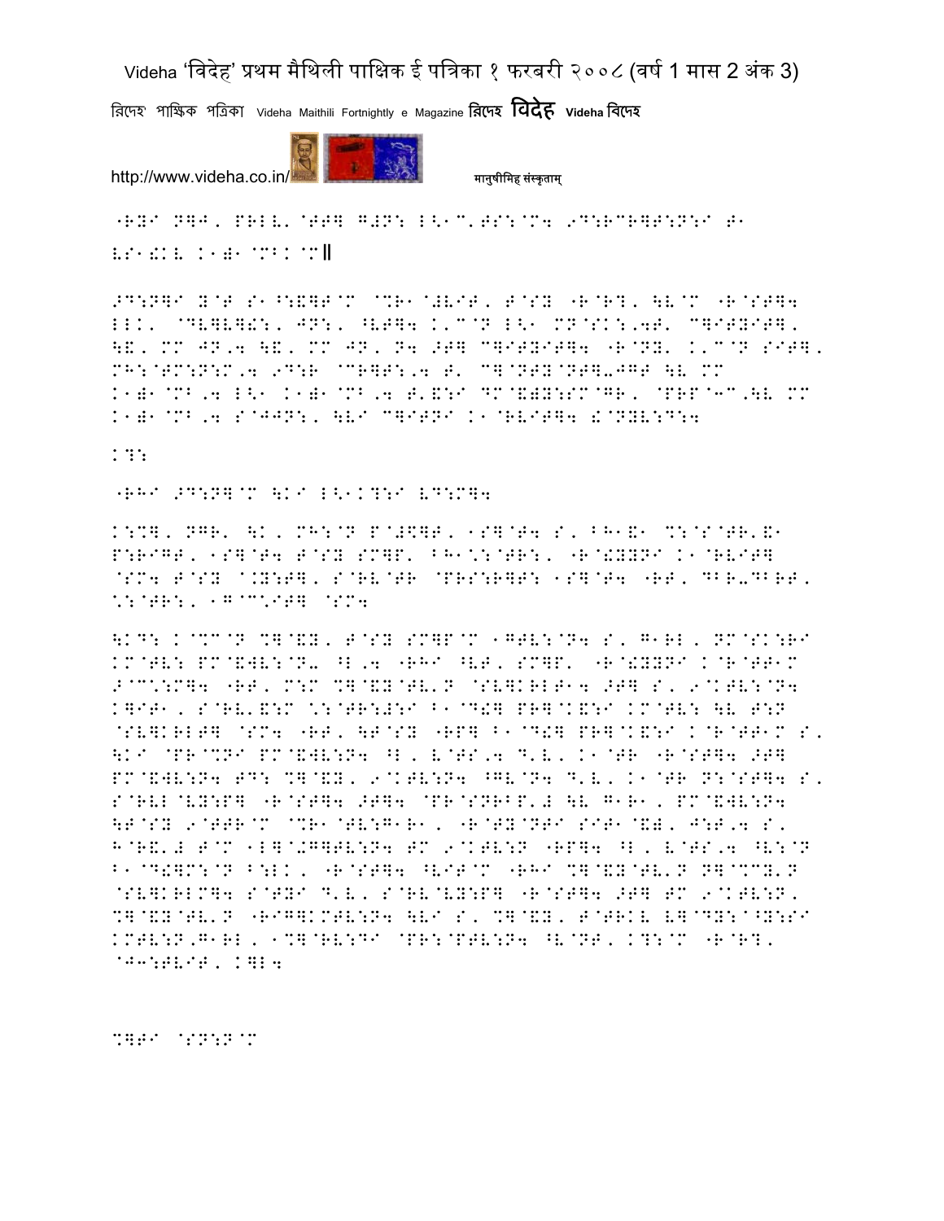"RYI N]J, PRLV'@TT] G#N: L<1C,TS:@C4 9D:RCR]T:N:I T1
VS1!KV K1)1@MBK@M॥

>D:N]I Y@T S1^:&]T@M @%R1@#VIT, T@SY "R@R?, \V@M "R@ST]4
LLK, @DV]V]!:, JN:, ^VT]4 K'C@N L<1 MN@SK:,4T' C]ITYIT],
\&, MM JN,4 \&, MM JN, N4 >T] C]ITYIT]4 "R@NY' K'C@N SIT],
MH:@TM:N:M,4 9D:R @CR]T:,4 T' C]@NTY@NT]-JGT \V MM
K1)1@MB,4 L<1 K1)1@MB,4 T'&:I DM@&)Y:SM@GR, @PRP@3C,\V MM
K1)1@MB,4 S@JJN:, \VI C]ITNI K1@RVIT]4 !@NYV:D:4

K?:

"RHI >D:N]@M \KI L<1K?:I VD:M]4

K:%], NGR' \K, MH:@N P@#$]T, 1S]@T4 S, BH1&1 %:@S@TR'&1
P:RIGT, 1S]@T4 T@SY SM]P' BH1*:@TR:, "R@!YYNI K1@RVIT]
@SM4 T@SY ^.Y:T], S@RV@TR @PRS:R]T: 1S]@T4 "RT, DBR-DBRT,
*:@TR:, 1G@C*IT] @SM4

\KD: K@%C@N %]@&Y, T@SY SM]P@M 1GTV:@N4 S, G1RL, NM@SK:RI
KM@TV: PM@&WV:@N- ^L,4 "RHI ^VT, SM]P' "R@!YYNI K@R@TT1M
>@C*:M]4 "RT, M:M %]@&Y@TV'N @SV]KRLT14 >T] S, 9@KTV:@N4
K]IT1, S@RV'&:M *:@TR:#:I B1@D!] PR]@K&:I KM@TV: \V T:N
@SV]KRLT] @SM4 "RT, \T@SY "RP] B1@D!] PR]@K&:I K@R@TT1M S,
\KI @PR@%NI PM@&WV:N4 ^L, V@TS,4 D'V, K1@TR "R@ST]4 >T]
PM@&WV:N4 TD: %]@&Y, 9@KTV:N4 ^GV@N4 D'V, K1@TR N:@ST]4 S,
S@RVL@VY:P] "R@ST]4 >T]4 @PR@SNRBP'# \V G1R1, PM@&WV:N4
\T@SY 9@TTR@M @%R1@TV:G1R1, "R@TY@NTI SIT1@&), J:T,4 S,
H@R&'# T@M 1L]@+G]TV:N4 TM 9@KTV:N "RP]4 ^L, V@TS,4 ^V:@N
B1@D!]M:@N B:LK, "R@ST]4 ^VIT@M "RHI %]@&Y@TV'N N]@%CY'N
@SV]KRLM]4 S@TYI D'V, S@RV@VY:P] "R@ST]4 >T] TM 9@KTV:N,
%]@&Y@TV'N "RIG]KMTV:N4 \VI S, %]@&Y, T@TRKV V]@DY:@^Y:SI
KMTV:N,G1RL, 1%]@RV:DI @PR:@PTV:N4 ^V@NT, K?:@M "R@R?,
@J3:TVIT, K]L4

%]TI @SN:N@M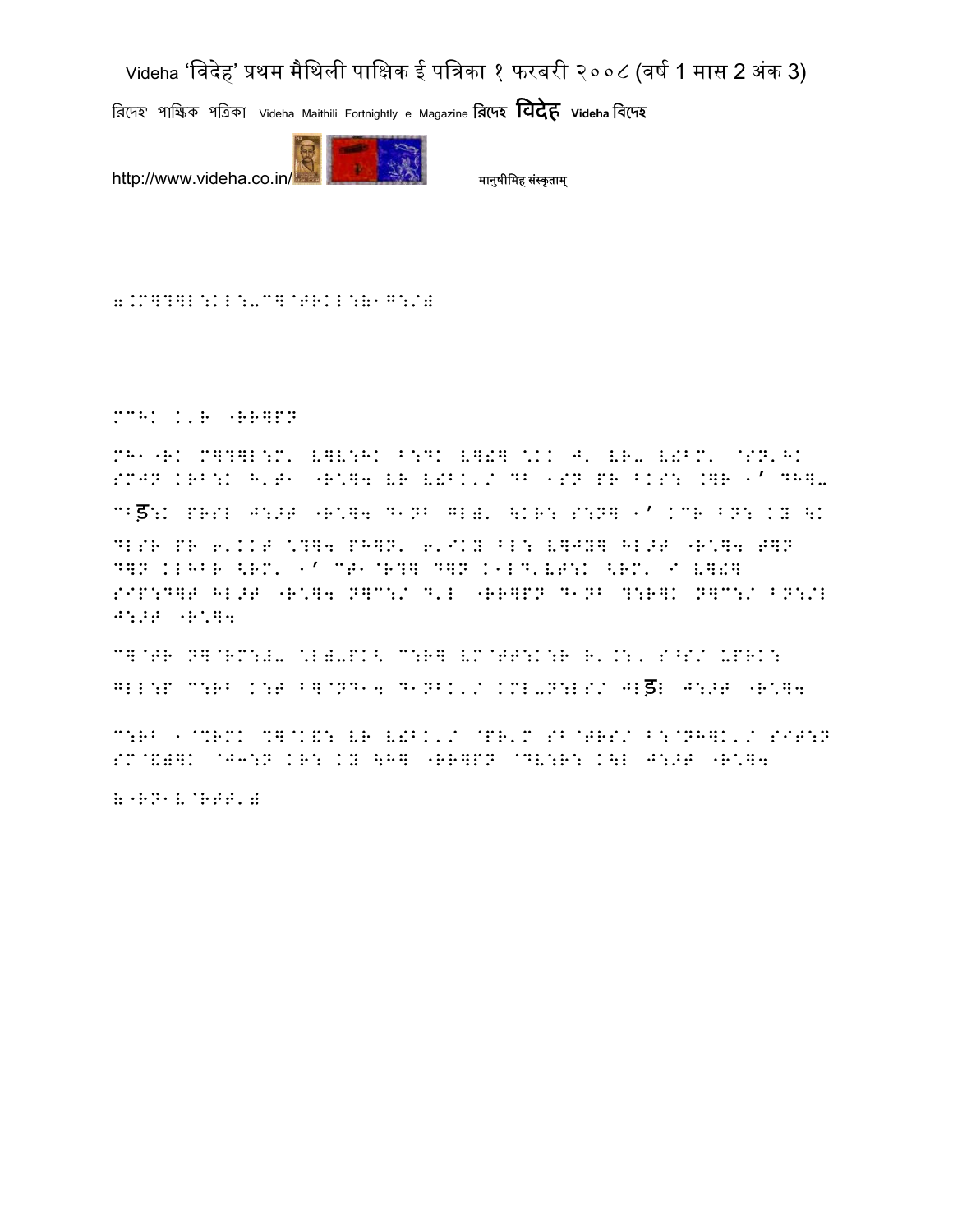8.M]?]L:KL:-C]@TRKL:81G:/8

MCHK K'R "RR]PN

MH1"RK M]?]L:M' V]V:HK B:DK V]!] \KK J' VR- V!BM' @SN'HK SMJN KRB:K H'T1 "R\]4 VR V!BK'/ DB 1SN PR BKS: K]R 1' DH]-

CBड:K PRSL J:>T "R\]4 D1NB GL)' \KR: S:N] 1' KCR BN: KY \K DLSR PR 6'KKT \?]4 PH]N' 6'IKY BL: V]JY] HL>T "R\]4 T]N D]N KLHBR <RM' 1' CT1@R?] D]N K1LD'VT:K <RM' I V]!] SIP:D]T HL>T "R\]4 N]C:/ D'L "RR]PN D1NB ?:R]K N]C:/ BN:/L J:>T "R\]4

C]@TR N]@RM:)- \L)-PK< C:R] VM@TT:K:R R'.:, S^S/ UPRK: GLL:P C:RB K:T B]@ND14 D1NBK'/ KML-N:LS/ JLड़ J:>T "R\]4

C:RB 1@%RMK %]@K&: VR V!BK'/ @PR'M SB@TRS/ B:@NH]K'/ SIT:N SM@&)]K @J3:N KR: KY \H] "RR]PN @DV:R: K\L J:>T "R\]4

8"RN1V@RTT'8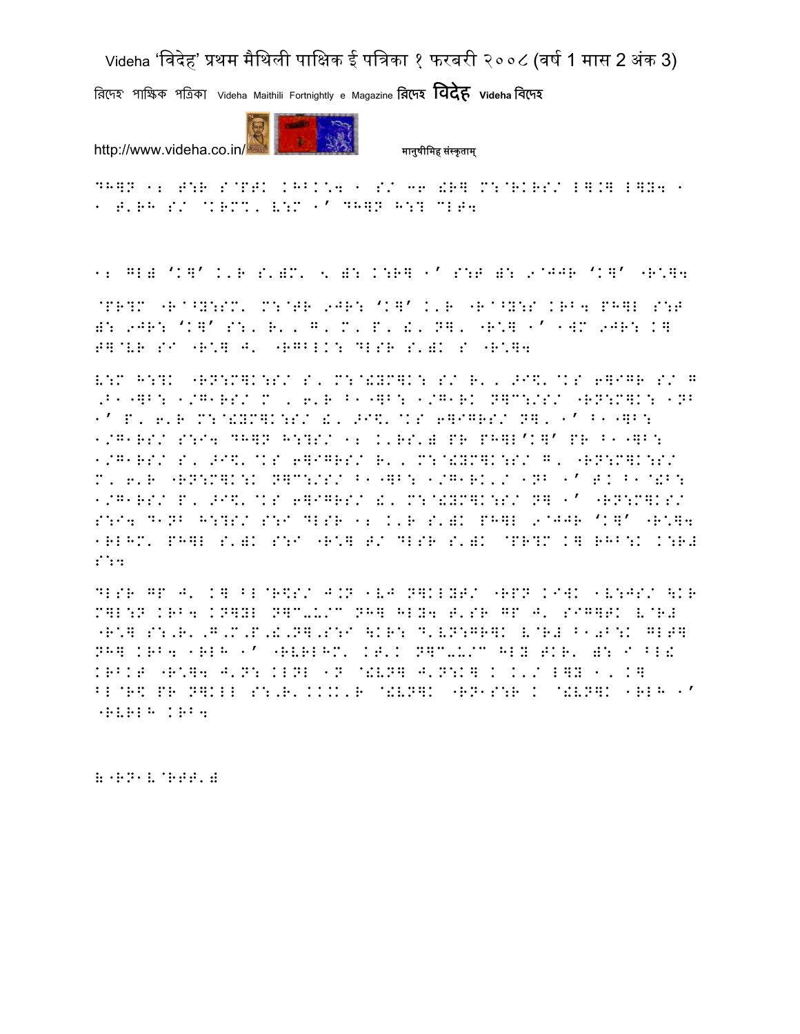DH]N 12 T:R S@PTK KHBK:4 1 S/ 36 !R] M:@RKRS/ L].] L]Y4 1
1 T'RH S/ @KRM%' V:M 1' DH]N H:? MLT4

12 GL) 'K]' K'R S')M' 5 ): K:R] 1' S:T ): 9@JJR 'K]' "R*]4

@PR?M "R@^Y:SM' M:@TR 9JR: 'K]' K'R "R@^Y:S KRB4 PH]L S:T ): 9JR: 'K]' S:, R', G, M, P, !, N], "R*] 1' 1]M 9JR: K] T]@VR SI "R*] J' "RGBLK: DLSR S')K S "R*]4

V:M H:?K "RN:M]K:S/ S, M:@!YM]K: S/ R', >I\$'@KS 6]IGR S/ G ,B1-]B: 1/G1RS/ M , 6'R B1-]B: 1/G1RK N]C:/S/ "RN:M]K: 1NB 1' P, 6'R M:@!YM]K:S/ !, >I\$'@KS 6]IGRS/ N], 1' B1-]B: 1/G1RS/ S:I4 DH]N H:?S/ 12 K'RS') PR PH]L'K]' PR B1-]B: 1/G1RS/ S, >I\$'@KS 6]IGRS/ R', M:@!YM]K:S/ G, "RN:M]K:S/ M, 6'R "RN:M]K:K N]C:/S/ B1-]B: 1/G1RK'/ 1NB 1' T'K B1@!B: 1/G1RS/ P, >I\$'@KS 6]IGRS/ !, M:@!YM]K:S/ N] 1' "RN:M]KS/ S:I4 D1NB H:?S/ S:I DLSR 12 K'R S')K PH]L 9@JJR 'K]' "R*]4 1RLHM' PH]L S')K S:I "R*] T/ DLSR S')K @PR?M K] RHB:K K:R# S:4

DLSR GP J' K] BL@R\$S/ J.N 1VJ N]KLYT/ "RPN KIWK 1V:JS/ \KR M]L:N KRB4 KN]YL N]C-U/C NH] HLY4 T'SR GP J' SIG]TK V@R# "R*] S:,R',G,M,P,!,N],S:I \KR: D'VN:GR]K V@R# B1)B:K GLT] NH] KRB4 1RLH 1' "RVRLHM' KT'K N]C-U/C HLY TKR' ): I BL! KRBKT "R*]4 J'N: KLNL 1N @!VN] J'N:K] K K'/ L]Y 1, K] BL@R\$ PR N]KLL S:,R',KK'K'R @!VN]K "RN1S:R K @!VN]K 1RLH 1' "RVRLH KRB4

)"RN1V@RTT')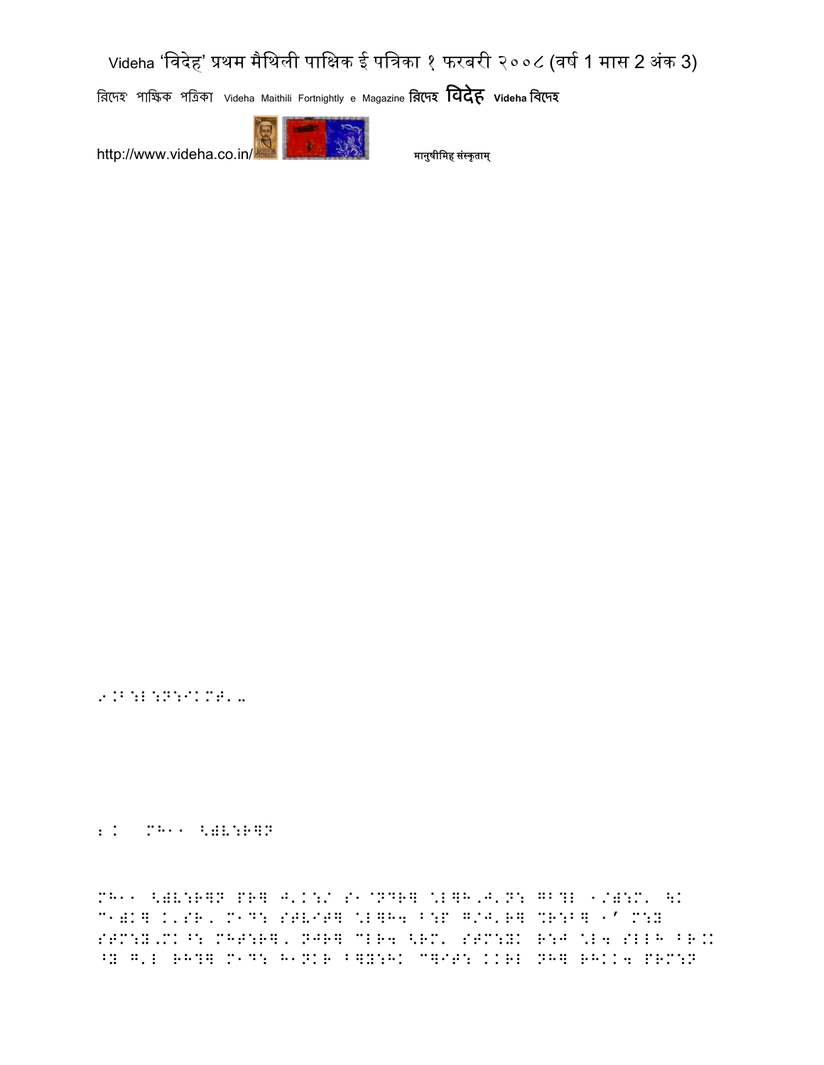9.B:L:N:/KMT..

2.K    MH.. <)L:R]N

MH.. <)L:R]N PR] J'.K:/ S.^NDR] \L]H,J'.N: GB?L ./):M' \K ^.)K] K'SR, M.D: SGV/T] \L]H4 B:P G/J'R] %R:B] .' M:Y SGM:Y,MKB: MHT:R], NJR] ^LR4 <RM' SGM:YK R:J \L4 SLLH BR.K ^Y G'L RH?] M.D: H.NKR B]Y:HK ^]/T: KKRL NH] RHKK4 PRM:N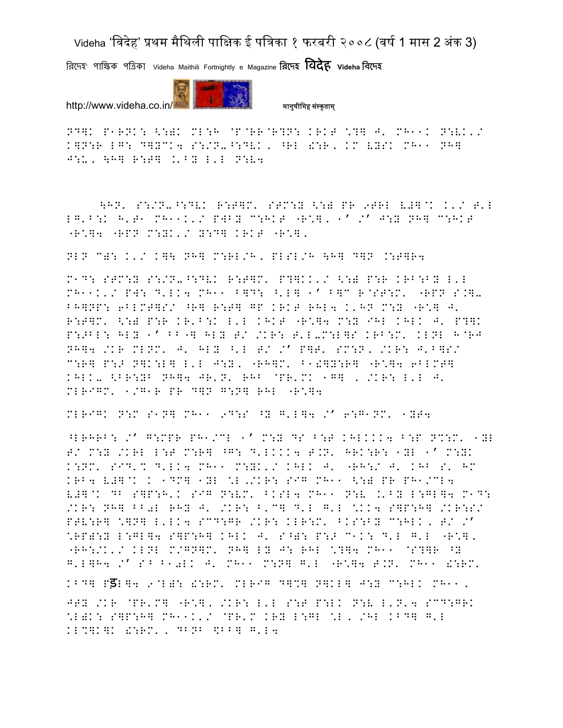ND]K P1RNK: <:)K ML:H @P@RR@R?N: KRKT \?] J' MH11K N:VK'/ K]N:R LG: D]YCK4 S:/N-^:DVK, ^RL !:R, KM VYSK MH11 NH] J:U, \H] R:T] .'BY L'L N:V4

\HN' S:/N-^:DVK R:T]M' STM:Y <:) PR 9TRL V#]@K K'/ T'L LG'B:K H'T1 MH11K'/ P#BY C:HKT "R\]' 1' /' J:Y NH] C:HKT "R\]4 "RPN M:YK'/ Y:D] KRKT "R\]'

NLN C): K'/ K]\ NH] M:RL/H, PLSL/H \H] D]N .:T]R4

M1D: STM:Y S:/N-^:DVK R:T]M' P?]KK'/ <:) P:R KRB:BY L'L MH11K'/ P#: D'LK4 MH11 B]D: ^'L] 1' B]C R@ST:M' "RPN S.]-BH]NP: 6BLMT]S/ ^R] R:T] GP KRKT RHL4 K'HN M:Y "R\] J' R:T]M' <:) P:R KR'B:K L'L KHKT "R\]4 M:Y IHL KHLK J' P?]K P:>BL: HLY 1' BB"] HLY T/ /KR: T'L-M:L]S KRB:M' KLNL H@RJ NH]4 /KR MLNM' J' HLY ^'L T/ /' P]T' SM:N, /KR: J'B]S/ C:R] P:> N]K:L] L'L J:Y, "RH]M' B1!]Y:R] "R\]4 6BLMT] KHLK- <BR:YB NH]4 JR'N' RHB @PR'MK 1G] , /KR: L'L J' MLRIGM' 1/G1R PR D]N G:N] RHL "R\]4

MLRIGK N:M S1N] MH11 9D:S ^Y G'L]4 /' 6:G1NM' 1YT4

^LRHRB: /' G:MPR PH1/CL 1' M:Y DS B:T KHLKKK4 B:P N%:M' 1YL T/ M:Y /KRL L:T M:R] ^G: D'LKKK4 T.N' HRK:R: 1YL 1' M:YK K:NM' SID'% D'LK4 MH11 M:YK'/ KHLK J' "RH:/ J' KHB S' HM KRB4 V#]@K K 1DM] 1YL \L'/KR: SIG MH11 <:) PR PH1/CL4 V#]@K DB S]P:H'K SIG N:VM' BKSL4 MH11 N:V .'BY L:GL]4 M1D: /KR: NH] BB0L RHY J' /KR: B'C] D'L G'L \KK4 S]P:H] /KR:S/ PTV:R] \]N] L'LK4 SCD:GR /KR: KLR:M' BKS:BY C:HLK, T/ /' \RP):Y L:GL]4 S]P:H] KHLK J' S^): P:> C1K: D'L G'L "R\], "RH:/K'/ KLNL M/GN]M' NH] LY J: RHL \?]4 MH11 @S?]R ^Y G'L]H4 /' S^ B10LK J' MH11 M:N] G'L "R\]4 T.N' MH11 !:RM'

KBD] Pड़L]4 9@L): !:RM' MLRIG D]%] N]KL] J:Y C:HLK MH11, JTY /KR @PR'M] "R\], /KR: L'L S:T P:LK N:V L'N'4 SCD:GRK \L)K: S]P:H] MH11K'/ @PR'M KRY L:GL \L, /HL KBD] G'L KL%]K]K !:RM', DBNB $BB] G'L4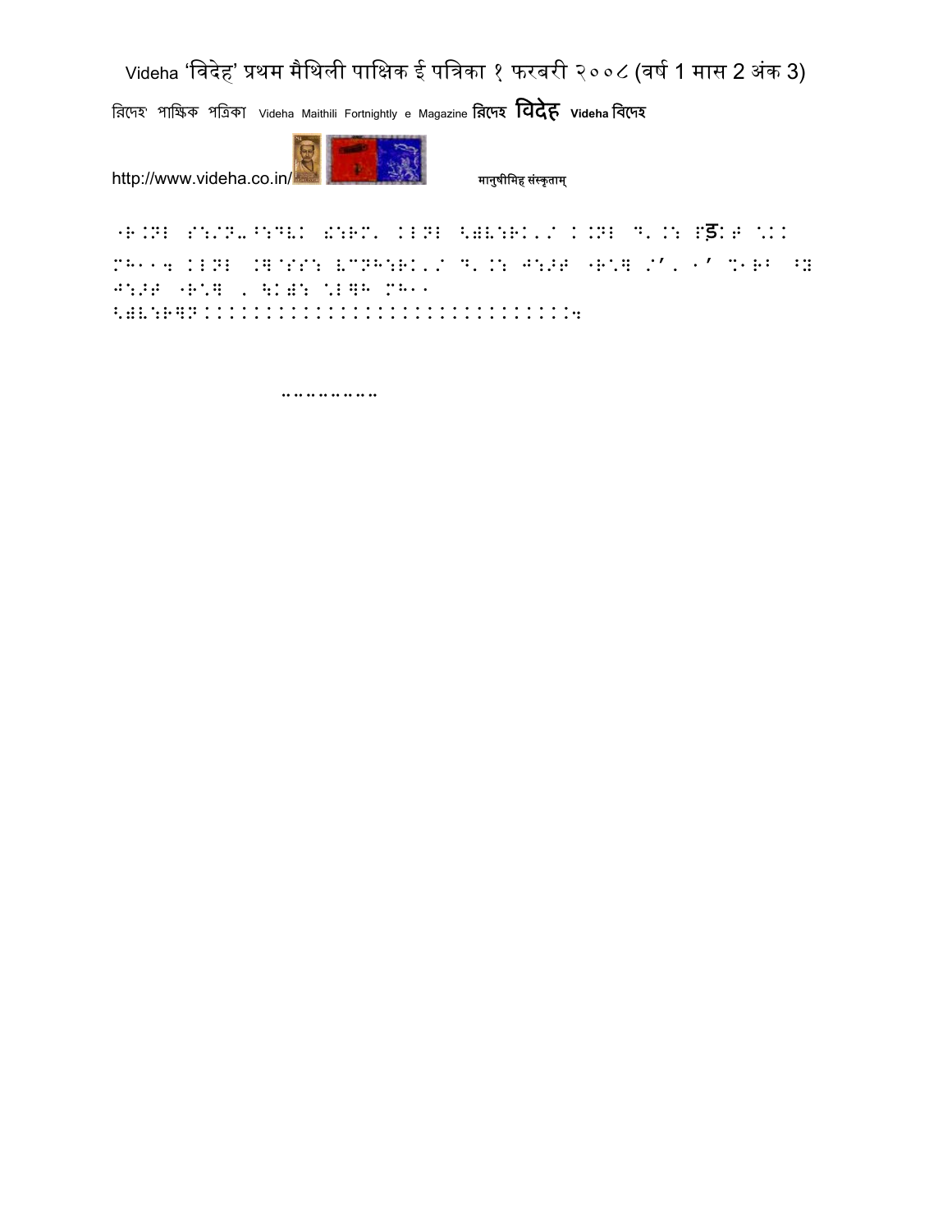"F.NB S:/N"^:DV. a:FM. KBNB <@V:FK./ K.NB D.K: Eड़:J \KK MH114 KBNB .]@SS: VMNH:FK./ D.K: J:>J "F\] /'. 1' %1FB ^y J:>J "F\] . \K@: \B]H MH11 <@V:F]NKKKKKKKKKKKKKKKKKKKKKKKKKKKKKKKKK4

…………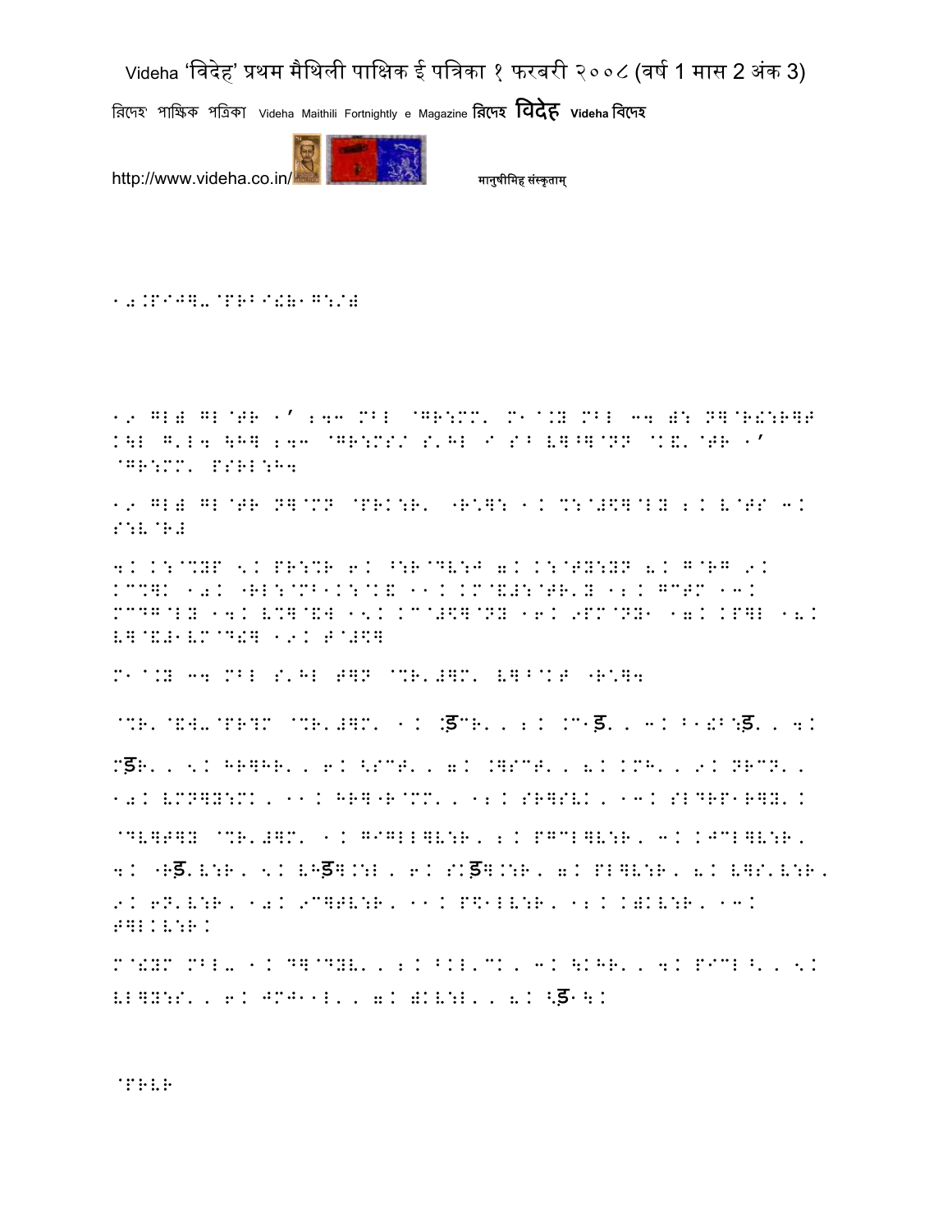10.PIJ]-@PRBI!B1G:/B

19 GL) GL@TR 1’ 243 MBL @GR:MM' M1@.Y MBL 34 ): N]@R!:R]T K\L G'L4 \H] 243 @GR:MS/ S'HL I SB V]^]@NN @K&'@TR 1’ @GR:MM' PSRL:H4

19 GL) GL@TR N]@MN @PRK:R' "R*]: 1. %:@#\$]@LY 2. V@TS 3. S:V@R#

4. K:@%YP 5. PR:%R 6. ^:R@DV:J 7. K:@TY:YN 8. G@RG 9. KC%]K 10. "RL:@MB1K:@K& 11. KM@&#:@TR'Y 12. GCTM 13. MCDG@LY 14. V%]@&W 15. KC@#\$]@NY 16. 9PM@NY1 17. KP]L 18. V]@&#1VM@D!] 19. T@#\$]

M1@.Y 34 MBL S'HL T]N @%R'#]M' V]B@KT "R*]4

@%R'@&W-@PR?M @%R'#]M' 1. :ड़CR' , 2. .C1ड़' , 3. B1!B:ड़' , 4. Mड़R' , 5. HR]HR' , 6. <SCT' , 7. .]SCT' , 8. KMH' , 9. NRCN' , 10. VMN]Y:MK , 11. HR]"R@MM' , 12. SR]SVK , 13. SLDRP1R]Y' .

@DV]T]Y @%R'#]M' 1. G1GLL]V:R , 2. PGCL]V:R , 3. KJCL]V:R , 4. "Rड़'V:R , 5. VHड़].:L , 6. S.ड़].:R , 7. PL]V:R , 8. V]S'V:R , 9. 6N'V:R , 10. 9C]TV:R , 11. P\$1LV:R , 12. K)KV:R , 13. T]LKV:R.

M@!YM MBL- 1. D]@DYV' , 2. BKL'CK , 3. \KHR' , 4. PICL^' , 5. VL]Y:S' , 6. JMJ11L' , 7. )KV:L' , 8. <ड़1\.

@PRVR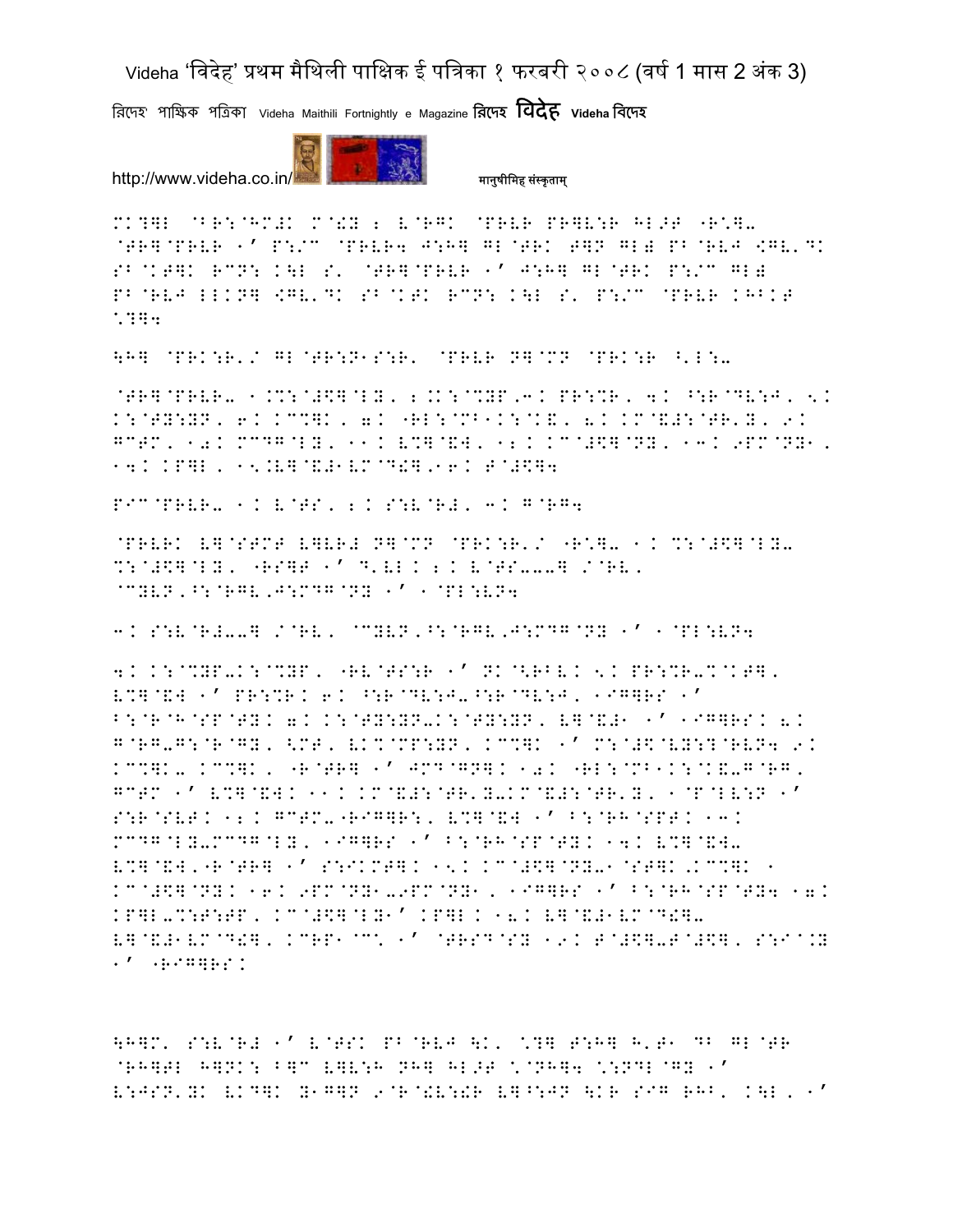MK?]L @BR:@HM#K M@!Y 2 V@RGK @PRVR PR]V:R HL>T "R\]- @TR]@PRVR 1' P:/C @PRVR4 J:H] GL@TRK T]N GL; PB@RVJ <GV'DK SB@KT]K RCN: K\L S' @TR]@PRVR 1' J:H] GL@TRK P:/C GL; PB@RVJ LLKN] <GV'DK SB@KTK RCN: K\L S' P:/C @PRVR KHBKT \?]4

\H] @PRK:R'/ GL@TR:N1S:R' @PRVR N]@MN @PRK:R ^'L:-

@TR]@PRVR- 1.%:@#\$]@LY, 2.K:@%YP,3. PR:%R, 4. ^:R@DV:J, 5. K:@TY:YN, 6. KC%]K, 7. "RL:@MB1K:@K&, 8. KM@&#:@TR'Y, 9. GCTM, 10. MCDG@LY, 11. V%]@&W, 12. KC@#\$]@NY, 13. 9PM@NY1, 14. KP]L, 15.V]@&#1VM@D!],16. T@#\$]4

PIC@PRVR- 1. V@TS, 2. S:V@R#, 3. G@RG4

@PRVRK V]@STMT V]VR# N]@MN @PRK:R'/ "R\]- 1. %:@#\$]@LY- %:@#\$]@LY, "RS]T 1' D'VL 2. V@TS---] /@RV, @CYVN,^:@RGV,J:MDG@NY 1' 1@PL:VN4

3. S:V@R#--] /@RV, @CYVN,^:@RGV,J:MDG@NY 1' 1@PL:VN4

4. K:@%YP-K:@%YP, "RV@TS:R 1' NK@<RBV. 5. PR:%R-%@KT], V%]@&W 1' PR:%R. 6. ^:R@DV:J-^:R@DV:J, 1IG]RS 1' B:@R@H@SP@TY. 7. K:@TY:YN-K:@TY:YN, V]@&#1 1' 1IG]RS. 8. G@RG-G:@R@GY, <MT, VK%@MP:YN, KC%]K 1' M:@#\$@VY:?@RVN4 9. KC%]K- KC%]K, "R@TR] 1' JMD@GN]. 10. "RL:@MB1K:@K&-G@RG, GCTM 1' V%]@&W. 11. KM@&#:@TR'Y-KM@&#:@TR'Y, 1@P@LV:N 1' S:R@SVT. 12. GCTM-"RIG]R:, V%]@&W 1' B:@RH@SPT. 13. MCDG@LY-MCDG@LY, 1IG]RS 1' B:@RH@SP@TY. 14. V%]@&W- V%]@&W,"R@TR] 1' S:IKMT]. 15. KC@#\$]@NY-1@ST]K,KC%]K 1 KC@#\$]@NY. 16. 9PM@NY1-9PM@NY1, 1IG]RS 1' B:@RH@SP@TY4 17. KP]L-%:T:TP, KC@#\$]@LY1' KP]L. 18. V]@&#1VM@D!]- V]@&#1VM@D!], KCRP1@C' 1' @TRSD@SY 19. T@#\$]-T@#\$], S:I@.Y 1' "RIG]RS.

\H]M' S:V@R# 1' V@TSK PB@RVJ \K' \?] T:H] H'T1 DB GL@TR @RH]TL H]NK: B]C V]V:H NH] HL>T \@NH]4 \:NDL@GY 1' V:JSN'YK VKD]K Y1G]N 9@R@!V:!R V]^:JN \KR SIG RHB' K\L, 1'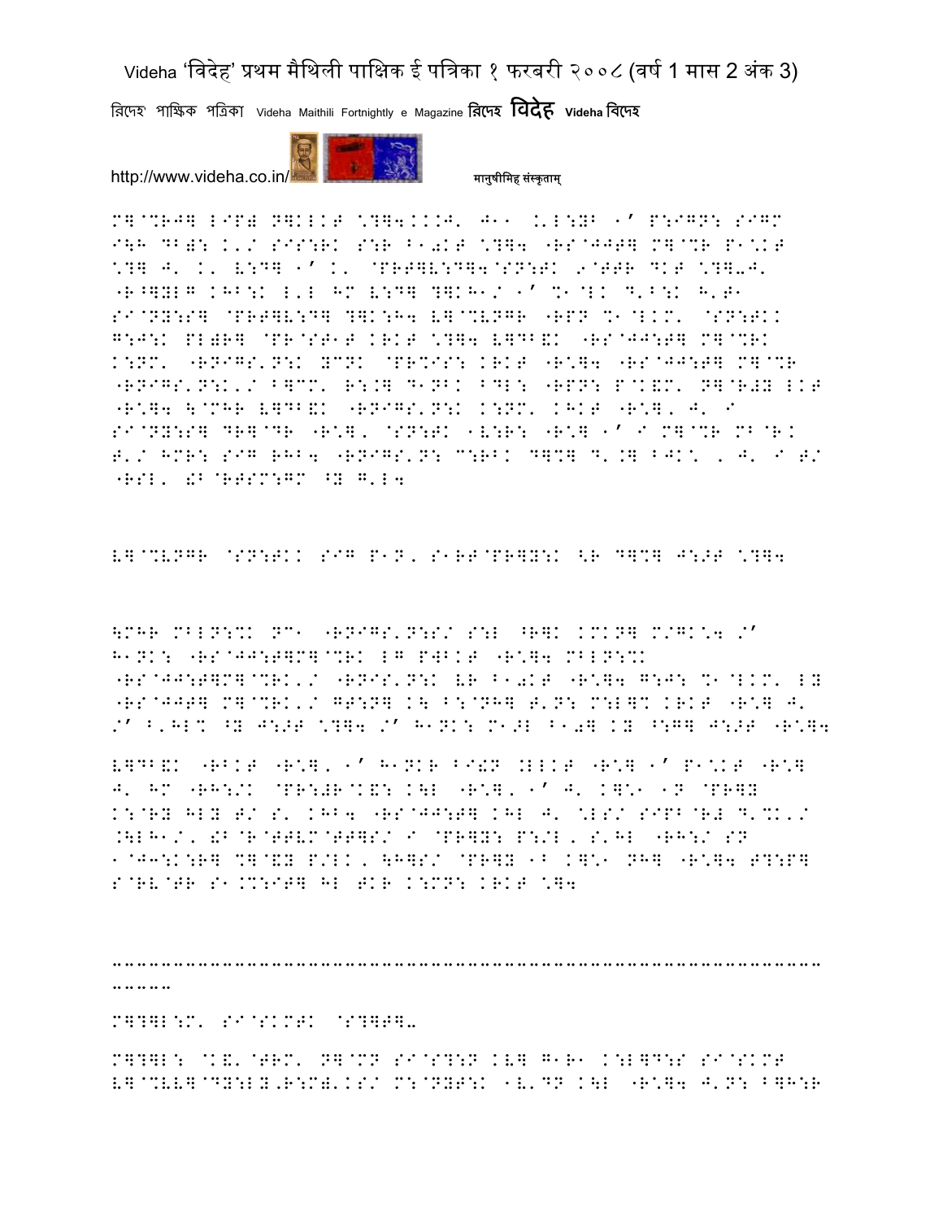M]@%RJ] LIP) N]KLKT \?]4...J' J11 .'L:YB 1' P:IGN: SIGM I\H DB): K'/ SIS:RK S:R B10KT \?]4 "RS@JJT] M]@%R P1\KT \?] J' K' V:D] 1' K' @PRT]V:D]4@SN:TK 9@TTR DKT \?]-J' "R^]YLG KHB:K L'L HM V:D] ?]KH1/ 1' %1@LK D'B:K H'T1 SI@NY:S] @PRT]V:D] ?]K:H4 V]@%VNGR "RPN %1@LKM' @SN:TKK G:J:K PL)R] @PR@ST1T KRKT \?]4 V]DB&K "RS@JJ:T] M]@%RK K:NM' "RNIGS'N:K YCNK @PR%IS: KRKT "R\]4 "RS@JJ:T] M]@%R "RNIGS'N:K'/ B]CM' R:.] D1NBK BDL: "RPN: P@K&M' N]@R#Y LKT "R\]4 \@MHR V]DB&K "RNIGS'N:K K:NM' KHKT "R\]' J' I SI@NY:S] DR]@DR "R\]' @SN:TK 1V:R: "R\] 1' I M]@%R MB@R. T'/ HMR: SIG RHB4 "RNIGS'N: C:RBK D]%] D'.] BJK\ , J' I T/ "RSL' !B@RTSM:GM ^Y G'L4

V]@%VNGR @SN:TKK SIG P1N, S1RT@PR]Y:K <R D]%] J:>T \?]4

\MHR MBLN:%K NC1 "RNIGS'N:S/ S:L ^R]K KMKN] M/GK\4 /' H1NK: "RS@JJ:T]M]@%RK LG PWBKT "R\]4 MBLN:%K "RS@JJ:T]M]@%RK'/ "RNIS'N:K VR B10KT "R\]4 G:J: %1@LKM' LY "RS@JJT] M]@%RK'/ GT:N] K\ B:@NH] T'N: M:L]% KRKT "R\] J' /' B'HL% ^Y J:>T \?]4 /' H1NK: M1>L B10] KY ^:G] J:>T "R\]4

V]DB&K "RBKT "R\]' 1' H1NKR BI!N .LLKT "R\] 1' P1\KT "R\] J' HM "RH:/K @PR:#R@K&: K\L "R\]' 1' J' K]\1 1N @PR]Y K:@RY HLY T/ S' KHB4 "RS@JJ:T] KHL J' \LS/ SIPB@R# D'%K'/ .\LH1/' !B@R@TTVM@TT]S/ I @PR]Y: P:/L, S'HL "RH:/ SN 1@J3:K:R] %]@&Y P/LK, \H]S/ @PR]Y 1B K]\1 NH] "R\]4 T?:P] S@RV@TR S1.%:IT] HL TKR K:MN: KRKT \]4

---

M]?]L:M' SI@SKMTK @S?]T]-

M]?]L: @K&'@TRM' N]@MN SI@S?:N KV] G1R1 K:L]D:S SI@SKMT V]@%VV]@DY:LY,R:M)'KS/ M:@NYT:K 1V'DN K\L "R\]4 J'N: B]H:R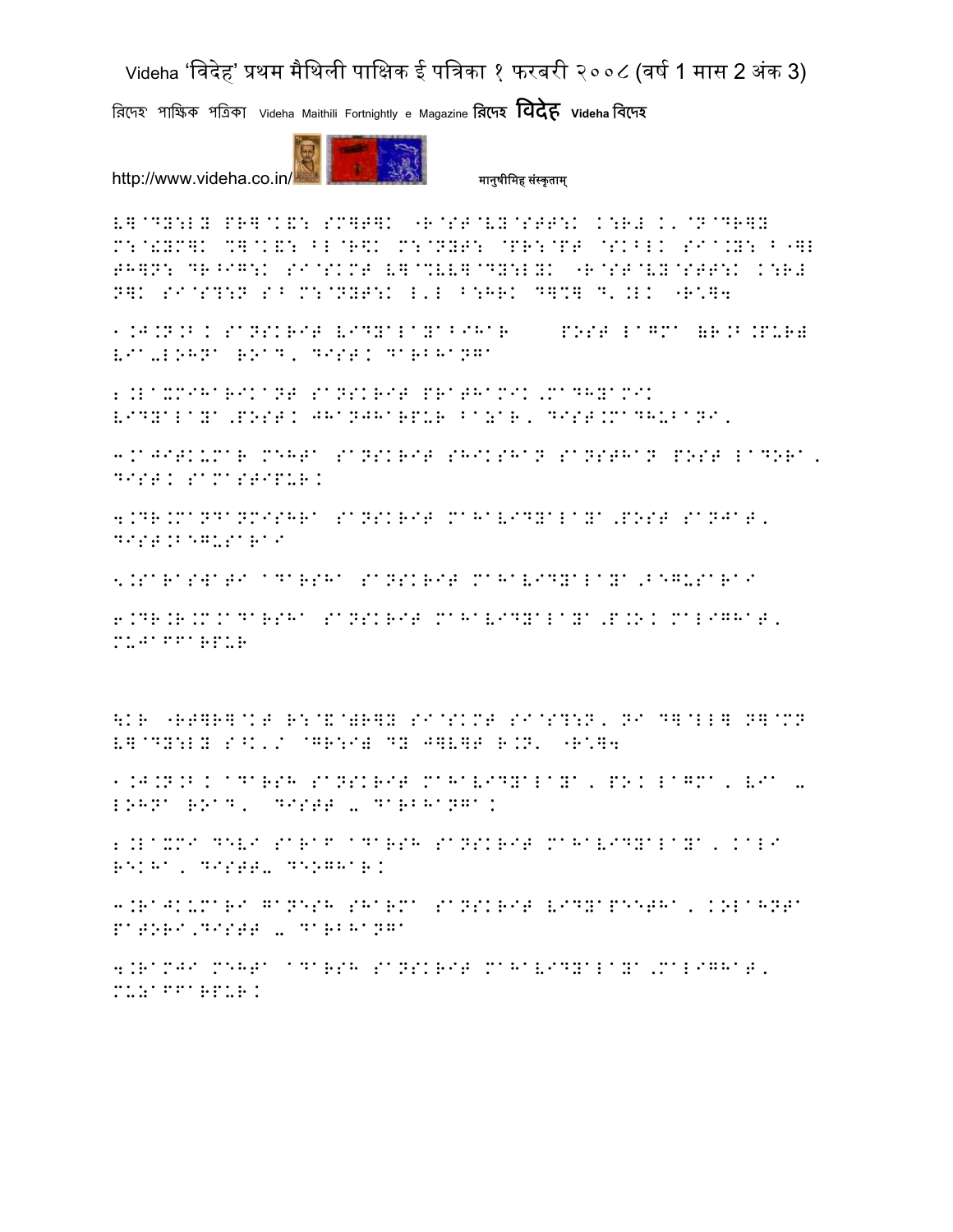V]@DY:LY PR]@K&: SM]T]K "R@ST@VY@STT:K K:R# K'@N@DR]Y M:@!YM]K %]@K&: BL@R\K M:@NYT: @PR:@PT @SKBLK SI@.Y: B"]L TH]N: DR^IG:K SI@SKMT V]@%VV]@DY:LYK "R@ST@VY@STT:K K:R# N]K SI@S?:N S^ M:@NYT:K L'L B:HRK D]%] D'.LK "R:]4

1.J.N.B.K SaNSKRIT VIDYaLaYaBIHaR POST LaGMa (R.B.PUR) VIa-LOHNa ROaD, DIST.K DaRBHaNGa

2.LaXMIHaRIKaNT SaNSKRIT PRaTHaMIK,MaDHYaMIK VIDYaLaYa,POST.K JHaNJHaRPUR BaZaR, DIST.MaDHUBaNI.

3.aJITKUMaR MEHTa SaNSKRIT SHIKSHaN SaNSTHaN POST LaDORa, DIST.K SaMaSTIPUR.K

4.DR.MaNDaNMISHRa SaNSKRIT MaHaVIDYaLaYa,POST SaNJaT, DIST.BEGUSaRaI

5.SaRaSWaTI aDaRSHa SaNSKRIT MaHaVIDYaLaYa,BEGUSaRaI

6.DR.R.M.aDaRSHa SaNSKRIT MaHaVIDYaLaYa,P.O.K MaLIGHaT, MUJaFFaRPUR

\KR "RT]R]@KT R:@&@)R]Y SI@SKMT SI@S?:N, NI D]@LL] N]@MN V]@DY:LY S^K'/ @GR:I# DY J]V]T R.N' "R:]4

1.J.N.B.K aDaRSH SaNSKRIT MaHaVIDYaLaYa, PO.K LaGMa, VIa -LOHNa ROaD, DISTT - DaRBHaNGa.K

2.LaXMI DEVI SaRaF aDaRSH SaNSKRIT MaHaVIDYaLaYa, KaLI REKHa, DISTT- DEOGHaR.K

3.RaJKUMaRI GaNESH SHaRMa SaNSKRIT VIDYaPEETHa, KOLaHNTa PaTORI,DISTT - DaRBHaNGa

4.RaMJI MEHTa aDaRSH SaNSKRIT MaHaVIDYaLaYa,MaLIGHaT, MUZaFFaRPUR.K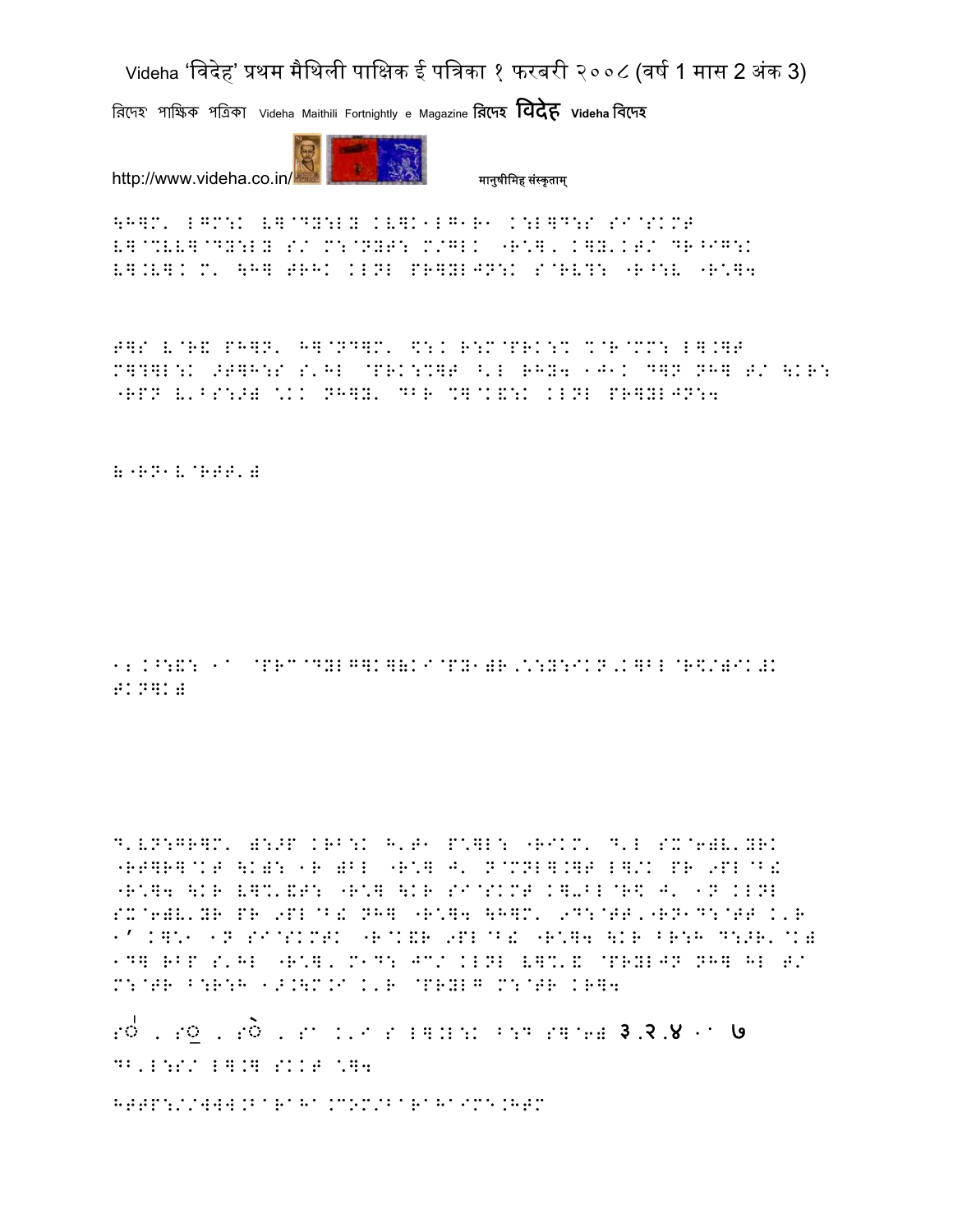\H]M' LGM:K L]@DY:LY KV]K1LG1R1 K:L]D:S SI@SKMT
L]@%VV]@DY:LY S/ M:@NYT: M/GLK "R\*], K]Y'KT/ DR^IG:K
L].V]K M' \H] TRHK KLNL PR]YLJN:K S@RV?: "R^:V "R\*]4

T]S V@R& PH]N' H]@ND]M' \$:K R:M@PRK:% %@R@MM: L].]T
M]?]L:K ⢀T]H:S S'HL @PRK:%]T ^'L RHY4 1J1K D]N NH] T/ \KR:
"RPN V'BS:⢀) \KK NH]Y' DBR %]@K&:K KLNL PR]YLJN:4

)"RN1V@RTT')

1. K^:&: 1a @PRC@DYLG]K](KI@PY1)R,\*:Y:IKN,K]BL@R\$/)IK#K
TKN]K)

D'VN:GR]M' ):⢀P KRB:K H'T1 P\*]L: "RIKM' D'L SX@6)V'YRK
"RT]R]@KT \K): 1R )BL "R\*] J' N@MNL].]T L]/K PR ⢀PL@B&
"R\*]4 \KR V]%'&T: "R\*] \KR SI@SKMT K]-BL@R\$ J' 1N KLNL
SX@6)V'YR PR ⢀PL@B& NH] "R\*]4 \H]M' ⢀D:@TT,"RN1D:@TT K'R
1' K]\*1 1N SI@SKMTK "R@K&R ⢀PL@B& "R\*]4 \KR BR:H D:⢀R'@K)
1D] RBP S'HL "R\*], M1D: JC/ KLNL V]%'& @PRYLJN NH] HL T/
M:@TR B:R:H 1⢀.\M.I K'R @PRYLG M:@TR KR]4

SO , SO , SO , Sa K'I S L].L:K B:D S]@6) ३.२.४ 1a ७
DB'L:S/ L].] SKKT \*]4

HTTP://WWW.BaRaHa.COM/BaRaHaIME.HTM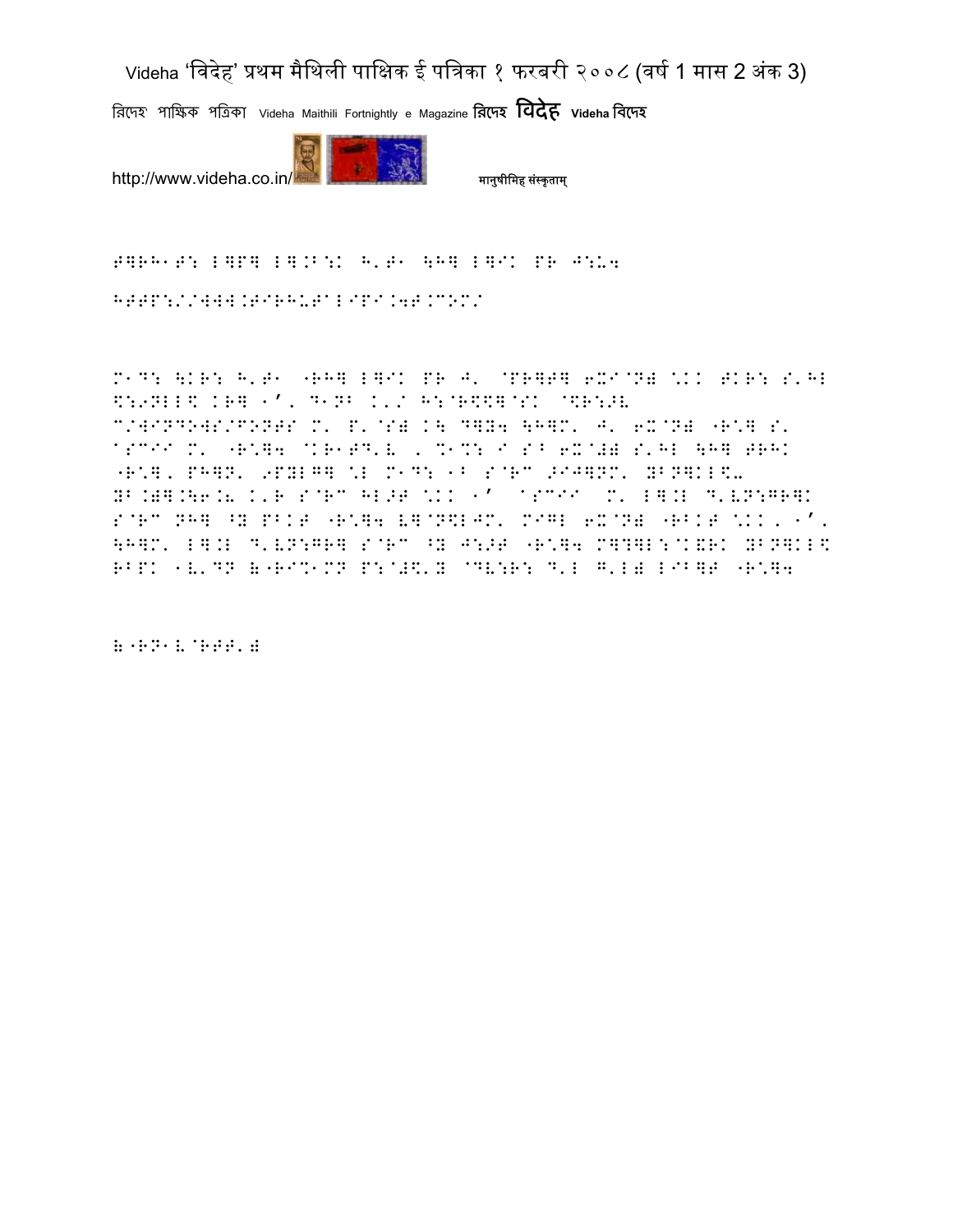T]RH1T: L]P] L].B:K H'T1 \H] L]IK PR J:U4

HTTP://WWW.TIRHUTALIPI.4T.COM/

M1D: \KR: H'T1 "RH] L]IK PR J' @PR]T] 6XI@N) \KK TKR: S'HL $:9NLL$ KR] 1', D1NB K'/ H:@R$$]@SK @$R:>V C/WINDOWS/FONTS M' P'@S) K\ D]Y4 \H]M' J' 6X@N) "R\] S' ASCII M' "R\]4 @KR1TD'V , %1%: I S^ 6X@#) S'HL \H] TRHK "R\], PH]N' 9PYLG] \L M1D: 1B S@RC >IJ]NM' YBN]KL$- YB.)].\6.L K'R S@RC HL>T \KK 1' ASCII M' L].L D'VN:GR]K S@RC NH] ^Y PBKT "R\]4 V]@N$LJM' MIGL 6X@N) "RBKT \KK, 1', \H]M' L].L D'VN:GR] S@RC ^Y J:>T "R\]4 M]?]L:@KXRK YBN]KL$ RBPK 1V'DN (-RI%1MN P:@#\$'Y @DV:R: D'L G'L) LIB]T "R\]4

(-RN1V@RTT')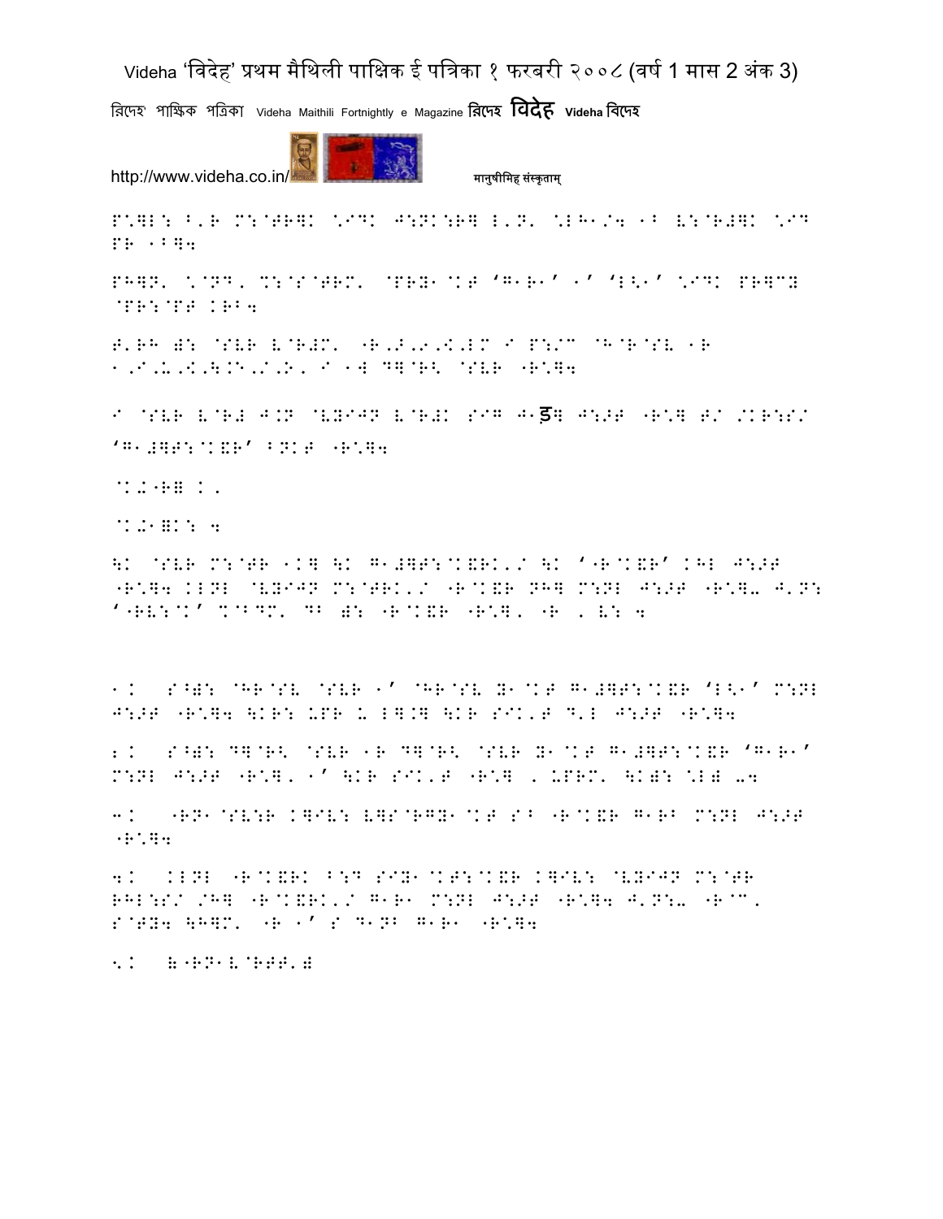P.]L: B'R M:@TR]K \*IDK J:NK:R] L'N' \*LH1/4 1B V:@R#]K \*ID PR 1B]4

PH]N' \*@ND' %:@S@TRM' @PRY1@KT 'G1R1' 1' 'L<1' \*IDK PR]CY @PR:@PT KRB4

T'RH ): @SVR V@R#M' "R,J,9,<,LM I P:/C @H@R@SV 1R 1,I,U,<,H,@E,/,O, I 1W D]@R< @SVR "R\*]4

I @SVR V@R# J.N @VYIJN V@R#K SIG J1ड़] J:>T "R\*] T/ /KR:S/ 'G1#]T:@K&R' BNKT "R\*]4

@KU"R] K'

@KU1]K: 4

\K @SVR M:@TR 1K] \K G1#]T:@K&RK'/ \K '"R@K&R' KHL J:>T "R\*]4 KLNL @VYIJN M:@TRK'/ "R@K&R NH] M:NL J:>T "R\*]- J'N: '"RV:@K' %@BDM' DB ): "R@K&R "R\*], "R ' V: 4

1. S^): @HR@SV @SVR 1' @HR@SV Y1@KT G1#]T:@K&R 'L<1' M:NL J:>T "R\*]4 \KR: UPR U L].] \KR SIK'T D'L J:>T "R\*]4

2. S^): D]@R< @SVR 1R D]@R< @SVR Y1@KT G1#]T:@K&R 'G1R1' M:NL J:>T "R\*], 1' \KR SIK'T "R\*] ' UPRM' \K): \*L) -4

3. "RN1@SV:R K]IV: V]S@RGY1@KT SB "R@K&R G1RB M:NL J:>T "R\*]4

4. KLNL "R@K&RK B:D SIY1@KT:@K&R K]IV: @VYIJN M:@TR RHL:S/ /H] "R@K&RK'/ G1R1 M:NL J:>T "R\*]4 J'N:- "R@C' S@TY4 \H]M' "R 1' S D1NB G1R1 "R\*]4

5. ("RN1V@RTT')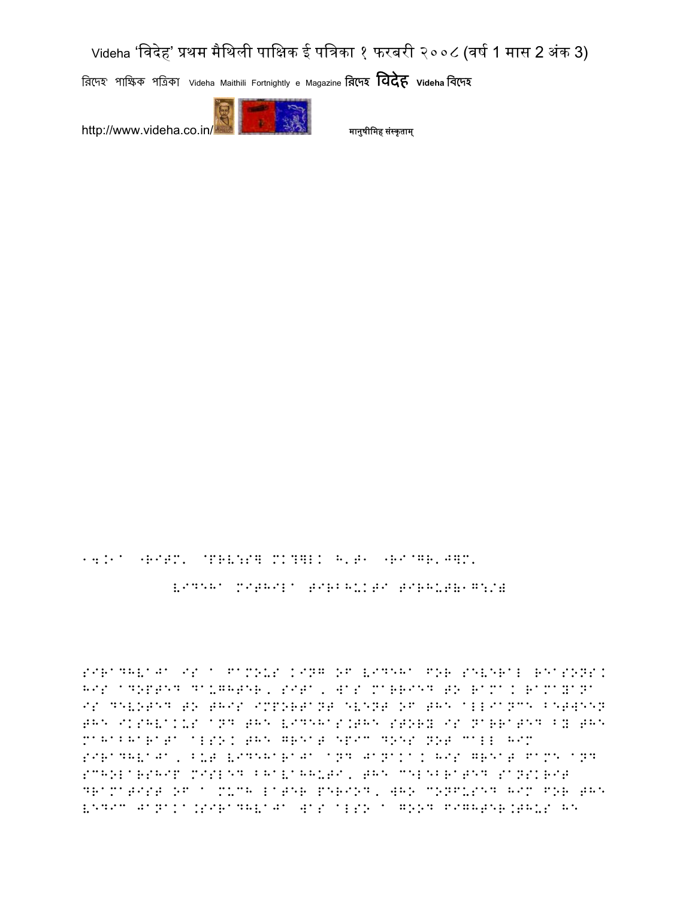14.1a "RITM. @PRV:S] MI?]LI H.T1 "RI@GR.J]M.

VIDEHA MITHILA TIRBHUKTI TIRHUT(1G:/)

SIRADHVAJA IS A FAMOUS KING OF VIDEHA FOR SEVERAL REASONS. HIS ADOPTED DAUGHTER, SITA, WAS MARRIED TO RAMA. RAMAYANA IS DEVOTED TO THIS IMPORTANT EVENT OF THE ALLIANCE BETWEEN THE IKSHVAKUS AND THE VIDEHAS.THE STORY IS NARRATED BY THE MAHABHARATA ALSO. THE GREAT EPIC DOES NOT CALL HIM SIRADHVAJA, BUT VIDEHARAJA AND JANAKA. HIS GREAT FAME AND SCHOLARSHIP MISLED BHAVABHUTI, THE CELEBRATED SANSKRIT DRAMATIST OF A MUCH LATER PERIOD, WHO CONFUSED HIM FOR THE VEDIC JANAKA.SIRADHVAJA WAS ALSO A GOOD FIGHTER.THUS HE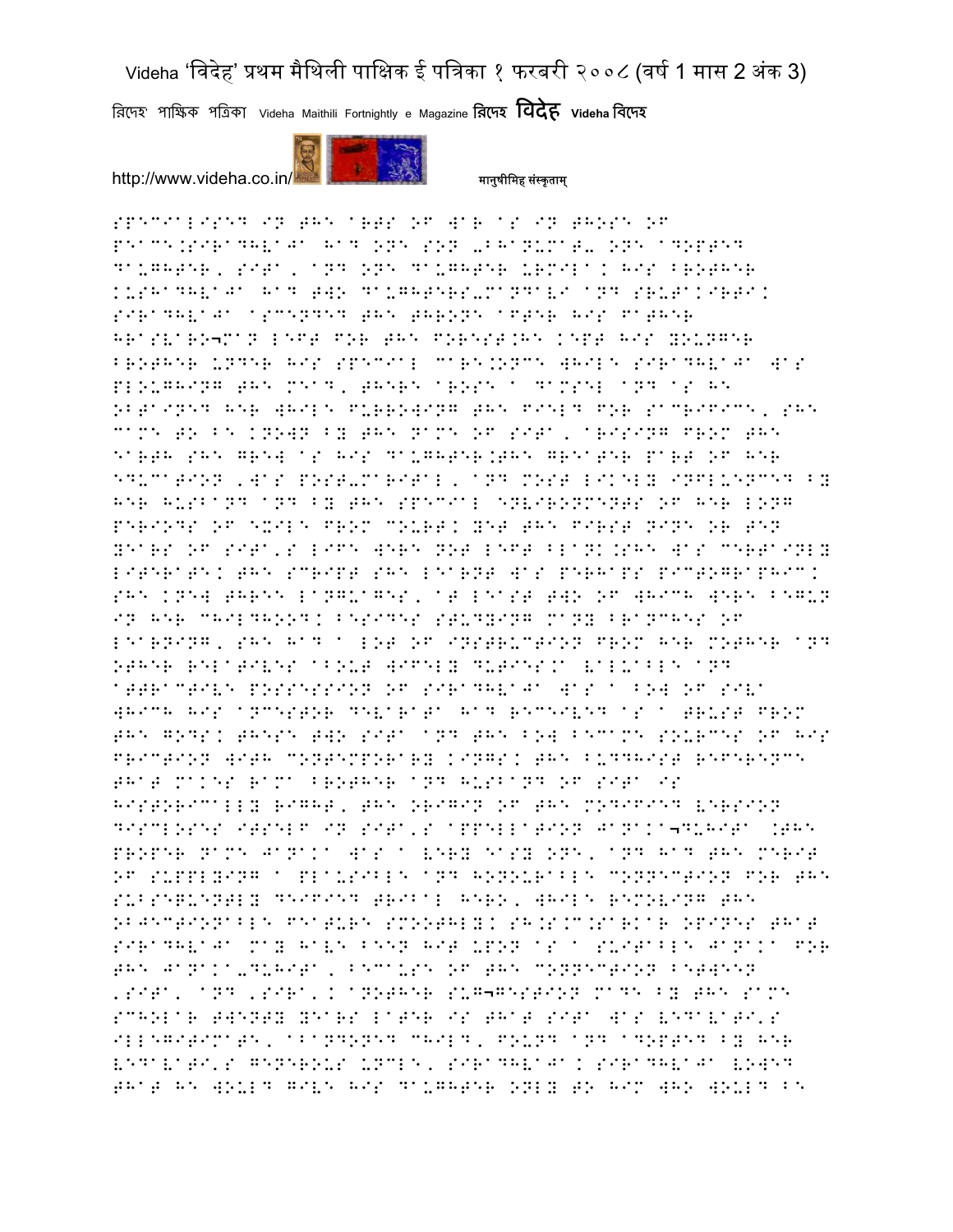SPECIALISED IN THE ARTS OF WAR AS IN THOSE OF PEACE.SIRADHVAJA HAD ONE SON -BHANUMAT- ONE ADOPTED DAUGHTER, SITA, AND ONE DAUGHTER URMILA. HIS BROTHER KUSHADHVAJA HAD TWO DAUGHTERS-MANDAVI AND SRUTAKIRTI. SIRADHVAJA ASCENDED THE THRONE AFTER HIS FATHER HRASVARO¬MAN LEFT FOR THE FOREST.HE KEPT HIS YOUNGER BROTHER UNDER HIS SPECIAL CARE.ONCE WHILE SIRADHVAJA WAS PLOUGHING THE MEAD, THERE AROSE A DAMSEL AND AS HE OBTAINED HER WHILE FURROWING THE FIELD FOR SACRIFICE, SHE CAME TO BE KNOWN BY THE NAME OF SITA, ARISING FROM THE EARTH SHE GREW AS HIS DAUGHTER.THE GREATER PART OF HER EDUCATION ,WAS POST-MARITAL, AND MOST LIKELY INFLUENCED BY HER HUSBAND AND BY THE SPECIAL ENVIRONMENTS OF HER LONG PERIODS OF EXILE FROM COURT. YET THE FIRST NINE OR TEN YEARS OF SITA'S LIFE WERE NOT LEFT BLANK.SHE WAS CERTAINLY LITERATE. THE SCRIPT SHE LEARNT WAS PERHAPS PICTOGRAPHIC. SHE KNEW THREE LANGUAGES, AT LEAST TWO OF WHICH WERE BEGUN IN HER CHILDHOOD. BESIDES STUDYING MANY BRANCHES OF LEARNING, SHE HAD A LOT OF INSTRUCTION FROM HER MOTHER AND OTHER RELATIVES ABOUT WIFELY DUTIES.A VALUABLE AND ATTRACTIVE POSSESSION OF SIRADHVAJA WAS A BOW OF SIVA WHICH HIS ANCESTOR DEVARATA HAD RECEIVED AS A TRUST FROM THE GODS. THESE TWO SITA AND THE BOW BECAME SOURCES OF HIS FRICTION WITH CONTEMPORARY KINGS. THE BUDDHIST REFERENCE THAT MAKES RAMA BROTHER AND HUSBAND OF SITA IS HISTORICALLY RIGHT, THE ORIGIN OF THE MODIFIED VERSION DISCLOSES ITSELF IN SITA'S APPELLATION JANAKA¬DUHITA .THE PROPER NAME JANAKA WAS A VERY EASY ONE, AND HAD THE MERIT OF SUPPLYING A PLAUSIBLE AND HONOURABLE CONNECTION FOR THE SUBSEQUENTLY DEIFIED TRIBAL HERO, WHILE REMOVING THE OBJECTIONABLE FEATURE SMOOTHLY. SH.S.C.SARKAR OPINES THAT SIRADHVAJA MAY HAVE BEEN HIT UPON AS A SUITABLE JANAKA FOR THE JANAKA-DUHITA, BECAUSE OF THE CONNECTION BETWEEN 'SITA' AND 'SIRA'. ANOTHER SUG¬GESTION MADE BY THE SAME SCHOLAR TWENTY YEARS LATER IS THAT SITA WAS VEDAVATI'S ILLEGITIMATE, ABANDONED CHILD, FOUND AND ADOPTED BY HER VEDAVATI'S GENEROUS UNCLE, SIRADHVAJA. SIRADHVAJA VOWED THAT HE WOULD GIVE HIS DAUGHTER ONLY TO HIM WHO WOULD BE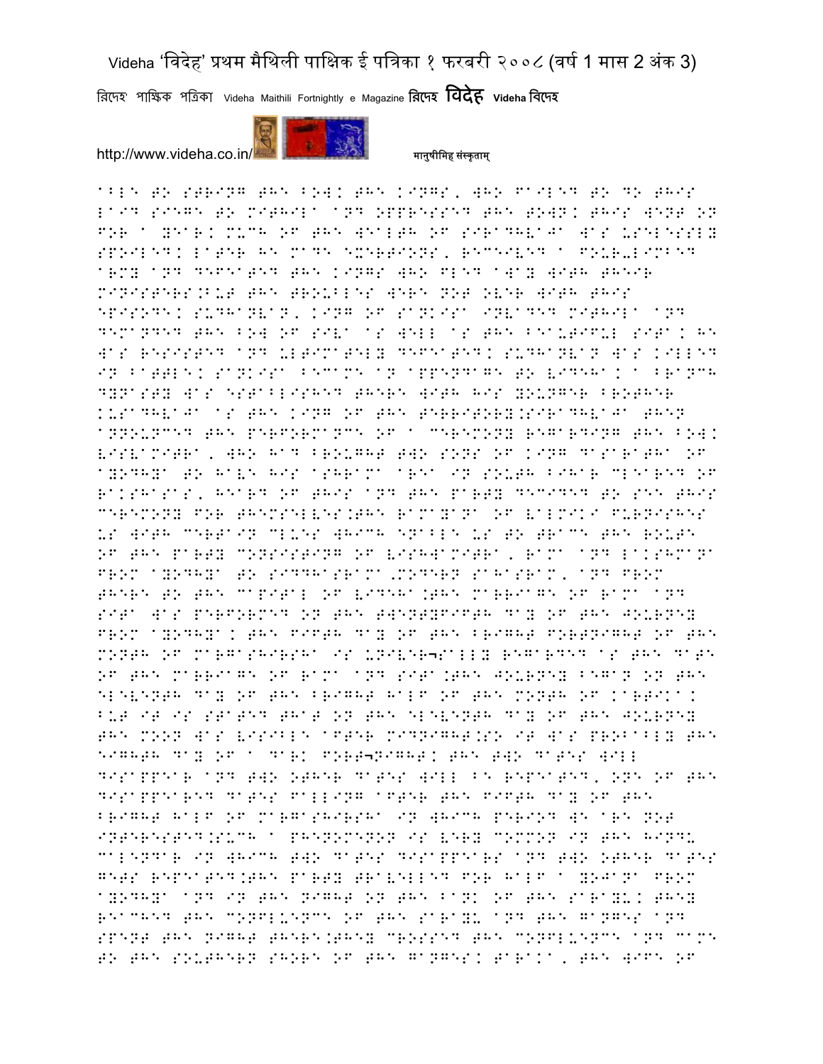ABLE TO STRING THE BOW. THE KINGS, WHO FAILED TO DO THIS LAID SIEGE TO MITHILA AND OPPRESSED THE TOWN. THIS WENT ON FOR A YEAR. MUCH OF THE WEALTH OF SIRADHVAJA WAS USELESSLY SPOILED. LATER HE MADE EXERTIONS, RECEIVED A FOUR-LIMBED ARMY AND DEFEATED THE KINGS WHO FLED AWAY WITH THEIR MINISTERS.BUT THE TROUBLES WERE NOT OVER WITH THIS EPISODE. SUDHANVAN, KING OF SANKISA INVADED MITHILA AND DEMANDED THE BOW OF SIVA AS WELL AS THE BEAUTIFUL SITA. HE WAS RESISTED AND ULTIMATELY DEFEATED. SUDHANVAN WAS KILLED IN BATTLE. SANKISA BECAME AN APPENDAGE TO VIDEHA. A BRANCH DYNASTY WAS ESTABLISHED THERE WITH HIS YOUNGER BROTHER KUSADHVAJA AS THE KING OF THE TERRITORY.SIRADHVAJA THEN ANNOUNCED THE PERFORMANCE OF A CEREMONY REGARDING THE BOW. VISVAMITRA, WHO HAD BROUGHT TWO SONS OF KING DASARATHA OF AYODHYA TO HAVE HIS ASHRAMA AREA IN SOUTH BIHAR CLEARED OF RAKSHASAS, HEARD OF THIS AND THE PARTY DECIDED TO SEE THIS CEREMONY FOR THEMSELVES.THE RAMAYANA OF VALMIKI FURNISHES US WITH CERTAIN CLUES WHICH ENABLE US TO TRACE THE ROUTE OF THE PARTY CONSISTING OF VISHWAMITRA, RAMA AND LAKSHMANA FROM AYODHYA TO SIDDHASRAMA,MODERN SAHASRAM, AND FROM THERE TO THE CAPITAL OF VIDEHA.THE MARRIAGE OF RAMA AND SITA WAS PERFORMED ON THE TWENTYFIFTH DAY OF THE JOURNEY FROM AYODHYA. THE FIFTH DAY OF THE BRIGHT FORTNIGHT OF THE MONTH OF MARGASHIRSHA IS UNIVER¬SALLY REGARDED AS THE DATE OF THE MARRIAGE OF RAMA AND SITA.THE JOURNEY BEGAN ON THE ELEVENTH DAY OF THE BRIGHT HALF OF THE MONTH OF KARTIKA. BUT IT IS STATED THAT ON THE ELEVENTH DAY OF THE JOURNEY THE MOON WAS VISIBLE AFTER MIDNIGHT.SO IT WAS PROBABLY THE EIGHTH DAY OF A DARK FORT¬NIGHT. THE TWO DATES WILL DISAPPEAR AND TWO OTHER DATES WILL BE REPEATED, ONE OF THE DISAPPEARED DATES FALLING AFTER THE FIFTH DAY OF THE BRIGHT HALF OF MARGASHIRSHA IN WHICH PERIOD WE ARE NOT INTERESTED.SUCH A PHENOMENON IS VERY COMMON IN THE HINDU CALENDAR IN WHICH TWO DATES DISAPPEARS AND TWO OTHER DATES GETS REPEATED.THE PARTY TRAVELLED FOR HALF A YOJANA FROM AYODHYA AND IN THE NIGHT ON THE BANK OF THE SARAYU. THEY REACHED THE CONFLUENCE OF THE SARAYU AND THE GANGES AND SPENT THE NIGHT THERE.THEY CROSSED THE CONFLUENCE AND CAME TO THE SOUTHERN SHORE OF THE GANGES. TARAKA, THE WIFE OF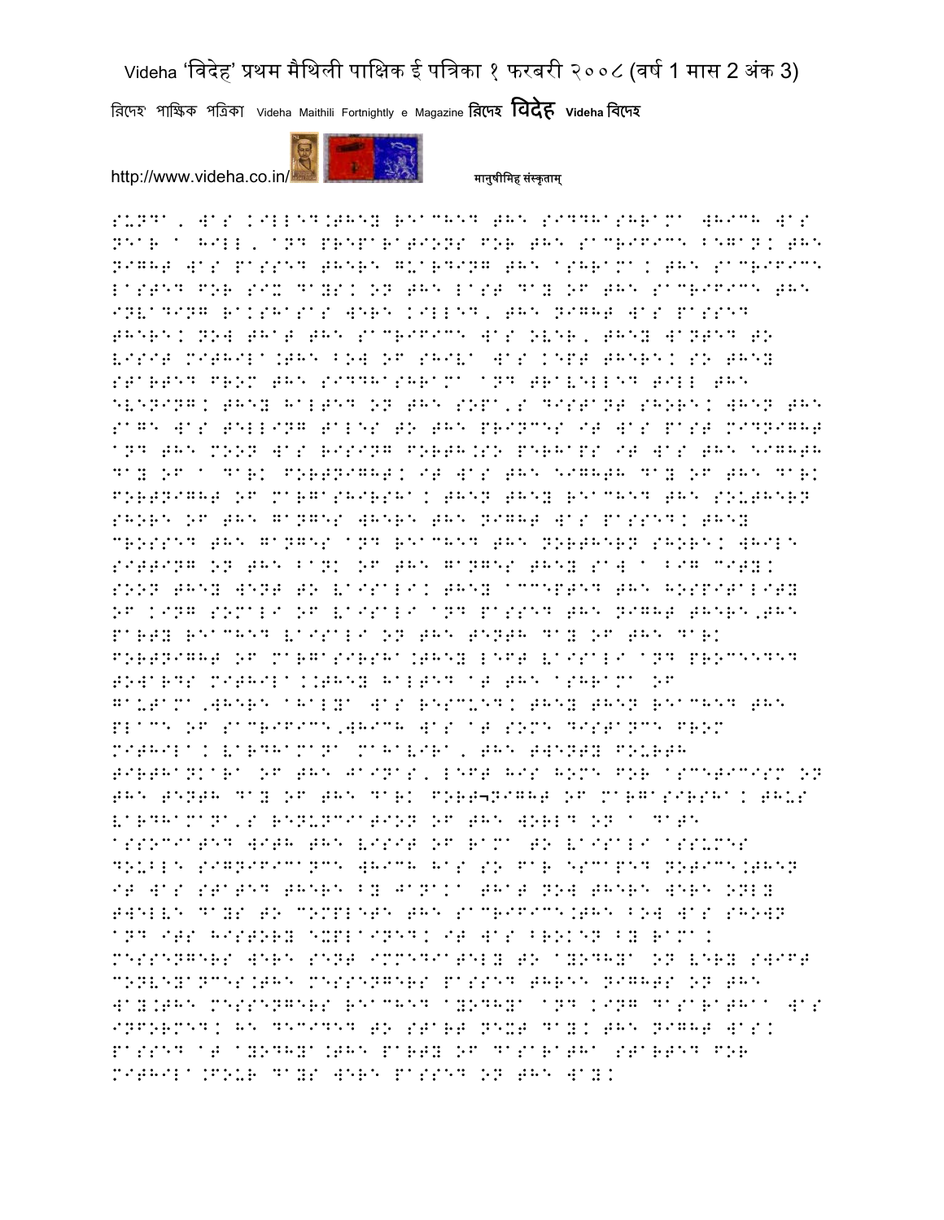SUNDA, WAS KILLED.THEY REACHED THE SIDDHASHRAMA WHICH WAS NEAR A HILL, AND PREPARATIONS FOR THE SACRIFICE BEGAN. THE NIGHT WAS PASSED THERE GUARDING THE ASHRAMA. THE SACRIFICE LASTED FOR SIX DAYS. ON THE LAST DAY OF THE SACRIFICE THE INVADING RAKSHASAS WERE KILLED, THE NIGHT WAS PASSED THERE. NOW THAT THE SACRIFICE WAS OVER, THEY WANTED TO VISIT MITHILA.THE BOW OF SHIVA WAS KEPT THERE. SO THEY STARTED FROM THE SIDDHASHRAMA AND TRAVELLED TILL THE EVENING. THEY HALTED ON THE SONA'S DISTANT SHORE. WHEN THE SAGE WAS TELLING TALES TO THE PRINCES IT WAS PAST MIDNIGHT AND THE MOON WAS RISING FORTH.SO PERHAPS IT WAS THE EIGHTH DAY OF A DARK FORTNIGHT. IT WAS THE EIGHTH DAY OF THE DARK FORTNIGHT OF MARGASHIRSHA. THEN THEY REACHED THE SOUTHERN SHORE OF THE GANGES WHERE THE NIGHT WAS PASSED. THEY CROSSED THE GANGES AND REACHED THE NORTHERN SHORE. WHILE SITTING ON THE BANK OF THE GANGES THEY SAW A BIG CITY. SOON THEY WENT TO VAISALI. THEY ACCEPTED THE HOSPITALITY OF KING SOMALI OF VAISALI AND PASSED THE NIGHT THERE,THE PARTY REACHED VAISALI ON THE TENTH DAY OF THE DARK FORTNIGHT OF MARGASIRSHA.THEY LEFT VAISALI AND PROCEEDED TOWARDS MITHILA..THEY HALTED AT THE ASHRAMA OF GAUTAMA,WHERE AHALYA WAS RESCUED. THEY THEN REACHED THE PLACE OF SACRIFICE,WHICH WAS AT SOME DISTANCE FROM MITHILA. VARDHAMANA MAHAVIRA, THE TWENTY FOURTH TIRTHANKARA OF THE JAINAS, LEFT HIS HOME FOR ASCETICISM ON THE TENTH DAY OF THE DARK FORT¬NIGHT OF MARGASIRSHA. THUS VARDHAMANA'S RENUNCIATION OF THE WORLD ON A DATE ASSOCIATED WITH THE VISIT OF RAMA TO VAISALI ASSUMES DOUBLE SIGNIFICANCE WHICH HAS SO FAR ESCAPED NOTICE.THEN IT WAS STATED THERE BY JANAKA THAT NOW THERE WERE ONLY TWELVE DAYS TO COMPLETE THE SACRIFICE.THE BOW WAS SHOWN AND ITS HISTORY EXPLAINED. IT WAS BROKEN BY RAMA. MESSENGERS WERE SENT IMMEDIATELY TO AYODHYA ON VERY SWIFT CONVEYANCES.THE MESSENGERS PASSED THREE NIGHTS ON THE WAY.THE MESSENGERS REACHED AYODHYA AND KING DASARATHAA WAS INFORMED. HE DECIDED TO START NEXT DAY. THE NIGHT WAS. PASSED AT AYODHYA.THE PARTY OF DASARATHA STARTED FOR MITHILA.FOUR DAYS WERE PASSED ON THE WAY.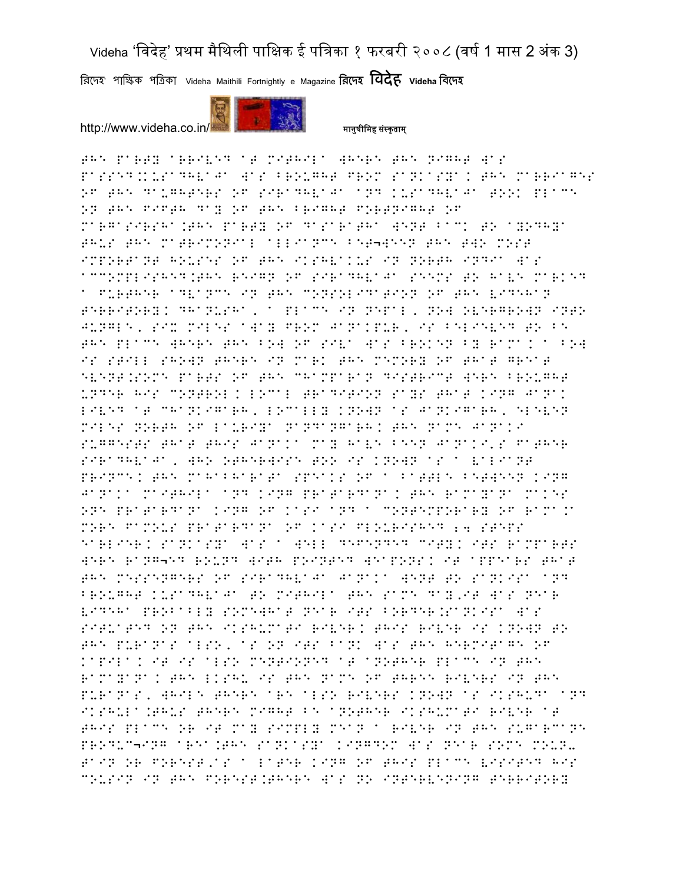THE PARTY ARRIVED AT MITHILA WHERE THE NIGHT WAS PASSED.KUSADHVAJA WAS BROUGHT FROM SANKASYA. THE MARRIAGES OF THE DAUGHTERS OF SIRADHVAJA AND KUSADHVAJA TOOK PLACE ON THE FIFTH DAY OF THE BRIGHT FORTNIGHT OF MARGASIRSHA.THE PARTY OF DASARATHA WENT BACK TO AYODHYA THUS THE MATRIMONIAL ALLIANCE BET¬WEEN THE TWO MOST IMPORTANT HOUSES OF THE IKSHVAKUS IN NORTH INDIA WAS ACCOMPLISHED.THE REIGN OF SIRADHVAJA SEEMS TO HAVE MARKED A FURTHER ADVANCE IN THE CONSOLIDATION OF THE VIDEHAN TERRITORY. DHANUSHA, A PLACE IN NEPAL, NOW OVERGROWN INTO JUNGLE, SIX MILES AWAY FROM JANAKPUR, IS BELIEVED TO BE THE PLACE WHERE THE BOW OF SIVA WAS BROKEN BY RAMA. A BOW IS STILL SHOWN THERE IN MARK THE MEMORY OF THAT GREAT EVENT.SOME PARTS OF THE CHAMPARAN DISTRICT WERE BROUGHT UNDER HIS CONTROL. LOCAL TRADITION SAYS THAT KING JANAK LIVED AT CHANKIGARH, LOCALLY KNOWN AS JANKIGARH, ELEVEN MILES NORTH OF LAURIYA NANDANGARH. THE NAME JANAKI SUGGESTS THAT THIS JANAKA MAY HAVE BEEN JANAKI'S FATHER SIRADHVAJA, WHO OTHERWISE TOO IS KNOWN AS A VALIANT PRINCE. THE MAHABHARATA SPEAKS OF A BATTLE BETWEEN KING JANAKA MAITHILA AND KING PRATARDANA. THE RAMAYANA MAKES ONE PRATARDANA KING OF KASI AND A CONTEMPORARY OF RAMA.A MORE FAMOUS PRATARDANA OF KASI FLOURISHED 24 STEPS EARLIER. SANKASYA WAS A WELL DEFENDED CITY. ITS RAMPARTS WERE RANG¬ED ROUND WITH POINTED WEAPONS. IT APPEARS THAT THE MESSENGERS OF SIRADHVAJA JANAKA WENT TO SANKISA AND BROUGHT KUSADHVAJA TO MITHILA THE SAME DAY,IT WAS NEAR VIDEHA PROBABLY SOMEWHAT NEAR ITS BORDER.SANKISA WAS SITUATED ON THE IKSHUMATI RIVER. THIS RIVER IS KNOWN TO THE PURANAS ALSO, AS ON ITS BANK WAS THE HERMITAGE OF KAPILA. IT IS ALSO MENTIONED AT ANOTHER PLACE IN THE RAMAYANA. THE IKSHU IS THE NAME OF THREE RIVERS IN THE PURANAS, WHILE THERE ARE ALSO RIVERS KNOWN AS IKSHUDA AND IKSHULA.THUS THERE MIGHT BE ANOTHER IKSHUMATI RIVER AT THIS PLACE OR IT MAY SIMPLY MEAN A RIVER IN THE SUGARCANE PRODUC¬ING AREA.THE SANKASYA KINGDOM WAS NEAR SOME MOUN- TAIN OR FOREST,AS A LATER KING OF THIS PLACE VISITED HIS COUSIN IN THE FOREST.THERE WAS NO INTERVENING TERRITORY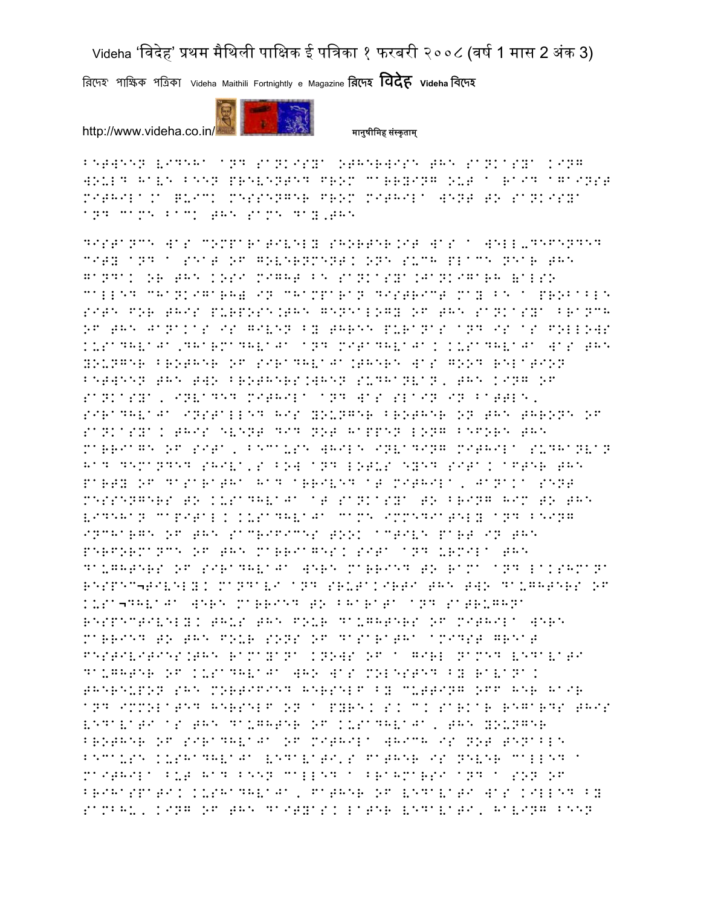BETWEEN VIDEHA AND SANKISYA OTHERWISE THE SANKASYA KING WOULD HAVE BEEN PREVENTED FROM CARRYING OUT A RAID AGAINST MITHILA.A QUICK MESSENGER FROM MITHILA WENT TO SANKISYA AND CAME BACK THE SAME DAY,THE

DISTANCE WAS COMPARATIVELY SHORTER.IT WAS A WELL-DEFENDED CITY AND A SEAT OF GOVERNMENT. ONE SUCH PLACE NEAR THE GANDAK OR THE KOSI MIGHT BE SANKASYA.JANKIGARH (ALSO CALLED CHANKIGARH) IN CHAMPARAN DISTRICT MAY BE A PROBABLE SITE FOR THIS PURPOSE.THE GENEALOGY OF THE SANKASYA BRANCH OF THE JANAKAS IS GIVEN BY THREE PURANAS AND IS AS FOLLOWS KUSADHVAJA,DHARMADHVAJA AND MITADHVAJA. KUSADHVAJA WAS THE YOUNGER BROTHER OF SIRADHVAJA.THERE WAS GOOD RELATION BETWEEN THE TWO BROTHERS.WHEN SUDHANVAN, THE KING OF SANKASYA, INVADED MITHILA AND WAS SLAIN IN BATTLE, SIRADHVAJA INSTALLED HIS YOUNGER BROTHER ON THE THRONE OF SANKASYA. THIS EVENT DID NOT HAPPEN LONG BEFORE THE MARRIAGE OF SITA, BECAUSE WHILE INVADING MITHILA SUDHANVAN HAD DEMANDED SHIVA'S BOW AND LOTUS EYED SITA. AFTER THE PARTY OF DASARATHA HAD ARRIVED AT MITHILA, JANAKA SENT MESSENGERS TO KUSADHVAJA AT SANKASYA TO BRING HIM TO THE VIDEHAN CAPITAL. KUSADHVAJA CAME IMMEDIATELY AND BEING INCHARGE OF THE SACRIFICES TOOK ACTIVE PART IN THE PERFORMANCE OF THE MARRIAGES. SITA AND URMILA THE DAUGHTERS OF SIRADHVAJA WERE MARRIED TO RAMA AND LAKSHMANA RESPEC¬TIVELY. MANDAVI AND SRUTAKIRTI THE TWO DAUGHTERS OF KUSA¬DHVAJA WERE MARRIED TO BHARATA AND SATRUGHNA RESPECTIVELY. THUS THE FOUR DAUGHTERS OF MITHILA WERE MARRIED TO THE FOUR SONS OF DASARATHA AMIDST GREAT FESTIVITIES.THE RAMAYANA KNOWS OF A GIRL NAMED VEDAVATI DAUGHTER OF KUSADHVAJA WHO WAS MOLESTED BY RAVANA. THEREUPON SHE MORTIFIED HERSELF BY CUTTING OFF HER HAIR AND IMMOLATED HERSELF ON A PYRE. S. C. SARKAR REGARDS THIS VEDAVATI AS THE DAUGHTER OF KUSADHVAJA, THE YOUNGER BROTHER OF SIRADHVAJA OF MITHILA WHICH IS NOT TENABLE BECAUSE KUSHADHVAJA VEDAVATI'S FATHER IS NEVER CALLED A MAITHILA BUT HAD BEEN CALLED A BRAHMARSI AND A SON OF BRIHASPATI. KUSHADHVAJA, FATHER OF VEDAVATI WAS KILLED BY SAMBHU, KING OF THE DAITYAS. LATER VEDAVATI, HAVING BEEN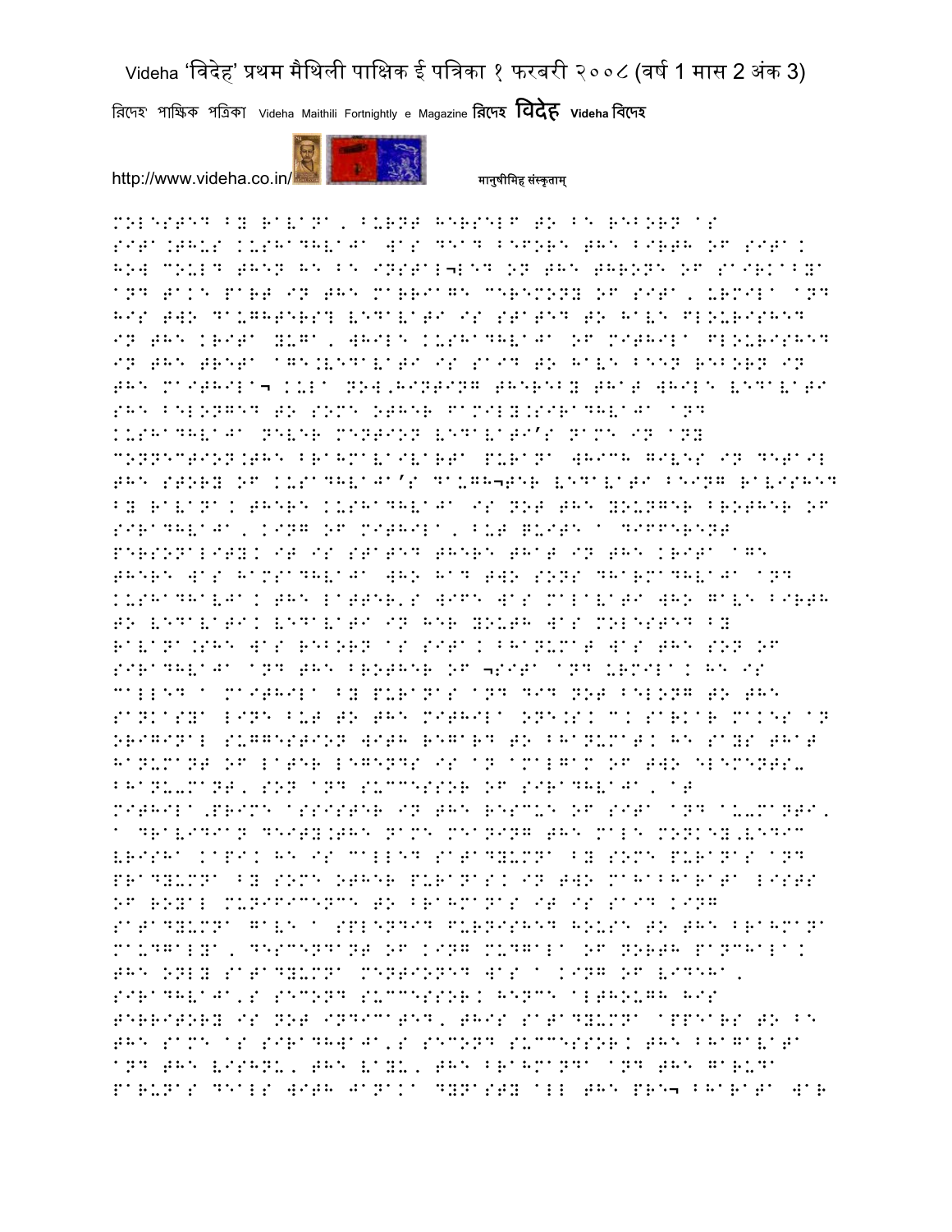MOLESTED BY RaVaNa, BURNT HERSELF TO BE REBORN aS SITa.THUS KUSHaDHVaJa WaS DEaD BEFORE THE BIRTH OF SITa. HOW COULD THEN HE BE INSTAL¬LED ON THE THRONE OF SaNKaSYa aND TaKE PaRT IN THE MaRRIaGE CEREMONY OF SITa, URMILa aND HIS TWO DaUGHTERS? VEDaVaTI IS STaTED TO HaVE FLOURISHED IN THE KRITa YUGa, WHILE KUSHaDHVaJa OF MITHILa FLOURISHED IN THE TRETa aGE.VEDaVaTI IS SaID TO HaVE BEEN REBORN IN THE MaITHILa¬ KULa NOW,HINTING THEREBY THaT WHILE VEDaVaTI SHE BELONGED TO SOME OTHER FaMILY.SIRaDHVaJa aND KUSHaDHVaJa NEVER MENTION VEDaVaTI'S NaME IN aNY CONNECTION.THE BRaHMaVaIVaRTa PURaNa WHICH GIVES IN DETaIL THE STORY OF KUSaDHVaJa'S DaUGH¬TER VEDaVaTI BEING RaVISHED BY RaVaNa. THERE KUSHaDHVaJa IS NOT THE YOUNGER BROTHER OF SIRaDHVaJa, KING OF MITHILa, BUT QUITE a DIFFERENT PERSONaLITY. IT IS STaTED THERE THaT IN THE KRITa aGE THERE WaS HaMSaDHVaJa WHO HaD TWO SONS DHaRMaDHVaJa aND KUSHaDHVaJa. THE LaTTER,S WIFE WaS MaLaVaTI WHO GaVE BIRTH TO VEDaVaTI. VEDaVaTI IN HER YOUTH WaS MOLESTED BY RaVaNa.SHE WaS REBORN aS SITa. BHaNUMaT WaS THE SON OF SIRaDHVaJa aND THE BROTHER OF ¬SITa aND URMILa. HE IS CaLLED a MaITHILa BY PURaNaS aND DID NOT BELONG TO THE SaNKaSYa LINE BUT TO THE MITHILa ONE.S. C. SaRKaR MaKES aN ORIGINaL SUGGESTION WITH REGaRD TO BHaNUMaT. HE SaYS THaT HaNUMaNT OF LaTER LEGENDS IS aN aMaLGaM OF TWO ELEMENTS- BHaNU-MaNT, SON aND SUCCESSOR OF SIRaDHVaJa, aT MITHILa,PRIME aSSISTER IN THE RESCUE OF SITa aND aU-MaNTI, a DRaVIDIaN DEITY.THE NaME MEaNING THE MaLE MONKEY,VEDIC VRISHa KaPI. HE IS CaLLED SaTaDYUMNa BY SOME PURaNaS aND PRaDYUMNa BY SOME OTHER PURaNaS. IN TWO MaHaBHaRaTa LISTS OF ROYaL MUNIFICENCE TO BRaHMaNaS IT IS SaID KING SaTaDYUMNa GaVE a SPLENDID FURNISHED HOUSE TO THE BRaHMaNa MaUDGaLYa, DESCENDaNT OF KING MUDGaLa OF NORTH PaNCHaLa. THE ONLY SaTaDYUMNa MENTIONED WaS a KING OF VIDEHa, SIRaDHVaJa,S SECOND SUCCESSOR. HENCE aLTHOUGH HIS TERRITORY IS NOT INDICaTED, THIS SaTaDYUMNa aPPEaRS TO BE THE SaME aS SIRaDHWaJa,S SECOND SUCCESSOR. THE BHaGaVaTa aND THE VISHNU, THE VaYU, THE BRaHMaNDa aND THE GaRUDa PaRUNaS DEaLS WITH JaNaKa DYNaSTY aLL THE PRE¬ BHaRaTa WaR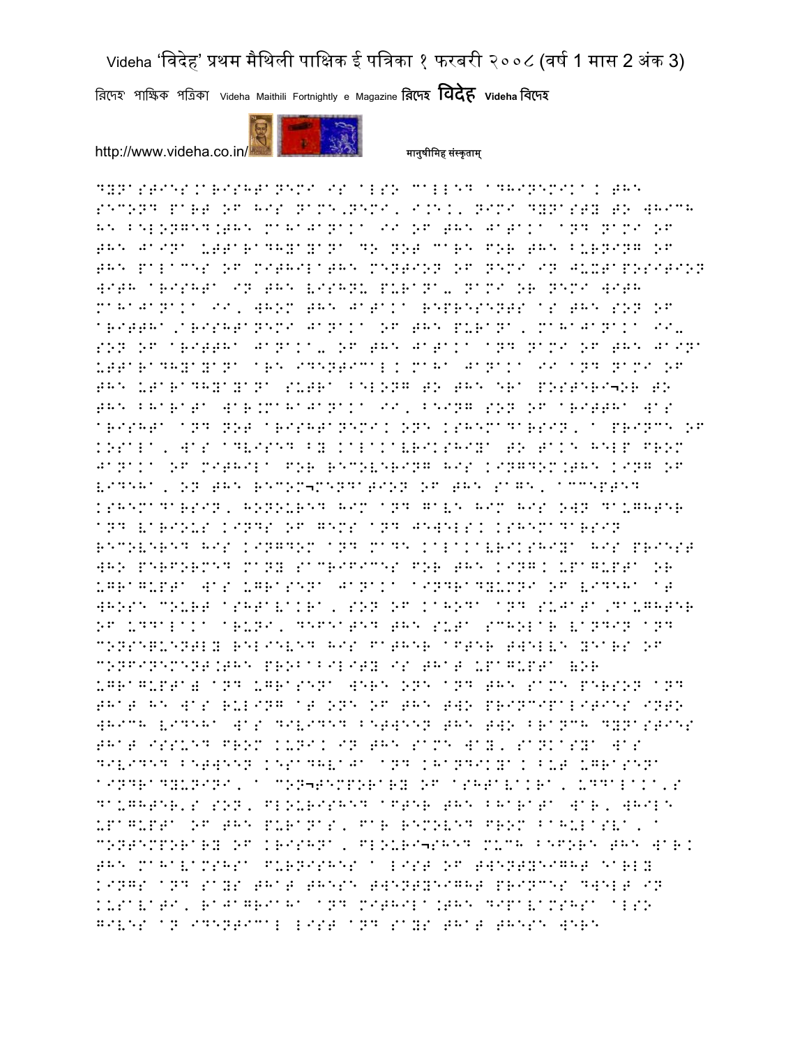DYNASTIES.ARISHTANEMI IS ALSO CALLED ADHINEMIKA. THE SECOND PART OF HIS NAME,NEMI, I.E., NIMI DYNASTY TO WHICH HE BELONGED.THE MAHAJANAKA II OF THE JATAKA AND NAMI OF THE JAINA UTTARADHYAYANA DO NOT CARE FOR THE BURNING OF THE PALACES OF MITHILATHE MENTION OF NEMI IN JUXTAPOSITION WITH ARISHTA IN THE VISHNU PURANA- NAMI OR NEMI WITH MAHAJANAKA II, WHOM THE JATAKA REPRESENTS AS THE SON OF ARITTHA,ARISHTANEMI JANAKA OF THE PURANA, MAHAJANAKA II- SON OF ARITTHA JANAKA- OF THE JATAKA AND NAMI OF THE JAINA UTTARADHYAYANA ARE IDENTICAL. MAHA JANAKA II AND NAMI OF THE UTARADHYAYANA SUTRA BELONG TO THE ERA POSTERI¬OR TO THE BHARATA WAR.MAHAJANAKA II, BEING SON OF ARITTHA WAS ARISHTA AND NOT ARISHTANEMI. ONE KSHEMADARSIN, A PRINCE OF KOSALA, WAS ADVISED BY KALAKAVRIKSHIYA TO TAKE HELP FROM JANAKA OF MITHILA FOR RECOVERING HIS KINGDOM.THE KING OF VIDEHA, ON THE RECOM¬MENDATION OF THE SAGE, ACCEPTED KSHEMADARSIN, HONOURED HIM AND GAVE HIM HIS OWN DAUGHTER AND VARIOUS KINDS OF GEMS AND JEWELS. KSHEMADARSIN RECOVERED HIS KINGDOM AND MADE KALAKAVRIKSHIYA HIS PRIEST WHO PERFORMED MANY SACRIFICES FOR THE KING. UPAGUPTA OR UGRAGUPTA WAS UGRASENA JANAKA AINDRADYUMNI OF VIDEHA AT WHOSE COURT ASHTAVAKRA, SON OF KAHODA AND SUJATA,DAUGHTER OF UDDALAKA ARUNI, DEFEATED THE SUTA SCHOLAR VANDIN AND CONSEQUENTLY RELIEVED HIS FATHER AFTER TWELVE YEARS OF CONFINEMENT.THE PROBABILITY IS THAT UPAGUPTA (OR UGRAGUPTA) AND UGRASENA WERE ONE AND THE SAME PERSON AND THAT HE WAS RULING AT ONE OF THE TWO PRINCIPALITIES INTO WHICH VIDEHA WAS DIVIDED BETWEEN THE TWO BRANCH DYNASTIES THAT ISSUED FROM KUNI. IN THE SAME WAY, SANKASYA WAS DIVIDED BETWEEN KESADHVAJA AND KHANDIKYA. BUT UGRASENA AINDRADYUNINI, A CON¬TEMPORARY OF ASHTAVAKRA, UDDALAKA'S DAUGHTER'S SON, FLOURISHED AFTER THE BHARATA WAR, WHILE UPAGUPTA OF THE PURANAS, FAR REMOVED FROM BAHULASVA, A CONTEMPORARY OF KRISHNA, FLOURI¬SHED MUCH BEFORE THE WAR. THE MAHAVAMSHA FURNISHES A LIST OF TWENTYEIGHT EARLY KINGS AND SAYS THAT THESE TWENTYEIGHT PRINCES DWELT IN KUSAVATI, RAJAGRIAHA AND MITHILA.THE DIPAVAMSHA ALSO GIVES AN IDENTICAL LIST AND SAYS THAT THESE WERE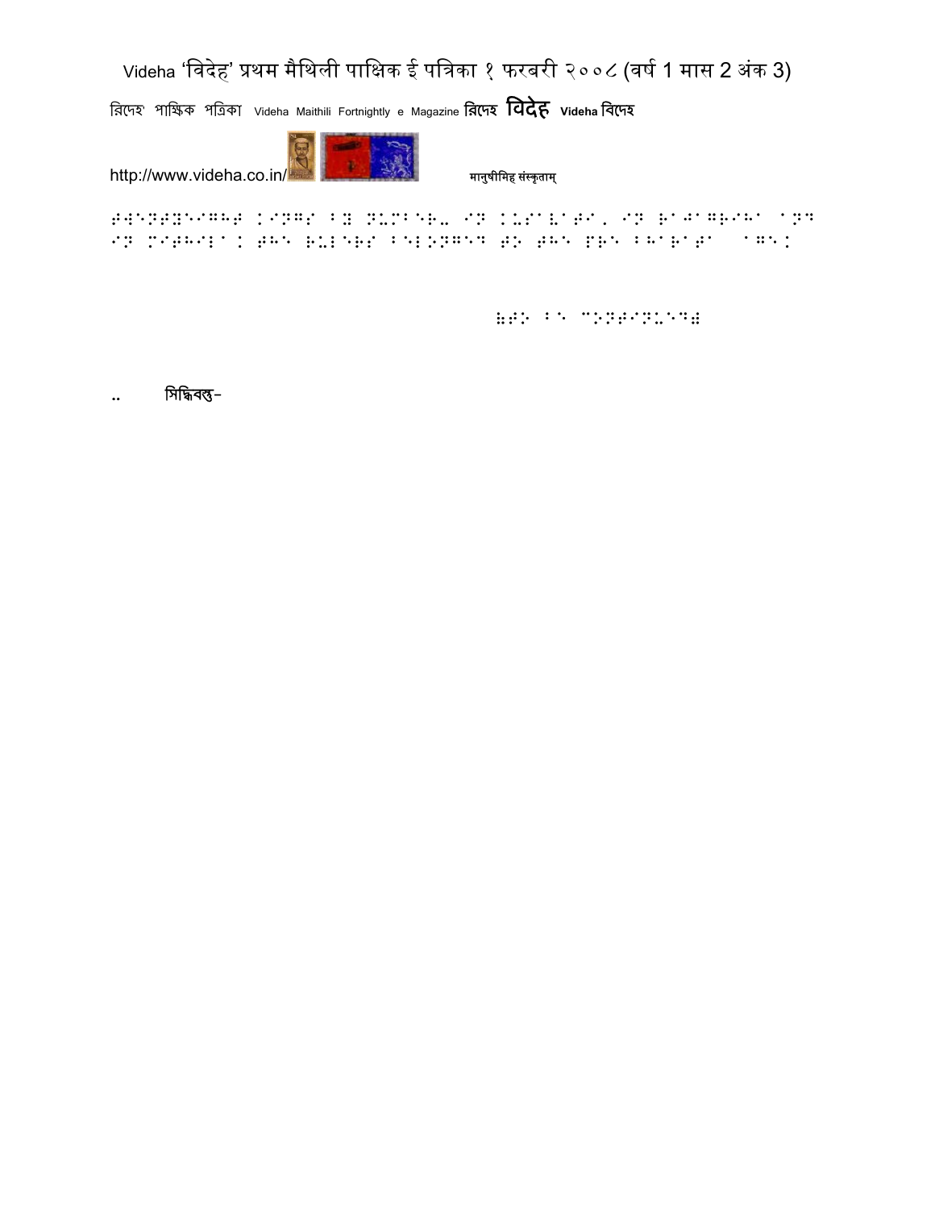TWENTYEIGHT KINGS BY NUMBER, IN KUSAVATI, IN RAJAGRIHA AND IN MITHILA; THE RULERS BELONGED TO THE PRE BHARATA AGE.

(TO BE CONTINUED)

.. सिद्धिवस्तु-